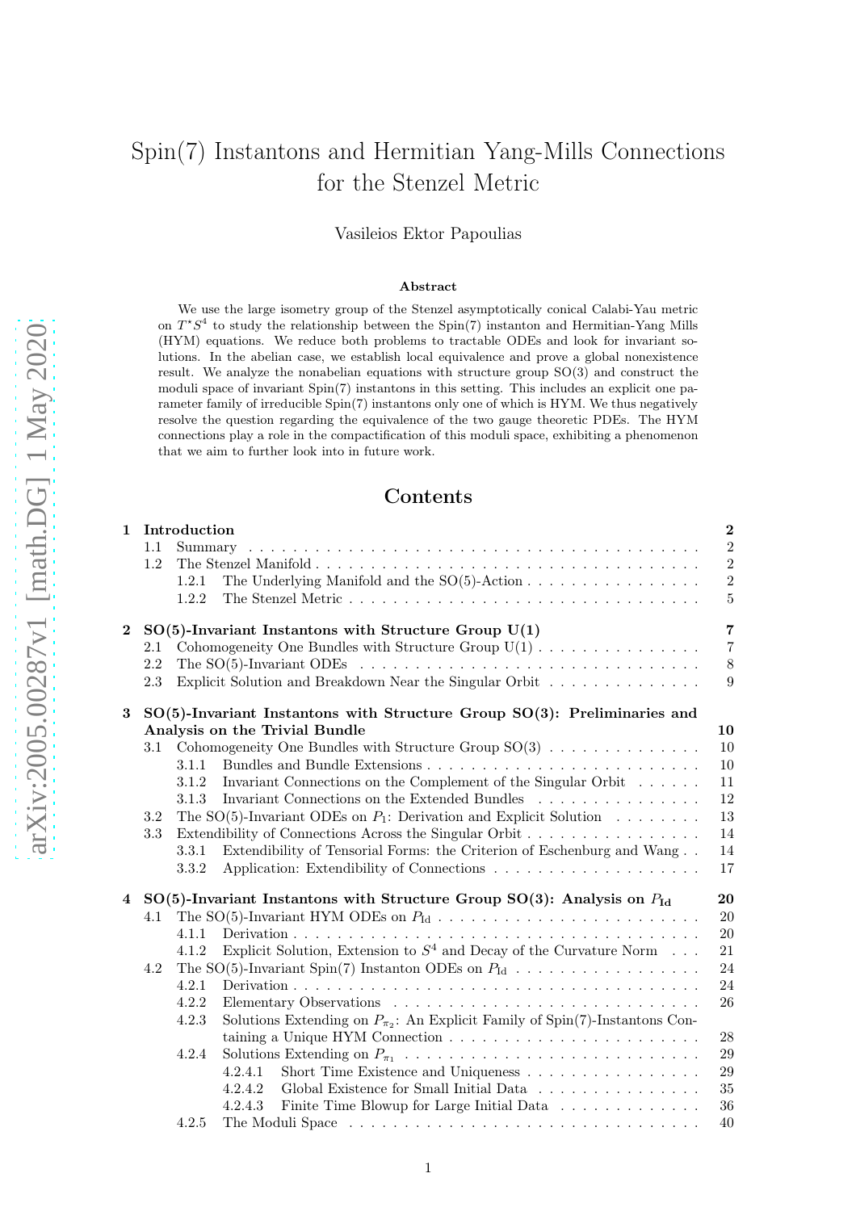# Spin(7) Instantons and Hermitian Yang-Mills Connections for the Stenzel Metric

Vasileios Ektor Papoulias

### Abstract

We use the large isometry group of the Stenzel asymptotically conical Calabi-Yau metric on $T^{\star}S^4$ to study the relationship between the Spin(7) instanton and Hermitian-Yang Mills (HYM) equations. We reduce both problems to tractable ODEs and look for invariant solutions. In the abelian case, we establish local equivalence and prove a global nonexistence result. We analyze the nonabelian equations with structure group SO(3) and construct the moduli space of invariant Spin(7) instantons in this setting. This includes an explicit one parameter family of irreducible Spin(7) instantons only one of which is HYM. We thus negatively resolve the question regarding the equivalence of the two gauge theoretic PDEs. The HYM connections play a role in the compactification of this moduli space, exhibiting a phenomenon that we aim to further look into in future work.

## Contents

**1 Introduction** — 2
- 1.1 Summary — 2
- 1.2 The Stenzel Manifold — 2
  - 1.2.1 The Underlying Manifold and the SO(5)-Action — 2
  - 1.2.2 The Stenzel Metric — 5

**2 SO(5)-Invariant Instantons with Structure Group U(1)** — 7
- 2.1 Cohomogeneity One Bundles with Structure Group U(1) — 7
- 2.2 The SO(5)-Invariant ODEs — 8
- 2.3 Explicit Solution and Breakdown Near the Singular Orbit — 9

**3 SO(5)-Invariant Instantons with Structure Group SO(3): Preliminaries and Analysis on the Trivial Bundle** — 10
- 3.1 Cohomogeneity One Bundles with Structure Group SO(3) — 10
  - 3.1.1 Bundles and Bundle Extensions — 10
  - 3.1.2 Invariant Connections on the Complement of the Singular Orbit — 11
  - 3.1.3 Invariant Connections on the Extended Bundles — 12
- 3.2 The SO(5)-Invariant ODEs on $P_1$: Derivation and Explicit Solution — 13
- 3.3 Extendibility of Connections Across the Singular Orbit — 14
  - 3.3.1 Extendibility of Tensorial Forms: the Criterion of Eschenburg and Wang — 14
  - 3.3.2 Application: Extendibility of Connections — 17

**4 SO(5)-Invariant Instantons with Structure Group SO(3): Analysis on $P_{\mathrm{Id}}$** — 20
- 4.1 The SO(5)-Invariant HYM ODEs on $P_{\mathrm{Id}}$ — 20
  - 4.1.1 Derivation — 20
  - 4.1.2 Explicit Solution, Extension to $S^4$ and Decay of the Curvature Norm — 21
- 4.2 The SO(5)-Invariant Spin(7) Instanton ODEs on $P_{\mathrm{Id}}$ — 24
  - 4.2.1 Derivation — 24
  - 4.2.2 Elementary Observations — 26
  - 4.2.3 Solutions Extending on $P_{\pi_2}$: An Explicit Family of Spin(7)-Instantons Containing a Unique HYM Connection — 28
  - 4.2.4 Solutions Extending on $P_{\pi_1}$ — 29
    - 4.2.4.1 Short Time Existence and Uniqueness — 29
    - 4.2.4.2 Global Existence for Small Initial Data — 35
    - 4.2.4.3 Finite Time Blowup for Large Initial Data — 36
  - 4.2.5 The Moduli Space — 40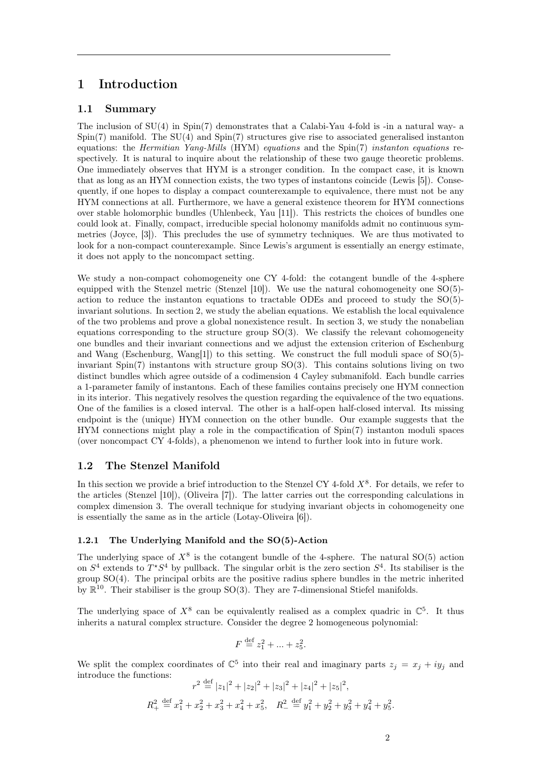# 1 Introduction

## 1.1 Summary

The inclusion of SU(4) in Spin(7) demonstrates that a Calabi-Yau 4-fold is -in a natural way- a Spin(7) manifold. The SU(4) and Spin(7) structures give rise to associated generalised instanton equations: the *Hermitian Yang-Mills* (HYM) *equations* and the Spin(7) *instanton equations* respectively. It is natural to inquire about the relationship of these two gauge theoretic problems. One immediately observes that HYM is a stronger condition. In the compact case, it is known that as long as an HYM connection exists, the two types of instantons coincide (Lewis [5]). Consequently, if one hopes to display a compact counterexample to equivalence, there must not be any HYM connections at all. Furthermore, we have a general existence theorem for HYM connections over stable holomorphic bundles (Uhlenbeck, Yau [11]). This restricts the choices of bundles one could look at. Finally, compact, irreducible special holonomy manifolds admit no continuous symmetries (Joyce, [3]). This precludes the use of symmetry techniques. We are thus motivated to look for a non-compact counterexample. Since Lewis's argument is essentially an energy estimate, it does not apply to the noncompact setting.

We study a non-compact cohomogeneity one CY 4-fold: the cotangent bundle of the 4-sphere equipped with the Stenzel metric (Stenzel [10]). We use the natural cohomogeneity one SO(5)-action to reduce the instanton equations to tractable ODEs and proceed to study the SO(5)-invariant solutions. In section 2, we study the abelian equations. We establish the local equivalence of the two problems and prove a global nonexistence result. In section 3, we study the nonabelian equations corresponding to the structure group SO(3). We classify the relevant cohomogeneity one bundles and their invariant connections and we adjust the extension criterion of Eschenburg and Wang (Eschenburg, Wang[1]) to this setting. We construct the full moduli space of SO(5)-invariant Spin(7) instantons with structure group SO(3). This contains solutions living on two distinct bundles which agree outside of a codimension 4 Cayley submanifold. Each bundle carries a 1-parameter family of instantons. Each of these families contains precisely one HYM connection in its interior. This negatively resolves the question regarding the equivalence of the two equations. One of the families is a closed interval. The other is a half-open half-closed interval. Its missing endpoint is the (unique) HYM connection on the other bundle. Our example suggests that the HYM connections might play a role in the compactification of Spin(7) instanton moduli spaces (over noncompact CY 4-folds), a phenomenon we intend to further look into in future work.

## 1.2 The Stenzel Manifold

In this section we provide a brief introduction to the Stenzel CY 4-fold $X^8$. For details, we refer to the articles (Stenzel [10]), (Oliveira [7]). The latter carries out the corresponding calculations in complex dimension 3. The overall technique for studying invariant objects in cohomogeneity one is essentially the same as in the article (Lotay-Oliveira [6]).

### 1.2.1 The Underlying Manifold and the SO(5)-Action

The underlying space of $X^8$ is the cotangent bundle of the 4-sphere. The natural SO(5) action on $S^4$ extends to $T^\star S^4$ by pullback. The singular orbit is the zero section $S^4$. Its stabiliser is the group SO(4). The principal orbits are the positive radius sphere bundles in the metric inherited by $\mathbb{R}^{10}$. Their stabiliser is the group SO(3). They are 7-dimensional Stiefel manifolds.

The underlying space of $X^8$ can be equivalently realised as a complex quadric in $\mathbb{C}^5$. It thus inherits a natural complex structure. Consider the degree 2 homogeneous polynomial:

$$F \stackrel{\text{def}}{=} z_1^2 + ... + z_5^2.$$

We split the complex coordinates of $\mathbb{C}^5$ into their real and imaginary parts $z_j = x_j + iy_j$ and introduce the functions:

$$r^2 \stackrel{\text{def}}{=} |z_1|^2 + |z_2|^2 + |z_3|^2 + |z_4|^2 + |z_5|^2,$$

$$R_+^2 \stackrel{\text{def}}{=} x_1^2 + x_2^2 + x_3^2 + x_4^2 + x_5^2, \quad R_-^2 \stackrel{\text{def}}{=} y_1^2 + y_2^2 + y_3^2 + y_4^2 + y_5^2.$$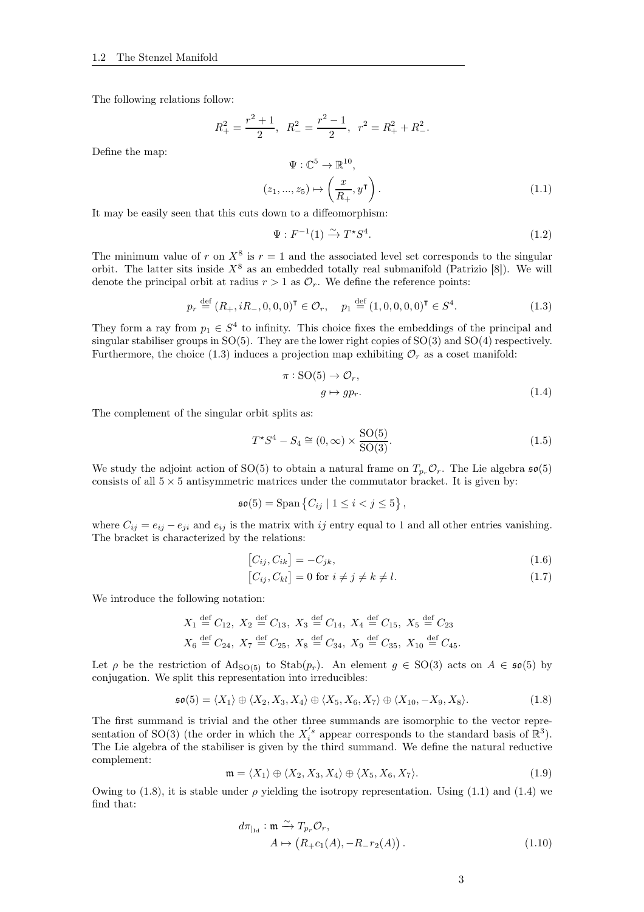The following relations follow:

$$R_+^2 = \frac{r^2+1}{2}, \;\; R_-^2 = \frac{r^2-1}{2}, \;\; r^2 = R_+^2 + R_-^2.$$

Define the map:

$$\begin{aligned} \Psi &: \mathbb{C}^5 \to \mathbb{R}^{10}, \\ (z_1, ..., z_5) &\mapsto \left( \frac{x}{R_+}, y^\intercal \right). \end{aligned} \tag{1.1}$$

It may be easily seen that this cuts down to a diffeomorphism:

$$\Psi : F^{-1}(1) \xrightarrow{\sim} T^\star S^4. \tag{1.2}$$

The minimum value of $r$ on $X^8$ is $r = 1$ and the associated level set corresponds to the singular orbit. The latter sits inside $X^8$ as an embedded totally real submanifold (Patrizio [8]). We will denote the principal orbit at radius $r > 1$ as $\mathcal{O}_r$. We define the reference points:

$$p_r \stackrel{\text{def}}{=} (R_+, iR_-, 0, 0, 0)^\intercal \in \mathcal{O}_r, \quad p_1 \stackrel{\text{def}}{=} (1, 0, 0, 0, 0)^\intercal \in S^4. \tag{1.3}$$

They form a ray from $p_1 \in S^4$ to infinity. This choice fixes the embeddings of the principal and singular stabiliser groups in $\mathrm{SO}(5)$. They are the lower right copies of $\mathrm{SO}(3)$ and $\mathrm{SO}(4)$ respectively. Furthermore, the choice (1.3) induces a projection map exhibiting $\mathcal{O}_r$ as a coset manifold:

$$\begin{aligned} \pi &: \mathrm{SO}(5) \to \mathcal{O}_r, \\ g &\mapsto gp_r. \end{aligned} \tag{1.4}$$

The complement of the singular orbit splits as:

$$T^\star S^4 - S_4 \cong (0, \infty) \times \frac{\mathrm{SO}(5)}{\mathrm{SO}(3)}. \tag{1.5}$$

We study the adjoint action of $\mathrm{SO}(5)$ to obtain a natural frame on $T_{p_r}\mathcal{O}_r$. The Lie algebra $\mathfrak{so}(5)$ consists of all $5 \times 5$ antisymmetric matrices under the commutator bracket. It is given by:

$$\mathfrak{so}(5) = \mathrm{Span}\left\{ C_{ij} \mid 1 \le i < j \le 5 \right\},$$

where $C_{ij} = e_{ij} - e_{ji}$ and $e_{ij}$ is the matrix with $ij$ entry equal to 1 and all other entries vanishing. The bracket is characterized by the relations:

$$\left[ C_{ij}, C_{ik} \right] = -C_{jk}, \tag{1.6}$$

$$\left[ C_{ij}, C_{kl} \right] = 0 \text{ for } i \neq j \neq k \neq l. \tag{1.7}$$

We introduce the following notation:

$$X_1 \stackrel{\text{def}}{=} C_{12}, \; X_2 \stackrel{\text{def}}{=} C_{13}, \; X_3 \stackrel{\text{def}}{=} C_{14}, \; X_4 \stackrel{\text{def}}{=} C_{15}, \; X_5 \stackrel{\text{def}}{=} C_{23}$$
$$X_6 \stackrel{\text{def}}{=} C_{24}, \; X_7 \stackrel{\text{def}}{=} C_{25}, \; X_8 \stackrel{\text{def}}{=} C_{34}, \; X_9 \stackrel{\text{def}}{=} C_{35}, \; X_{10} \stackrel{\text{def}}{=} C_{45}.$$

Let $\rho$ be the restriction of $\mathrm{Ad}_{\mathrm{SO}(5)}$ to $\mathrm{Stab}(p_r)$. An element $g \in \mathrm{SO}(3)$ acts on $A \in \mathfrak{so}(5)$ by conjugation. We split this representation into irreducibles:

$$\mathfrak{so}(5) = \langle X_1 \rangle \oplus \langle X_2, X_3, X_4 \rangle \oplus \langle X_5, X_6, X_7 \rangle \oplus \langle X_{10}, -X_9, X_8 \rangle. \tag{1.8}$$

The first summand is trivial and the other three summands are isomorphic to the vector representation of $\mathrm{SO}(3)$ (the order in which the $X_i^{'s}$ appear corresponds to the standard basis of $\mathbb{R}^3$). The Lie algebra of the stabiliser is given by the third summand. We define the natural reductive complement:

$$\mathfrak{m} = \langle X_1 \rangle \oplus \langle X_2, X_3, X_4 \rangle \oplus \langle X_5, X_6, X_7 \rangle. \tag{1.9}$$

Owing to (1.8), it is stable under $\rho$ yielding the isotropy representation. Using (1.1) and (1.4) we find that:

$$\begin{aligned} d\pi_{|_{\mathrm{Id}}} &: \mathfrak{m} \xrightarrow{\sim} T_{p_r}\mathcal{O}_r, \\ A &\mapsto \left( R_+ c_1(A), -R_- r_2(A) \right). \end{aligned} \tag{1.10}$$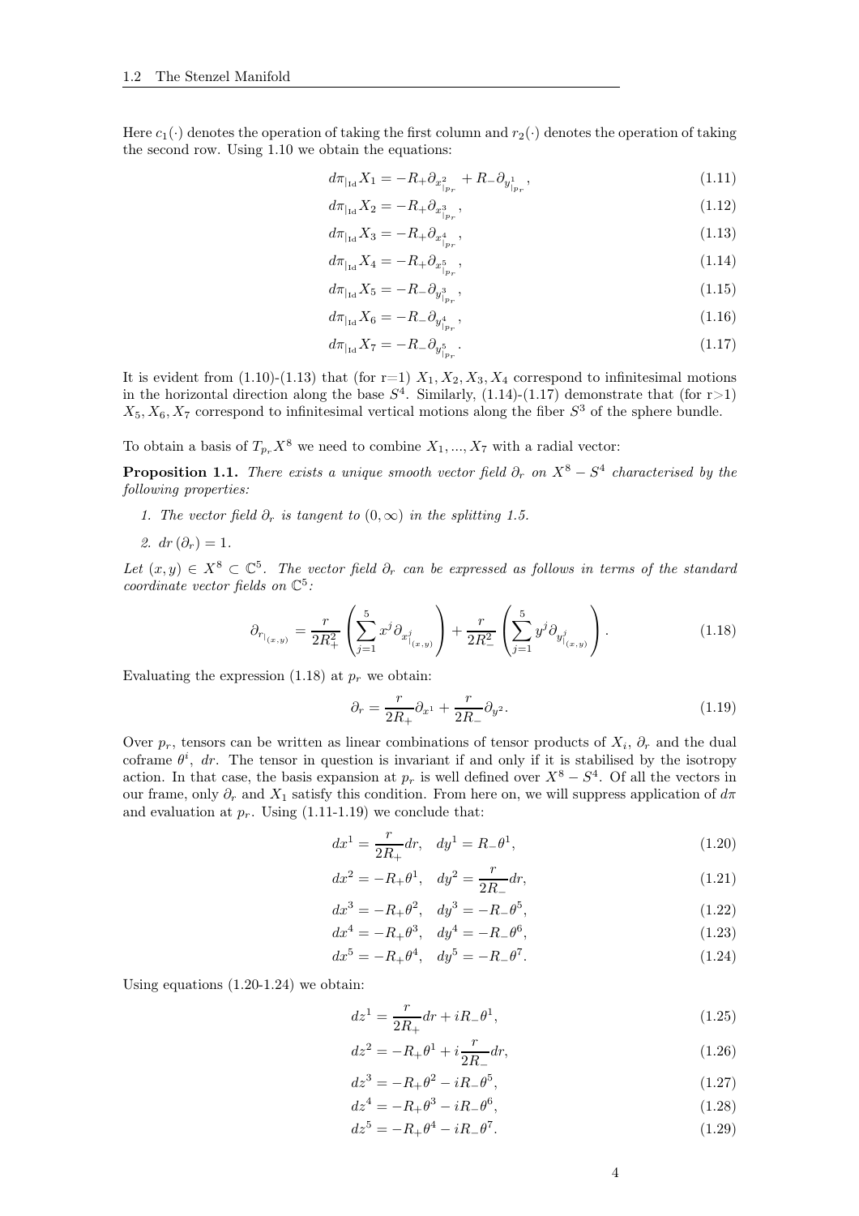Here $c_1(\cdot)$ denotes the operation of taking the first column and $r_2(\cdot)$ denotes the operation of taking the second row. Using 1.10 we obtain the equations:

$$d\pi_{|_{\mathrm{Id}}} X_1 = -R_+ \partial_{x^2_{|_{p_r}}} + R_- \partial_{y^1_{|_{p_r}}}, \tag{1.11}$$

$$d\pi_{|_{\mathrm{Id}}} X_2 = -R_+ \partial_{x^3_{|_{p_r}}}, \tag{1.12}$$

$$d\pi_{|_{\mathrm{Id}}} X_3 = -R_+ \partial_{x^4_{|_{p_r}}}, \tag{1.13}$$

$$d\pi_{|_{\mathrm{Id}}} X_4 = -R_+ \partial_{x^5_{|_{p_r}}}, \tag{1.14}$$

$$d\pi_{|_{\mathrm{Id}}} X_5 = -R_- \partial_{y^3_{|_{p_r}}}, \tag{1.15}$$

$$d\pi_{|_{\mathrm{Id}}} X_6 = -R_- \partial_{y^4_{|_{p_r}}}, \tag{1.16}$$

$$d\pi_{|_{\mathrm{Id}}} X_7 = -R_- \partial_{y^5_{|_{p_r}}}. \tag{1.17}$$

It is evident from (1.10)-(1.13) that (for r=1) $X_1, X_2, X_3, X_4$ correspond to infinitesimal motions in the horizontal direction along the base $S^4$. Similarly, (1.14)-(1.17) demonstrate that (for r>1) $X_5, X_6, X_7$ correspond to infinitesimal vertical motions along the fiber $S^3$ of the sphere bundle.

To obtain a basis of $T_{p_r}X^8$ we need to combine $X_1, ..., X_7$ with a radial vector:

**Proposition 1.1.** *There exists a unique smooth vector field $\partial_r$ on $X^8 - S^4$ characterised by the following properties:*

1. *The vector field $\partial_r$ is tangent to $(0, \infty)$ in the splitting 1.5.*
2. *$dr\,(\partial_r) = 1$.*

*Let $(x, y) \in X^8 \subset \mathbb{C}^5$. The vector field $\partial_r$ can be expressed as follows in terms of the standard coordinate vector fields on $\mathbb{C}^5$:*

$$\partial_{r_{|_{(x,y)}}} = \frac{r}{2R_+^2} \left( \sum_{j=1}^{5} x^j \partial_{x^j_{|_{(x,y)}}} \right) + \frac{r}{2R_-^2} \left( \sum_{j=1}^{5} y^j \partial_{y^j_{|_{(x,y)}}} \right). \tag{1.18}$$

Evaluating the expression (1.18) at $p_r$ we obtain:

$$\partial_r = \frac{r}{2R_+} \partial_{x^1} + \frac{r}{2R_-} \partial_{y^2}. \tag{1.19}$$

Over $p_r$, tensors can be written as linear combinations of tensor products of $X_i$, $\partial_r$ and the dual coframe $\theta^i$, $dr$. The tensor in question is invariant if and only if it is stabilised by the isotropy action. In that case, the basis expansion at $p_r$ is well defined over $X^8 - S^4$. Of all the vectors in our frame, only $\partial_r$ and $X_1$ satisfy this condition. From here on, we will suppress application of $d\pi$ and evaluation at $p_r$. Using (1.11-1.19) we conclude that:

$$dx^1 = \frac{r}{2R_+} dr, \quad dy^1 = R_- \theta^1, \tag{1.20}$$

$$dx^2 = -R_+ \theta^1, \quad dy^2 = \frac{r}{2R_-} dr, \tag{1.21}$$

$$dx^3 = -R_+ \theta^2, \quad dy^3 = -R_- \theta^5, \tag{1.22}$$

$$dx^4 = -R_+ \theta^3, \quad dy^4 = -R_- \theta^6, \tag{1.23}$$

$$dx^5 = -R_+ \theta^4, \quad dy^5 = -R_- \theta^7. \tag{1.24}$$

Using equations (1.20-1.24) we obtain:

$$dz^1 = \frac{r}{2R_+} dr + iR_- \theta^1, \tag{1.25}$$

$$dz^2 = -R_+ \theta^1 + i \frac{r}{2R_-} dr, \tag{1.26}$$

$$dz^3 = -R_+ \theta^2 - iR_- \theta^5, \tag{1.27}$$

$$dz^4 = -R_+ \theta^3 - iR_- \theta^6, \tag{1.28}$$

$$dz^5 = -R_+ \theta^4 - iR_- \theta^7. \tag{1.29}$$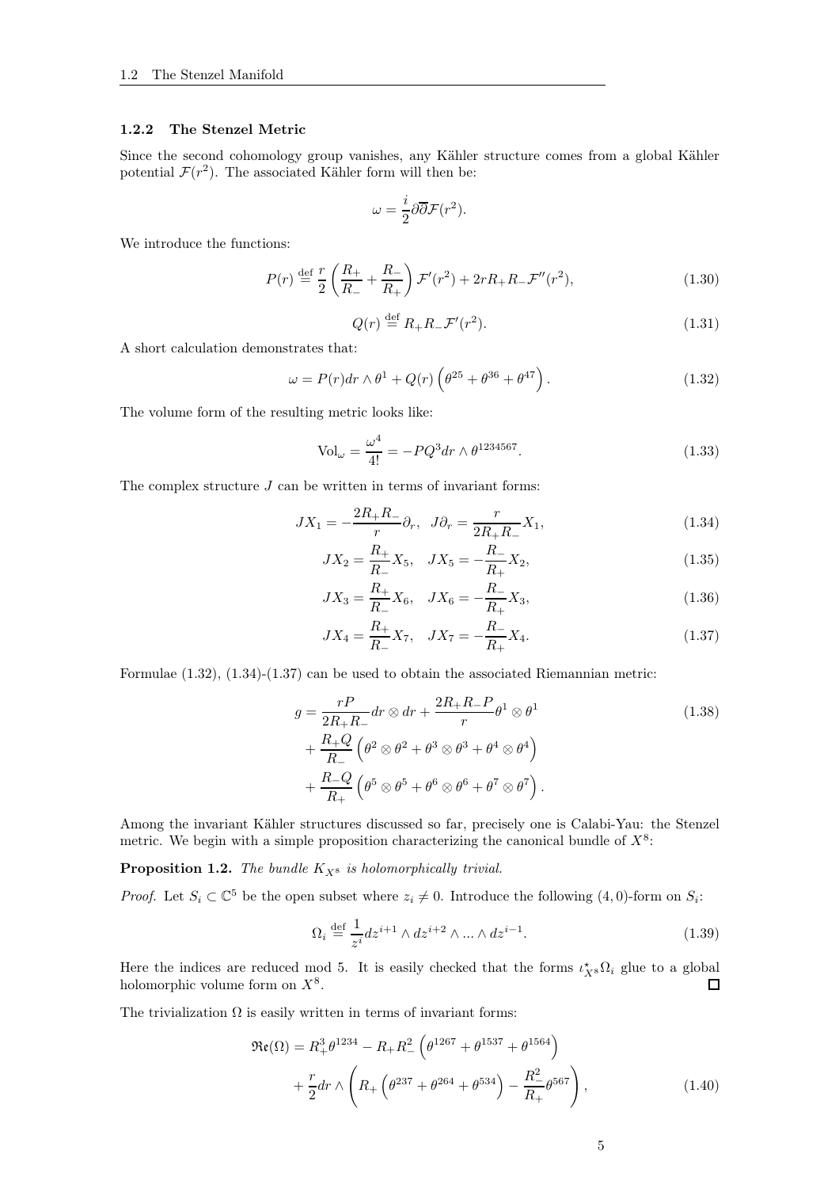### 1.2.2 The Stenzel Metric

Since the second cohomology group vanishes, any Kähler structure comes from a global Kähler potential $\mathcal{F}(r^2)$. The associated Kähler form will then be:

$$\omega = \frac{i}{2}\partial\overline{\partial}\mathcal{F}(r^2).$$

We introduce the functions:

$$P(r) \stackrel{\text{def}}{=} \frac{r}{2}\left(\frac{R_+}{R_-} + \frac{R_-}{R_+}\right)\mathcal{F}'(r^2) + 2rR_+R_-\mathcal{F}''(r^2), \tag{1.30}$$

$$Q(r) \stackrel{\text{def}}{=} R_+R_-\mathcal{F}'(r^2). \tag{1.31}$$

A short calculation demonstrates that:

$$\omega = P(r)dr\wedge\theta^1 + Q(r)\left(\theta^{25} + \theta^{36} + \theta^{47}\right). \tag{1.32}$$

The volume form of the resulting metric looks like:

$$\text{Vol}_\omega = \frac{\omega^4}{4!} = -PQ^3 dr\wedge\theta^{1234567}. \tag{1.33}$$

The complex structure $J$ can be written in terms of invariant forms:

$$JX_1 = -\frac{2R_+R_-}{r}\partial_r, \quad J\partial_r = \frac{r}{2R_+R_-}X_1, \tag{1.34}$$

$$JX_2 = \frac{R_+}{R_-}X_5, \quad JX_5 = -\frac{R_-}{R_+}X_2, \tag{1.35}$$

$$JX_3 = \frac{R_+}{R_-}X_6, \quad JX_6 = -\frac{R_-}{R_+}X_3, \tag{1.36}$$

$$JX_4 = \frac{R_+}{R_-}X_7, \quad JX_7 = -\frac{R_-}{R_+}X_4. \tag{1.37}$$

Formulae (1.32), (1.34)-(1.37) can be used to obtain the associated Riemannian metric:

$$\begin{aligned} g = &\frac{rP}{2R_+R_-}dr\otimes dr + \frac{2R_+R_-P}{r}\theta^1\otimes\theta^1 \\ &+ \frac{R_+Q}{R_-}\left(\theta^2\otimes\theta^2 + \theta^3\otimes\theta^3 + \theta^4\otimes\theta^4\right) \\ &+ \frac{R_-Q}{R_+}\left(\theta^5\otimes\theta^5 + \theta^6\otimes\theta^6 + \theta^7\otimes\theta^7\right). \end{aligned} \tag{1.38}$$

Among the invariant Kähler structures discussed so far, precisely one is Calabi-Yau: the Stenzel metric. We begin with a simple proposition characterizing the canonical bundle of $X^8$:

**Proposition 1.2.** *The bundle $K_{X^8}$ is holomorphically trivial.*

*Proof.* Let $S_i \subset \mathbb{C}^5$ be the open subset where $z_i \neq 0$. Introduce the following $(4,0)$-form on $S_i$:

$$\Omega_i \stackrel{\text{def}}{=} \frac{1}{z^i}dz^{i+1}\wedge dz^{i+2}\wedge ...\wedge dz^{i-1}. \tag{1.39}$$

Here the indices are reduced mod 5. It is easily checked that the forms $\iota^\star_{X^8}\Omega_i$ glue to a global holomorphic volume form on $X^8$. □

The trivialization $\Omega$ is easily written in terms of invariant forms:

$$\begin{aligned} \mathfrak{Re}(\Omega) = &R_+^3\theta^{1234} - R_+R_-^2\left(\theta^{1267} + \theta^{1537} + \theta^{1564}\right) \\ &+ \frac{r}{2}dr\wedge\left(R_+\left(\theta^{237} + \theta^{264} + \theta^{534}\right) - \frac{R_-^2}{R_+}\theta^{567}\right), \end{aligned} \tag{1.40}$$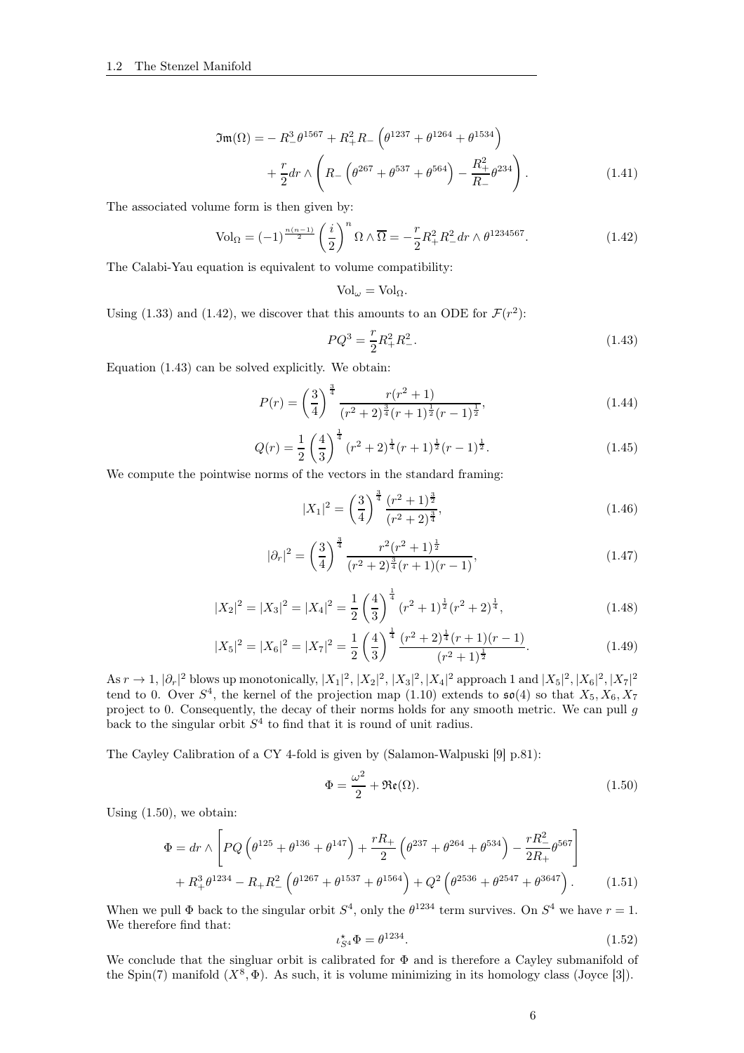$$\mathfrak{Im}(\Omega) = -R_-^3\theta^{1567} + R_+^2 R_-\left(\theta^{1237} + \theta^{1264} + \theta^{1534}\right) + \frac{r}{2}dr \wedge \left(R_-\left(\theta^{267} + \theta^{537} + \theta^{564}\right) - \frac{R_+^2}{R_-}\theta^{234}\right). \tag{1.41}$$

The associated volume form is then given by:

$$\mathrm{Vol}_\Omega = (-1)^{\frac{n(n-1)}{2}}\left(\frac{i}{2}\right)^n \Omega \wedge \overline{\Omega} = -\frac{r}{2}R_+^2 R_-^2\, dr \wedge \theta^{1234567}. \tag{1.42}$$

The Calabi-Yau equation is equivalent to volume compatibility:

$$\mathrm{Vol}_\omega = \mathrm{Vol}_\Omega.$$

Using (1.33) and (1.42), we discover that this amounts to an ODE for $\mathcal{F}(r^2)$:

$$PQ^3 = \frac{r}{2}R_+^2 R_-^2. \tag{1.43}$$

Equation (1.43) can be solved explicitly. We obtain:

$$P(r) = \left(\frac{3}{4}\right)^{\frac{3}{4}} \frac{r(r^2+1)}{(r^2+2)^{\frac{3}{4}}(r+1)^{\frac{1}{2}}(r-1)^{\frac{1}{2}}}, \tag{1.44}$$

$$Q(r) = \frac{1}{2}\left(\frac{4}{3}\right)^{\frac{1}{4}}(r^2+2)^{\frac{1}{4}}(r+1)^{\frac{1}{2}}(r-1)^{\frac{1}{2}}. \tag{1.45}$$

We compute the pointwise norms of the vectors in the standard framing:

$$|X_1|^2 = \left(\frac{3}{4}\right)^{\frac{3}{4}}\frac{(r^2+1)^{\frac{3}{2}}}{(r^2+2)^{\frac{3}{4}}}, \tag{1.46}$$

$$|\partial_r|^2 = \left(\frac{3}{4}\right)^{\frac{3}{4}}\frac{r^2(r^2+1)^{\frac{1}{2}}}{(r^2+2)^{\frac{3}{4}}(r+1)(r-1)}, \tag{1.47}$$

$$|X_2|^2 = |X_3|^2 = |X_4|^2 = \frac{1}{2}\left(\frac{4}{3}\right)^{\frac{1}{4}}(r^2+1)^{\frac{1}{2}}(r^2+2)^{\frac{1}{4}}, \tag{1.48}$$

$$|X_5|^2 = |X_6|^2 = |X_7|^2 = \frac{1}{2}\left(\frac{4}{3}\right)^{\frac{1}{4}}\frac{(r^2+2)^{\frac{1}{4}}(r+1)(r-1)}{(r^2+1)^{\frac{1}{2}}}. \tag{1.49}$$

As $r \to 1$, $|\partial_r|^2$ blows up monotonically, $|X_1|^2, |X_2|^2, |X_3|^2, |X_4|^2$ approach 1 and $|X_5|^2, |X_6|^2, |X_7|^2$ tend to 0. Over $S^4$, the kernel of the projection map (1.10) extends to $\mathfrak{so}(4)$ so that $X_5, X_6, X_7$ project to 0. Consequently, the decay of their norms holds for any smooth metric. We can pull $g$ back to the singular orbit $S^4$ to find that it is round of unit radius.

The Cayley Calibration of a CY 4-fold is given by (Salamon-Walpuski [9] p.81):

$$\Phi = \frac{\omega^2}{2} + \mathfrak{Re}(\Omega). \tag{1.50}$$

Using (1.50), we obtain:

$$\Phi = dr \wedge \left[PQ\left(\theta^{125} + \theta^{136} + \theta^{147}\right) + \frac{rR_+}{2}\left(\theta^{237} + \theta^{264} + \theta^{534}\right) - \frac{rR_-^2}{2R_+}\theta^{567}\right] + R_+^3\theta^{1234} - R_+R_-^2\left(\theta^{1267} + \theta^{1537} + \theta^{1564}\right) + Q^2\left(\theta^{2536} + \theta^{2547} + \theta^{3647}\right). \tag{1.51}$$

When we pull $\Phi$ back to the singular orbit $S^4$, only the $\theta^{1234}$ term survives. On $S^4$ we have $r = 1$. We therefore find that:

$$\iota_{S^4}^\star \Phi = \theta^{1234}. \tag{1.52}$$

We conclude that the singluar orbit is calibrated for $\Phi$ and is therefore a Cayley submanifold of the Spin(7) manifold $(X^8, \Phi)$. As such, it is volume minimizing in its homology class (Joyce [3]).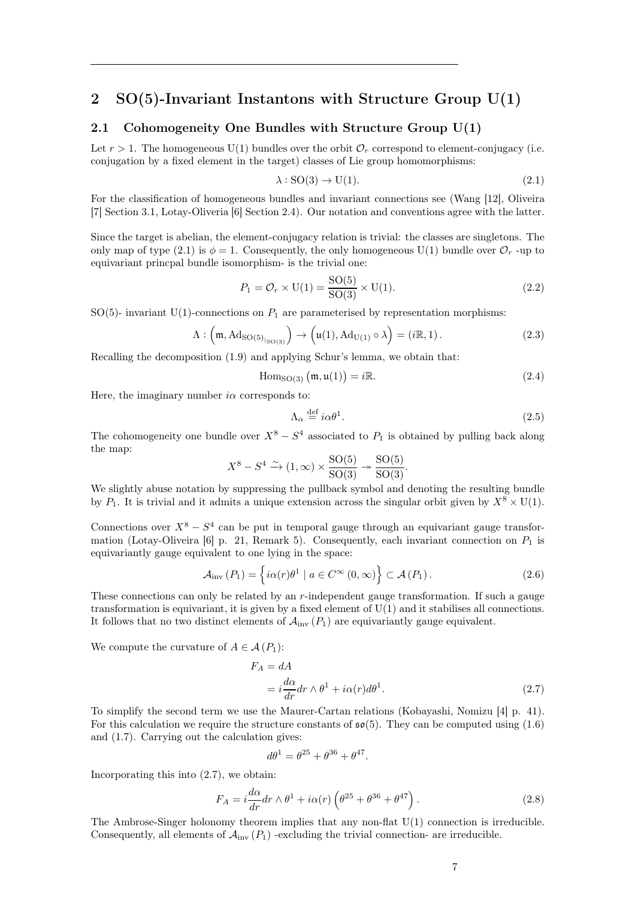## 2 SO(5)-Invariant Instantons with Structure Group U(1)

### 2.1 Cohomogeneity One Bundles with Structure Group U(1)

Let $r > 1$. The homogeneous U(1) bundles over the orbit $\mathcal{O}_r$ correspond to element-conjugacy (i.e. conjugation by a fixed element in the target) classes of Lie group homomorphisms:

$$\lambda : \mathrm{SO}(3) \to \mathrm{U}(1). \tag{2.1}$$

For the classification of homogeneous bundles and invariant connections see (Wang [12], Oliveira [7] Section 3.1, Lotay-Oliveria [6] Section 2.4). Our notation and conventions agree with the latter.

Since the target is abelian, the element-conjugacy relation is trivial: the classes are singletons. The only map of type (2.1) is $\phi = 1$. Consequently, the only homogeneous U(1) bundle over $\mathcal{O}_r$ -up to equivariant princpal bundle isomorphism- is the trivial one:

$$P_1 = \mathcal{O}_r \times \mathrm{U}(1) = \frac{\mathrm{SO}(5)}{\mathrm{SO}(3)} \times \mathrm{U}(1). \tag{2.2}$$

SO(5)- invariant U(1)-connections on $P_1$ are parameterised by representation morphisms:

$$\Lambda : \left(\mathfrak{m}, \mathrm{Ad}_{\mathrm{SO}(5)_{|\mathrm{SO}(3)}}\right) \to \left(\mathfrak{u}(1), \mathrm{Ad}_{\mathrm{U}(1)} \circ \lambda\right) = (i\mathbb{R}, 1). \tag{2.3}$$

Recalling the decomposition (1.9) and applying Schur's lemma, we obtain that:

$$\mathrm{Hom}_{\mathrm{SO}(3)}\left(\mathfrak{m}, \mathfrak{u}(1)\right) = i\mathbb{R}. \tag{2.4}$$

Here, the imaginary number $i\alpha$ corresponds to:

$$\Lambda_\alpha \overset{\text{def}}{=} i\alpha\theta^1. \tag{2.5}$$

The cohomogeneity one bundle over $X^8 - S^4$ associated to $P_1$ is obtained by pulling back along the map:

$$X^8 - S^4 \xrightarrow{\sim} (1, \infty) \times \frac{\mathrm{SO}(5)}{\mathrm{SO}(3)} \twoheadrightarrow \frac{\mathrm{SO}(5)}{\mathrm{SO}(3)}.$$

We slightly abuse notation by suppressing the pullback symbol and denoting the resulting bundle by $P_1$. It is trivial and it admits a unique extension across the singular orbit given by $X^8 \times \mathrm{U}(1)$.

Connections over $X^8 - S^4$ can be put in temporal gauge through an equivariant gauge transformation (Lotay-Oliveira [6] p. 21, Remark 5). Consequently, each invariant connection on $P_1$ is equivariantly gauge equivalent to one lying in the space:

$$\mathcal{A}_{\mathrm{inv}}(P_1) = \left\{ i\alpha(r)\theta^1 \mid a \in C^\infty(0, \infty) \right\} \subset \mathcal{A}(P_1). \tag{2.6}$$

These connections can only be related by an $r$-independent gauge transformation. If such a gauge transformation is equivariant, it is given by a fixed element of U(1) and it stabilises all connections. It follows that no two distinct elements of $\mathcal{A}_{\mathrm{inv}}(P_1)$ are equivariantly gauge equivalent.

We compute the curvature of $A \in \mathcal{A}(P_1)$:

$$\begin{aligned} F_A &= dA \\ &= i\frac{d\alpha}{dr} dr \wedge \theta^1 + i\alpha(r) d\theta^1. \end{aligned} \tag{2.7}$$

To simplify the second term we use the Maurer-Cartan relations (Kobayashi, Nomizu [4] p. 41). For this calculation we require the structure constants of $\mathfrak{so}(5)$. They can be computed using (1.6) and (1.7). Carrying out the calculation gives:

$$d\theta^1 = \theta^{25} + \theta^{36} + \theta^{47}.$$

Incorporating this into (2.7), we obtain:

$$F_A = i\frac{d\alpha}{dr} dr \wedge \theta^1 + i\alpha(r)\left(\theta^{25} + \theta^{36} + \theta^{47}\right). \tag{2.8}$$

The Ambrose-Singer holonomy theorem implies that any non-flat U(1) connection is irreducible. Consequently, all elements of $\mathcal{A}_{\mathrm{inv}}(P_1)$ -excluding the trivial connection- are irreducible.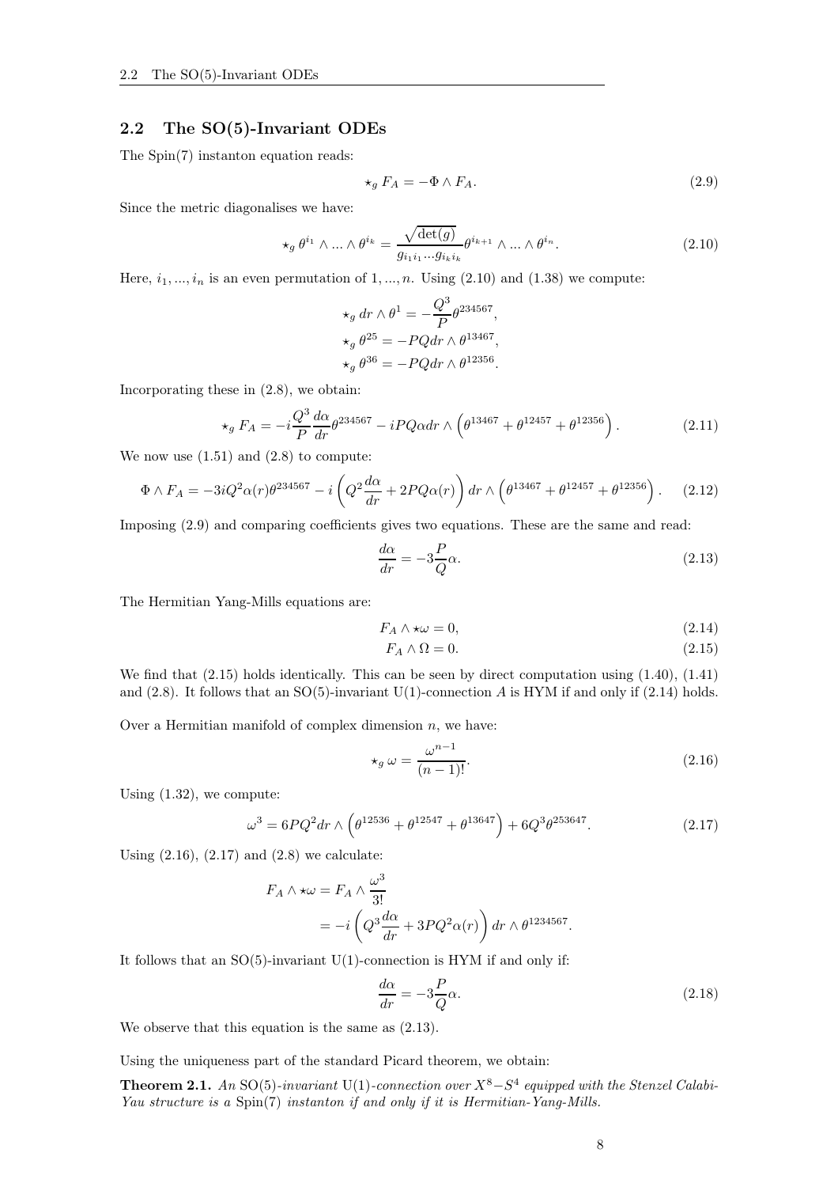## 2.2 The SO(5)-Invariant ODEs

The Spin(7) instanton equation reads:

$$\star_g F_A = -\Phi \wedge F_A. \tag{2.9}$$

Since the metric diagonalises we have:

$$\star_g \theta^{i_1} \wedge ... \wedge \theta^{i_k} = \frac{\sqrt{\det(g)}}{g_{i_1 i_1} ... g_{i_k i_k}} \theta^{i_{k+1}} \wedge ... \wedge \theta^{i_n}. \tag{2.10}$$

Here, $i_1, ..., i_n$ is an even permutation of $1, ..., n$. Using (2.10) and (1.38) we compute:

$$\star_g dr \wedge \theta^1 = -\frac{Q^3}{P} \theta^{234567},$$
$$\star_g \theta^{25} = -PQ dr \wedge \theta^{13467},$$
$$\star_g \theta^{36} = -PQ dr \wedge \theta^{12356}.$$

Incorporating these in (2.8), we obtain:

$$\star_g F_A = -i\frac{Q^3}{P}\frac{d\alpha}{dr}\theta^{234567} - iPQ\alpha dr \wedge \left(\theta^{13467} + \theta^{12457} + \theta^{12356}\right). \tag{2.11}$$

We now use (1.51) and (2.8) to compute:

$$\Phi \wedge F_A = -3iQ^2\alpha(r)\theta^{234567} - i\left(Q^2\frac{d\alpha}{dr} + 2PQ\alpha(r)\right) dr \wedge \left(\theta^{13467} + \theta^{12457} + \theta^{12356}\right). \tag{2.12}$$

Imposing (2.9) and comparing coefficients gives two equations. These are the same and read:

$$\frac{d\alpha}{dr} = -3\frac{P}{Q}\alpha. \tag{2.13}$$

The Hermitian Yang-Mills equations are:

$$F_A \wedge \star\omega = 0, \tag{2.14}$$
$$F_A \wedge \Omega = 0. \tag{2.15}$$

We find that (2.15) holds identically. This can be seen by direct computation using (1.40), (1.41) and (2.8). It follows that an SO(5)-invariant U(1)-connection $A$ is HYM if and only if (2.14) holds.

Over a Hermitian manifold of complex dimension $n$, we have:

$$\star_g \omega = \frac{\omega^{n-1}}{(n-1)!}. \tag{2.16}$$

Using (1.32), we compute:

$$\omega^3 = 6PQ^2 dr \wedge \left(\theta^{12536} + \theta^{12547} + \theta^{13647}\right) + 6Q^3\theta^{253647}. \tag{2.17}$$

Using (2.16), (2.17) and (2.8) we calculate:

$$\begin{aligned} F_A \wedge \star\omega &= F_A \wedge \frac{\omega^3}{3!} \\ &= -i\left(Q^3\frac{d\alpha}{dr} + 3PQ^2\alpha(r)\right) dr \wedge \theta^{1234567}. \end{aligned}$$

It follows that an SO(5)-invariant U(1)-connection is HYM if and only if:

$$\frac{d\alpha}{dr} = -3\frac{P}{Q}\alpha. \tag{2.18}$$

We observe that this equation is the same as (2.13).

Using the uniqueness part of the standard Picard theorem, we obtain:

**Theorem 2.1.** *An* SO(5)*-invariant* U(1)*-connection over* $X^8 - S^4$ *equipped with the Stenzel Calabi-Yau structure is a* Spin(7) *instanton if and only if it is Hermitian-Yang-Mills.*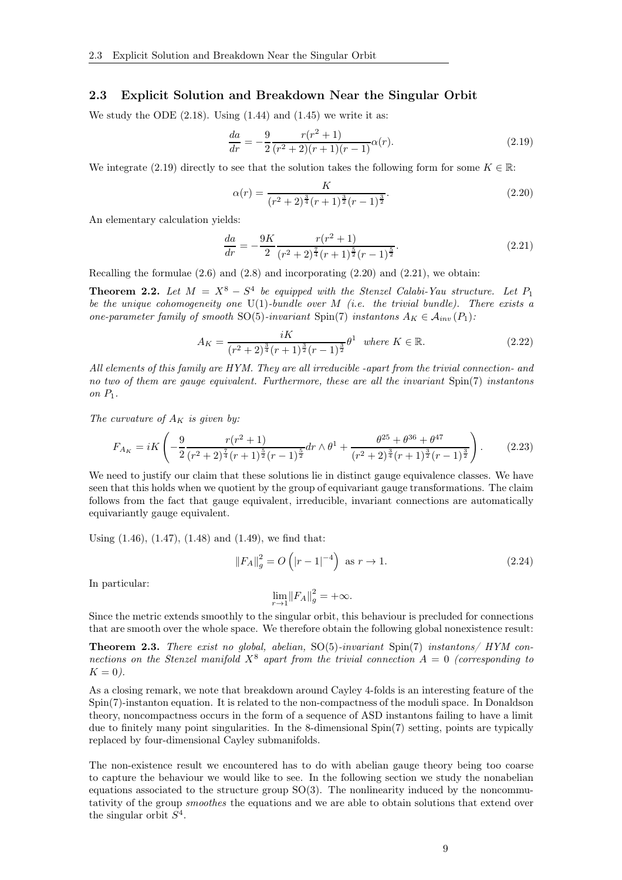## 2.3 Explicit Solution and Breakdown Near the Singular Orbit

We study the ODE (2.18). Using (1.44) and (1.45) we write it as:

$$\frac{da}{dr} = -\frac{9}{2}\frac{r(r^2+1)}{(r^2+2)(r+1)(r-1)}\alpha(r). \tag{2.19}$$

We integrate (2.19) directly to see that the solution takes the following form for some $K \in \mathbb{R}$:

$$\alpha(r) = \frac{K}{(r^2+2)^{\frac{3}{4}}(r+1)^{\frac{3}{2}}(r-1)^{\frac{3}{2}}}. \tag{2.20}$$

An elementary calculation yields:

$$\frac{da}{dr} = -\frac{9K}{2}\frac{r(r^2+1)}{(r^2+2)^{\frac{7}{4}}(r+1)^{\frac{5}{2}}(r-1)^{\frac{5}{2}}}. \tag{2.21}$$

Recalling the formulae (2.6) and (2.8) and incorporating (2.20) and (2.21), we obtain:

**Theorem 2.2.** *Let $M = X^8 - S^4$ be equipped with the Stenzel Calabi-Yau structure. Let $P_1$ be the unique cohomogeneity one $\mathrm{U}(1)$-bundle over $M$ (i.e. the trivial bundle). There exists a one-parameter family of smooth $\mathrm{SO}(5)$-invariant $\mathrm{Spin}(7)$ instantons $A_K \in \mathcal{A}_{inv}(P_1)$:*

$$A_K = \frac{iK}{(r^2+2)^{\frac{3}{4}}(r+1)^{\frac{3}{2}}(r-1)^{\frac{3}{2}}}\theta^1 \quad \text{where } K \in \mathbb{R}. \tag{2.22}$$

*All elements of this family are HYM. They are all irreducible -apart from the trivial connection- and no two of them are gauge equivalent. Furthermore, these are all the invariant $\mathrm{Spin}(7)$ instantons on $P_1$.*

*The curvature of $A_K$ is given by:*

$$F_{A_K} = iK\left(-\frac{9}{2}\frac{r(r^2+1)}{(r^2+2)^{\frac{7}{4}}(r+1)^{\frac{5}{2}}(r-1)^{\frac{5}{2}}}dr\wedge\theta^1 + \frac{\theta^{25}+\theta^{36}+\theta^{47}}{(r^2+2)^{\frac{3}{4}}(r+1)^{\frac{3}{2}}(r-1)^{\frac{3}{2}}}\right). \tag{2.23}$$

We need to justify our claim that these solutions lie in distinct gauge equivalence classes. We have seen that this holds when we quotient by the group of equivariant gauge transformations. The claim follows from the fact that gauge equivalent, irreducible, invariant connections are automatically equivariantly gauge equivalent.

Using (1.46), (1.47), (1.48) and (1.49), we find that:

$$\|F_A\|_g^2 = O\left(|r-1|^{-4}\right) \text{ as } r \to 1. \tag{2.24}$$

In particular:

$$\lim_{r\to 1}\|F_A\|_g^2 = +\infty.$$

Since the metric extends smoothly to the singular orbit, this behaviour is precluded for connections that are smooth over the whole space. We therefore obtain the following global nonexistence result:

**Theorem 2.3.** *There exist no global, abelian, $\mathrm{SO}(5)$-invariant $\mathrm{Spin}(7)$ instantons/ HYM connections on the Stenzel manifold $X^8$ apart from the trivial connection $A = 0$ (corresponding to $K = 0$).*

As a closing remark, we note that breakdown around Cayley 4-folds is an interesting feature of the Spin(7)-instanton equation. It is related to the non-compactness of the moduli space. In Donaldson theory, noncompactness occurs in the form of a sequence of ASD instantons failing to have a limit due to finitely many point singularities. In the 8-dimensional Spin(7) setting, points are typically replaced by four-dimensional Cayley submanifolds.

The non-existence result we encountered has to do with abelian gauge theory being too coarse to capture the behaviour we would like to see. In the following section we study the nonabelian equations associated to the structure group SO(3). The nonlinearity induced by the noncommutativity of the group *smoothes* the equations and we are able to obtain solutions that extend over the singular orbit $S^4$.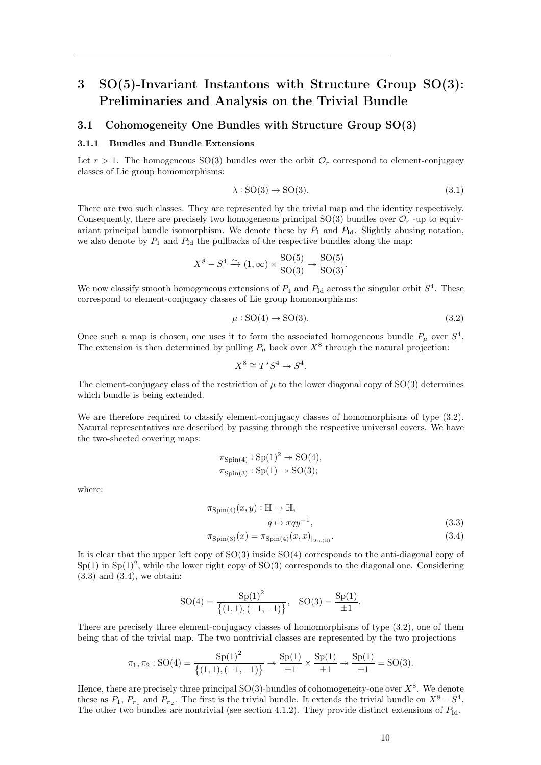# 3 SO(5)-Invariant Instantons with Structure Group SO(3): Preliminaries and Analysis on the Trivial Bundle

## 3.1 Cohomogeneity One Bundles with Structure Group SO(3)

### 3.1.1 Bundles and Bundle Extensions

Let $r > 1$. The homogeneous SO(3) bundles over the orbit $\mathcal{O}_r$ correspond to element-conjugacy classes of Lie group homomorphisms:

$$\lambda : \mathrm{SO}(3) \to \mathrm{SO}(3). \tag{3.1}$$

There are two such classes. They are represented by the trivial map and the identity respectively. Consequently, there are precisely two homogeneous principal SO(3) bundles over $\mathcal{O}_r$ -up to equivariant principal bundle isomorphism. We denote these by $P_1$ and $P_{\mathrm{Id}}$. Slightly abusing notation, we also denote by $P_1$ and $P_{\mathrm{Id}}$ the pullbacks of the respective bundles along the map:

$$X^8 - S^4 \xrightarrow{\sim} (1, \infty) \times \frac{\mathrm{SO}(5)}{\mathrm{SO}(3)} \twoheadrightarrow \frac{\mathrm{SO}(5)}{\mathrm{SO}(3)}.$$

We now classify smooth homogeneous extensions of $P_1$ and $P_{\mathrm{Id}}$ across the singular orbit $S^4$. These correspond to element-conjugacy classes of Lie group homomorphisms:

$$\mu : \mathrm{SO}(4) \to \mathrm{SO}(3). \tag{3.2}$$

Once such a map is chosen, one uses it to form the associated homogeneous bundle $P_\mu$ over $S^4$. The extension is then determined by pulling $P_\mu$ back over $X^8$ through the natural projection:

$$X^8 \cong T^\star S^4 \twoheadrightarrow S^4.$$

The element-conjugacy class of the restriction of $\mu$ to the lower diagonal copy of SO(3) determines which bundle is being extended.

We are therefore required to classify element-conjugacy classes of homomorphisms of type (3.2). Natural representatives are described by passing through the respective universal covers. We have the two-sheeted covering maps:

$$\pi_{\mathrm{Spin}(4)} : \mathrm{Sp}(1)^2 \twoheadrightarrow \mathrm{SO}(4),$$
$$\pi_{\mathrm{Spin}(3)} : \mathrm{Sp}(1) \twoheadrightarrow \mathrm{SO}(3);$$

where:

$$\pi_{\mathrm{Spin}(4)}(x, y) : \mathbb{H} \to \mathbb{H},$$
$$q \mapsto xqy^{-1}, \tag{3.3}$$
$$\pi_{\mathrm{Spin}(3)}(x) = \pi_{\mathrm{Spin}(4)}(x, x)_{|_{\mathfrak{Im}(\mathbb{H})}}. \tag{3.4}$$

It is clear that the upper left copy of SO(3) inside SO(4) corresponds to the anti-diagonal copy of $\mathrm{Sp}(1)$ in $\mathrm{Sp}(1)^2$, while the lower right copy of SO(3) corresponds to the diagonal one. Considering (3.3) and (3.4), we obtain:

$$\mathrm{SO}(4) = \frac{\mathrm{Sp}(1)^2}{\{(1,1), (-1,-1)\}}, \quad \mathrm{SO}(3) = \frac{\mathrm{Sp}(1)}{\pm 1}.$$

There are precisely three element-conjugacy classes of homomorphisms of type (3.2), one of them being that of the trivial map. The two nontrivial classes are represented by the two projections

$$\pi_1, \pi_2 : \mathrm{SO}(4) = \frac{\mathrm{Sp}(1)^2}{\{(1,1), (-1,-1)\}} \twoheadrightarrow \frac{\mathrm{Sp}(1)}{\pm 1} \times \frac{\mathrm{Sp}(1)}{\pm 1} \twoheadrightarrow \frac{\mathrm{Sp}(1)}{\pm 1} = \mathrm{SO}(3).$$

Hence, there are precisely three principal SO(3)-bundles of cohomogeneity-one over $X^8$. We denote these as $P_1$, $P_{\pi_1}$ and $P_{\pi_2}$. The first is the trivial bundle. It extends the trivial bundle on $X^8 - S^4$. The other two bundles are nontrivial (see section 4.1.2). They provide distinct extensions of $P_{\mathrm{Id}}$.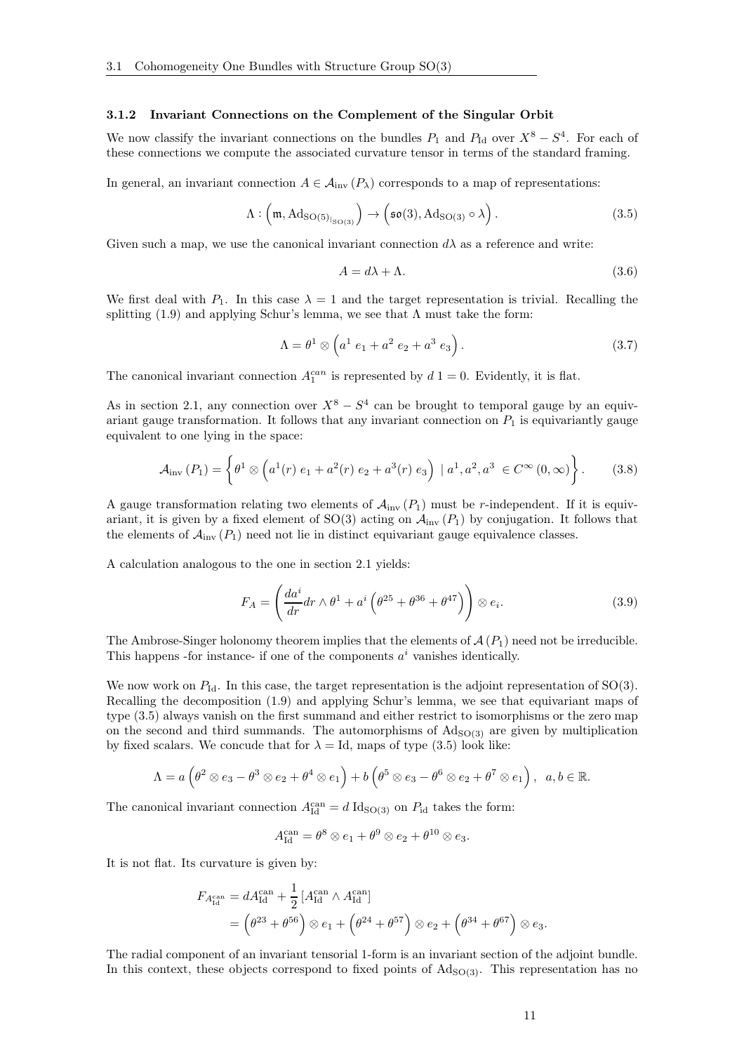### 3.1.2 Invariant Connections on the Complement of the Singular Orbit

We now classify the invariant connections on the bundles $P_1$ and $P_{\mathrm{Id}}$ over $X^8 - S^4$. For each of these connections we compute the associated curvature tensor in terms of the standard framing.

In general, an invariant connection $A \in \mathcal{A}_{\mathrm{inv}}(P_\lambda)$ corresponds to a map of representations:

$$\Lambda : \left(\mathfrak{m}, \mathrm{Ad}_{\mathrm{SO}(5)_{|_{\mathrm{SO}(3)}}}\right) \to \left(\mathfrak{so}(3), \mathrm{Ad}_{\mathrm{SO}(3)} \circ \lambda\right). \tag{3.5}$$

Given such a map, we use the canonical invariant connection $d\lambda$ as a reference and write:

$$A = d\lambda + \Lambda. \tag{3.6}$$

We first deal with $P_1$. In this case $\lambda = 1$ and the target representation is trivial. Recalling the splitting (1.9) and applying Schur's lemma, we see that $\Lambda$ must take the form:

$$\Lambda = \theta^1 \otimes \left(a^1\, e_1 + a^2\, e_2 + a^3\, e_3\right). \tag{3.7}$$

The canonical invariant connection $A_1^{can}$ is represented by $d\,1 = 0$. Evidently, it is flat.

As in section 2.1, any connection over $X^8 - S^4$ can be brought to temporal gauge by an equivariant gauge transformation. It follows that any invariant connection on $P_1$ is equivariantly gauge equivalent to one lying in the space:

$$\mathcal{A}_{\mathrm{inv}}(P_1) = \left\{ \theta^1 \otimes \left(a^1(r)\, e_1 + a^2(r)\, e_2 + a^3(r)\, e_3\right) \mid a^1, a^2, a^3 \in C^\infty(0, \infty) \right\}. \tag{3.8}$$

A gauge transformation relating two elements of $\mathcal{A}_{\mathrm{inv}}(P_1)$ must be $r$-independent. If it is equivariant, it is given by a fixed element of SO(3) acting on $\mathcal{A}_{\mathrm{inv}}(P_1)$ by conjugation. It follows that the elements of $\mathcal{A}_{\mathrm{inv}}(P_1)$ need not lie in distinct equivariant gauge equivalence classes.

A calculation analogous to the one in section 2.1 yields:

$$F_A = \left(\frac{da^i}{dr} dr \wedge \theta^1 + a^i \left(\theta^{25} + \theta^{36} + \theta^{47}\right)\right) \otimes e_i. \tag{3.9}$$

The Ambrose-Singer holonomy theorem implies that the elements of $\mathcal{A}(P_1)$ need not be irreducible. This happens -for instance- if one of the components $a^i$ vanishes identically.

We now work on $P_{\mathrm{Id}}$. In this case, the target representation is the adjoint representation of SO(3). Recalling the decomposition (1.9) and applying Schur's lemma, we see that equivariant maps of type (3.5) always vanish on the first summand and either restrict to isomorphisms or the zero map on the second and third summands. The automorphisms of $\mathrm{Ad}_{\mathrm{SO}(3)}$ are given by multiplication by fixed scalars. We concude that for $\lambda = \mathrm{Id}$, maps of type (3.5) look like:

$$\Lambda = a\left(\theta^2 \otimes e_3 - \theta^3 \otimes e_2 + \theta^4 \otimes e_1\right) + b\left(\theta^5 \otimes e_3 - \theta^6 \otimes e_2 + \theta^7 \otimes e_1\right), \quad a, b \in \mathbb{R}.$$

The canonical invariant connection $A_{\mathrm{Id}}^{\mathrm{can}} = d\,\mathrm{Id}_{\mathrm{SO}(3)}$ on $P_{\mathrm{id}}$ takes the form:

$$A_{\mathrm{Id}}^{\mathrm{can}} = \theta^8 \otimes e_1 + \theta^9 \otimes e_2 + \theta^{10} \otimes e_3.$$

It is not flat. Its curvature is given by:

$$\begin{aligned} F_{A_{\mathrm{Id}}^{\mathrm{can}}} &= dA_{\mathrm{Id}}^{\mathrm{can}} + \frac{1}{2}\left[A_{\mathrm{Id}}^{\mathrm{can}} \wedge A_{\mathrm{Id}}^{\mathrm{can}}\right] \\ &= \left(\theta^{23} + \theta^{56}\right) \otimes e_1 + \left(\theta^{24} + \theta^{57}\right) \otimes e_2 + \left(\theta^{34} + \theta^{67}\right) \otimes e_3. \end{aligned}$$

The radial component of an invariant tensorial 1-form is an invariant section of the adjoint bundle. In this context, these objects correspond to fixed points of $\mathrm{Ad}_{\mathrm{SO}(3)}$. This representation has no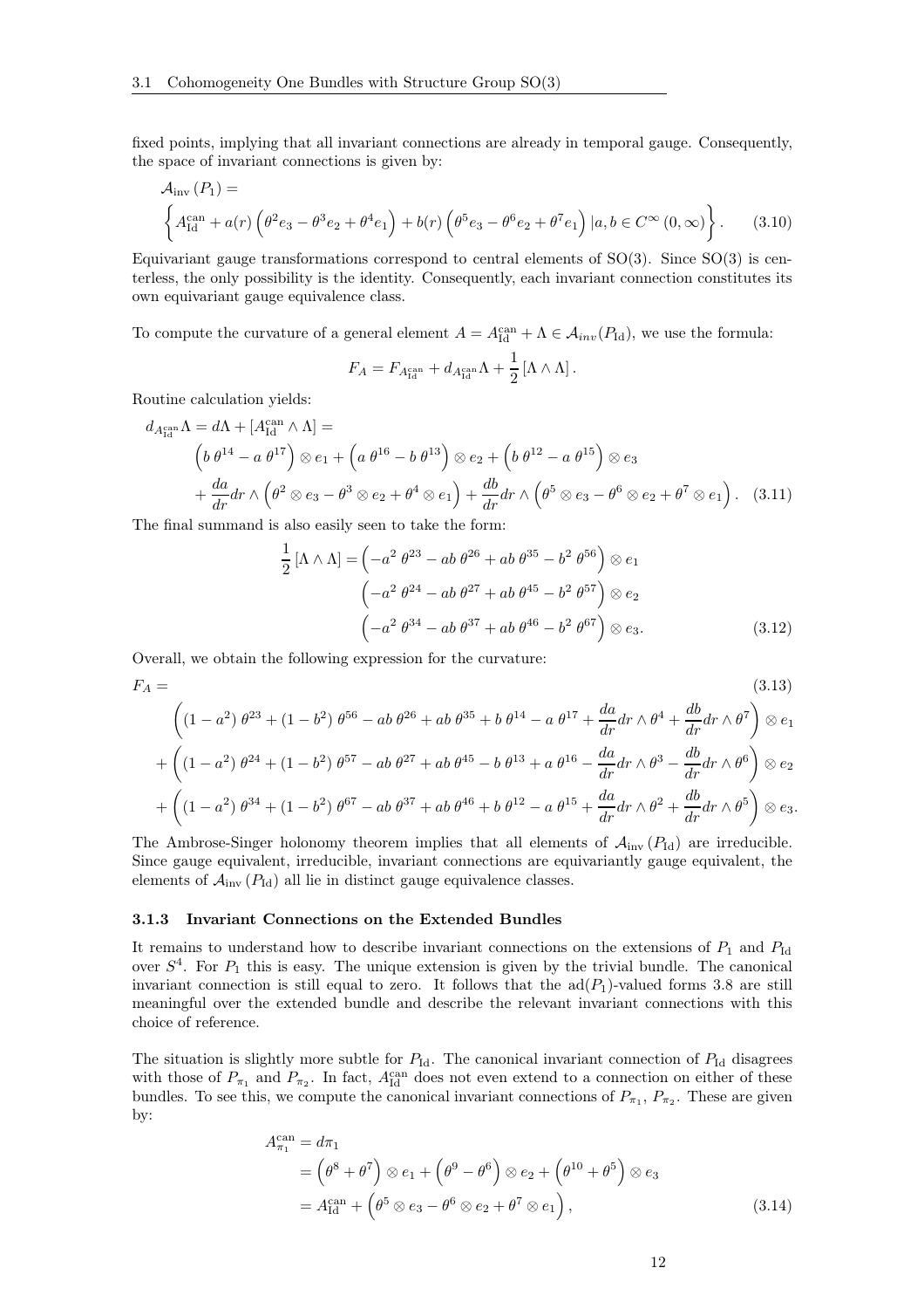fixed points, implying that all invariant connections are already in temporal gauge. Consequently, the space of invariant connections is given by:

$$\mathcal{A}_{\text{inv}}(P_1) = \left\{ A^{\text{can}}_{\text{Id}} + a(r)\left(\theta^2 e_3 - \theta^3 e_2 + \theta^4 e_1\right) + b(r)\left(\theta^5 e_3 - \theta^6 e_2 + \theta^7 e_1\right) | a, b \in C^\infty(0,\infty) \right\}. \tag{3.10}$$

Equivariant gauge transformations correspond to central elements of SO(3). Since SO(3) is centerless, the only possibility is the identity. Consequently, each invariant connection constitutes its own equivariant gauge equivalence class.

To compute the curvature of a general element $A = A^{\text{can}}_{\text{Id}} + \Lambda \in \mathcal{A}_{inv}(P_{\text{Id}})$, we use the formula:

$$F_A = F_{A^{\text{can}}_{\text{Id}}} + d_{A^{\text{can}}_{\text{Id}}}\Lambda + \frac{1}{2}[\Lambda \wedge \Lambda].$$

Routine calculation yields:

$$\begin{aligned} d_{A^{\text{can}}_{\text{Id}}}\Lambda = d\Lambda + [A^{\text{can}}_{\text{Id}} \wedge \Lambda] = \\ &\left(b\,\theta^{14} - a\,\theta^{17}\right) \otimes e_1 + \left(a\,\theta^{16} - b\,\theta^{13}\right) \otimes e_2 + \left(b\,\theta^{12} - a\,\theta^{15}\right) \otimes e_3 \\ &+ \frac{da}{dr}dr \wedge \left(\theta^2 \otimes e_3 - \theta^3 \otimes e_2 + \theta^4 \otimes e_1\right) + \frac{db}{dr}dr \wedge \left(\theta^5 \otimes e_3 - \theta^6 \otimes e_2 + \theta^7 \otimes e_1\right). \end{aligned} \tag{3.11}$$

The final summand is also easily seen to take the form:

$$\begin{aligned} \frac{1}{2}[\Lambda \wedge \Lambda] = &\left(-a^2\,\theta^{23} - ab\,\theta^{26} + ab\,\theta^{35} - b^2\,\theta^{56}\right) \otimes e_1 \\ &\left(-a^2\,\theta^{24} - ab\,\theta^{27} + ab\,\theta^{45} - b^2\,\theta^{57}\right) \otimes e_2 \\ &\left(-a^2\,\theta^{34} - ab\,\theta^{37} + ab\,\theta^{46} - b^2\,\theta^{67}\right) \otimes e_3. \end{aligned} \tag{3.12}$$

Overall, we obtain the following expression for the curvature:

$$\begin{aligned} F_A = \\ &\left((1-a^2)\,\theta^{23} + (1-b^2)\,\theta^{56} - ab\,\theta^{26} + ab\,\theta^{35} + b\,\theta^{14} - a\,\theta^{17} + \frac{da}{dr}dr \wedge \theta^4 + \frac{db}{dr}dr \wedge \theta^7\right) \otimes e_1 \\ &+ \left((1-a^2)\,\theta^{24} + (1-b^2)\,\theta^{57} - ab\,\theta^{27} + ab\,\theta^{45} - b\,\theta^{13} + a\,\theta^{16} - \frac{da}{dr}dr \wedge \theta^3 - \frac{db}{dr}dr \wedge \theta^6\right) \otimes e_2 \\ &+ \left((1-a^2)\,\theta^{34} + (1-b^2)\,\theta^{67} - ab\,\theta^{37} + ab\,\theta^{46} + b\,\theta^{12} - a\,\theta^{15} + \frac{da}{dr}dr \wedge \theta^2 + \frac{db}{dr}dr \wedge \theta^5\right) \otimes e_3. \end{aligned} \tag{3.13}$$

The Ambrose-Singer holonomy theorem implies that all elements of $\mathcal{A}_{\text{inv}}(P_{\text{Id}})$ are irreducible. Since gauge equivalent, irreducible, invariant connections are equivariantly gauge equivalent, the elements of $\mathcal{A}_{\text{inv}}(P_{\text{Id}})$ all lie in distinct gauge equivalence classes.

### 3.1.3 Invariant Connections on the Extended Bundles

It remains to understand how to describe invariant connections on the extensions of $P_1$ and $P_{\text{Id}}$ over $S^4$. For $P_1$ this is easy. The unique extension is given by the trivial bundle. The canonical invariant connection is still equal to zero. It follows that the $\text{ad}(P_1)$-valued forms 3.8 are still meaningful over the extended bundle and describe the relevant invariant connections with this choice of reference.

The situation is slightly more subtle for $P_{\text{Id}}$. The canonical invariant connection of $P_{\text{Id}}$ disagrees with those of $P_{\pi_1}$ and $P_{\pi_2}$. In fact, $A^{\text{can}}_{\text{Id}}$ does not even extend to a connection on either of these bundles. To see this, we compute the canonical invariant connections of $P_{\pi_1}$, $P_{\pi_2}$. These are given by:

$$\begin{aligned} A^{\text{can}}_{\pi_1} &= d\pi_1 \\ &= \left(\theta^8 + \theta^7\right) \otimes e_1 + \left(\theta^9 - \theta^6\right) \otimes e_2 + \left(\theta^{10} + \theta^5\right) \otimes e_3 \\ &= A^{\text{can}}_{\text{Id}} + \left(\theta^5 \otimes e_3 - \theta^6 \otimes e_2 + \theta^7 \otimes e_1\right), \end{aligned} \tag{3.14}$$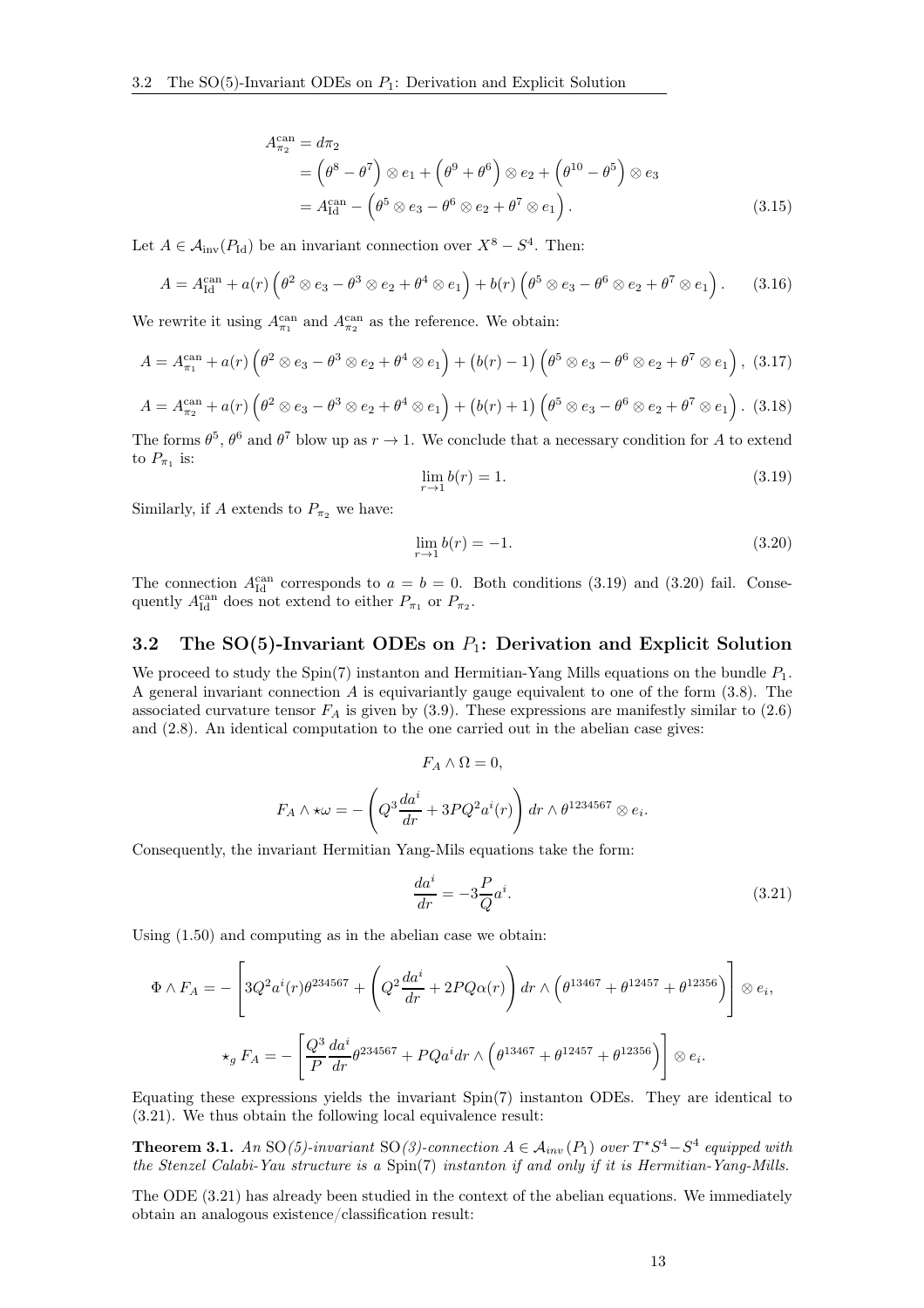$$
\begin{aligned}
A^{\text{can}}_{\pi_2} &= d\pi_2 \\
&= \left(\theta^8 - \theta^7\right) \otimes e_1 + \left(\theta^9 + \theta^6\right) \otimes e_2 + \left(\theta^{10} - \theta^5\right) \otimes e_3 \\
&= A^{\text{can}}_{\text{Id}} - \left(\theta^5 \otimes e_3 - \theta^6 \otimes e_2 + \theta^7 \otimes e_1\right).
\end{aligned} \tag{3.15}
$$

Let $A \in \mathcal{A}_{\text{inv}}(P_{\text{Id}})$ be an invariant connection over $X^8 - S^4$. Then:

$$
A = A^{\text{can}}_{\text{Id}} + a(r)\left(\theta^2 \otimes e_3 - \theta^3 \otimes e_2 + \theta^4 \otimes e_1\right) + b(r)\left(\theta^5 \otimes e_3 - \theta^6 \otimes e_2 + \theta^7 \otimes e_1\right). \tag{3.16}
$$

We rewrite it using $A^{\text{can}}_{\pi_1}$ and $A^{\text{can}}_{\pi_2}$ as the reference. We obtain:

$$
A = A^{\text{can}}_{\pi_1} + a(r)\left(\theta^2 \otimes e_3 - \theta^3 \otimes e_2 + \theta^4 \otimes e_1\right) + \left(b(r) - 1\right)\left(\theta^5 \otimes e_3 - \theta^6 \otimes e_2 + \theta^7 \otimes e_1\right), \tag{3.17}
$$

$$
A = A^{\text{can}}_{\pi_2} + a(r)\left(\theta^2 \otimes e_3 - \theta^3 \otimes e_2 + \theta^4 \otimes e_1\right) + \left(b(r) + 1\right)\left(\theta^5 \otimes e_3 - \theta^6 \otimes e_2 + \theta^7 \otimes e_1\right). \tag{3.18}
$$

The forms $\theta^5$, $\theta^6$ and $\theta^7$ blow up as $r \to 1$. We conclude that a necessary condition for $A$ to extend to $P_{\pi_1}$ is:

$$
\lim_{r \to 1} b(r) = 1. \tag{3.19}
$$

Similarly, if $A$ extends to $P_{\pi_2}$ we have:

$$
\lim_{r \to 1} b(r) = -1. \tag{3.20}
$$

The connection $A^{\text{can}}_{\text{Id}}$ corresponds to $a = b = 0$. Both conditions (3.19) and (3.20) fail. Consequently $A^{\text{can}}_{\text{Id}}$ does not extend to either $P_{\pi_1}$ or $P_{\pi_2}$.

## 3.2 The SO(5)-Invariant ODEs on $P_1$: Derivation and Explicit Solution

We proceed to study the Spin(7) instanton and Hermitian-Yang Mills equations on the bundle $P_1$. A general invariant connection $A$ is equivariantly gauge equivalent to one of the form (3.8). The associated curvature tensor $F_A$ is given by (3.9). These expressions are manifestly similar to (2.6) and (2.8). An identical computation to the one carried out in the abelian case gives:

$$
F_A \wedge \Omega = 0,
$$

$$
F_A \wedge \star\omega = -\left(Q^3 \frac{da^i}{dr} + 3PQ^2 a^i(r)\right) dr \wedge \theta^{1234567} \otimes e_i.
$$

Consequently, the invariant Hermitian Yang-Mils equations take the form:

$$
\frac{da^i}{dr} = -3\frac{P}{Q} a^i. \tag{3.21}
$$

Using (1.50) and computing as in the abelian case we obtain:

$$
\Phi \wedge F_A = -\left[3Q^2 a^i(r)\theta^{234567} + \left(Q^2 \frac{da^i}{dr} + 2PQ\alpha(r)\right) dr \wedge \left(\theta^{13467} + \theta^{12457} + \theta^{12356}\right)\right] \otimes e_i,
$$

$$
\star_g F_A = -\left[\frac{Q^3}{P}\frac{da^i}{dr}\theta^{234567} + PQa^i dr \wedge \left(\theta^{13467} + \theta^{12457} + \theta^{12356}\right)\right] \otimes e_i.
$$

Equating these expressions yields the invariant Spin(7) instanton ODEs. They are identical to (3.21). We thus obtain the following local equivalence result:

**Theorem 3.1.** *An* SO*(5)-invariant* SO*(3)-connection $A \in \mathcal{A}_{inv}(P_1)$ over $T^\star S^4 - S^4$ equipped with the Stenzel Calabi-Yau structure is a* Spin(7) *instanton if and only if it is Hermitian-Yang-Mills.*

The ODE (3.21) has already been studied in the context of the abelian equations. We immediately obtain an analogous existence/classification result: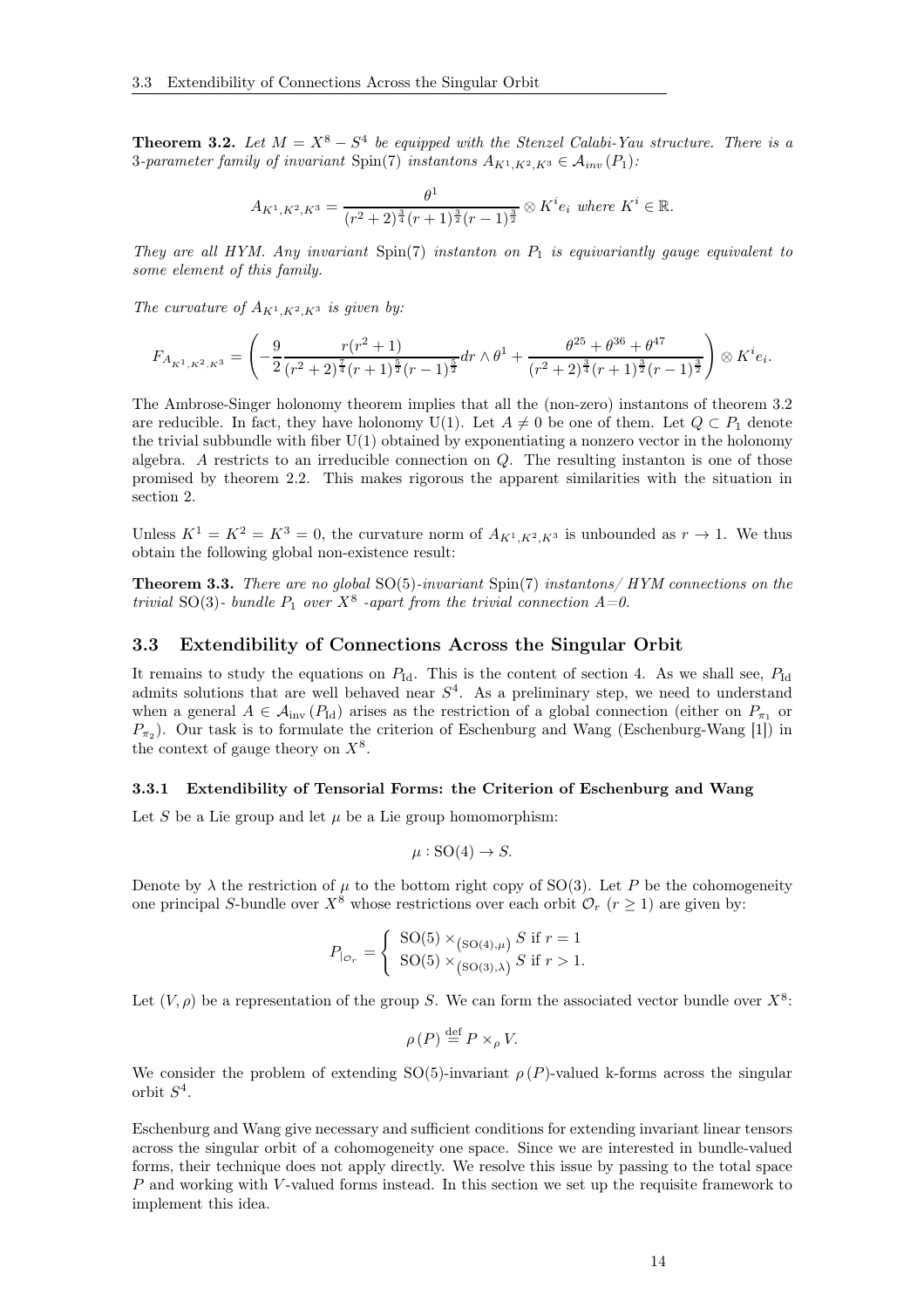**Theorem 3.2.** *Let $M = X^8 - S^4$ be equipped with the Stenzel Calabi-Yau structure. There is a 3-parameter family of invariant* $\mathrm{Spin}(7)$ *instantons* $A_{K^1,K^2,K^3} \in \mathcal{A}_{inv}(P_1)$*:*

$$A_{K^1,K^2,K^3} = \frac{\theta^1}{(r^2+2)^{\frac{3}{4}}(r+1)^{\frac{3}{2}}(r-1)^{\frac{3}{2}}} \otimes K^i e_i \text{ where } K^i \in \mathbb{R}.$$

*They are all HYM. Any invariant* $\mathrm{Spin}(7)$ *instanton on* $P_1$ *is equivariantly gauge equivalent to some element of this family.*

*The curvature of* $A_{K^1,K^2,K^3}$ *is given by:*

$$F_{A_{K^1,K^2,K^3}} = \left( -\frac{9}{2} \frac{r(r^2+1)}{(r^2+2)^{\frac{7}{4}}(r+1)^{\frac{5}{2}}(r-1)^{\frac{5}{2}}} dr \wedge \theta^1 + \frac{\theta^{25}+\theta^{36}+\theta^{47}}{(r^2+2)^{\frac{3}{4}}(r+1)^{\frac{3}{2}}(r-1)^{\frac{3}{2}}} \right) \otimes K^i e_i.$$

The Ambrose-Singer holonomy theorem implies that all the (non-zero) instantons of theorem 3.2 are reducible. In fact, they have holonomy U(1). Let $A \neq 0$ be one of them. Let $Q \subset P_1$ denote the trivial subbundle with fiber U(1) obtained by exponentiating a nonzero vector in the holonomy algebra. $A$ restricts to an irreducible connection on $Q$. The resulting instanton is one of those promised by theorem 2.2. This makes rigorous the apparent similarities with the situation in section 2.

Unless $K^1 = K^2 = K^3 = 0$, the curvature norm of $A_{K^1,K^2,K^3}$ is unbounded as $r \to 1$. We thus obtain the following global non-existence result:

**Theorem 3.3.** *There are no global* $\mathrm{SO}(5)$*-invariant* $\mathrm{Spin}(7)$ *instantons/ HYM connections on the trivial* $\mathrm{SO}(3)$*- bundle* $P_1$ *over* $X^8$ *-apart from the trivial connection* $A=0$*.*

## 3.3 Extendibility of Connections Across the Singular Orbit

It remains to study the equations on $P_{\mathrm{Id}}$. This is the content of section 4. As we shall see, $P_{\mathrm{Id}}$ admits solutions that are well behaved near $S^4$. As a preliminary step, we need to understand when a general $A \in \mathcal{A}_{\mathrm{inv}}(P_{\mathrm{Id}})$ arises as the restriction of a global connection (either on $P_{\pi_1}$ or $P_{\pi_2}$). Our task is to formulate the criterion of Eschenburg and Wang (Eschenburg-Wang [1]) in the context of gauge theory on $X^8$.

### 3.3.1 Extendibility of Tensorial Forms: the Criterion of Eschenburg and Wang

Let $S$ be a Lie group and let $\mu$ be a Lie group homomorphism:

$$\mu : \mathrm{SO}(4) \to S.$$

Denote by $\lambda$ the restriction of $\mu$ to the bottom right copy of SO(3). Let $P$ be the cohomogeneity one principal $S$-bundle over $X^8$ whose restrictions over each orbit $\mathcal{O}_r$ ($r \geq 1$) are given by:

$$P_{|_{\mathcal{O}_r}} = \begin{cases} \mathrm{SO}(5) \times_{(\mathrm{SO}(4),\mu)} S \text{ if } r = 1 \\ \mathrm{SO}(5) \times_{(\mathrm{SO}(3),\lambda)} S \text{ if } r > 1. \end{cases}$$

Let $(V, \rho)$ be a representation of the group $S$. We can form the associated vector bundle over $X^8$:

$$\rho(P) \overset{\text{def}}{=} P \times_\rho V.$$

We consider the problem of extending SO(5)-invariant $\rho(P)$-valued k-forms across the singular orbit $S^4$.

Eschenburg and Wang give necessary and sufficient conditions for extending invariant linear tensors across the singular orbit of a cohomogeneity one space. Since we are interested in bundle-valued forms, their technique does not apply directly. We resolve this issue by passing to the total space $P$ and working with $V$-valued forms instead. In this section we set up the requisite framework to implement this idea.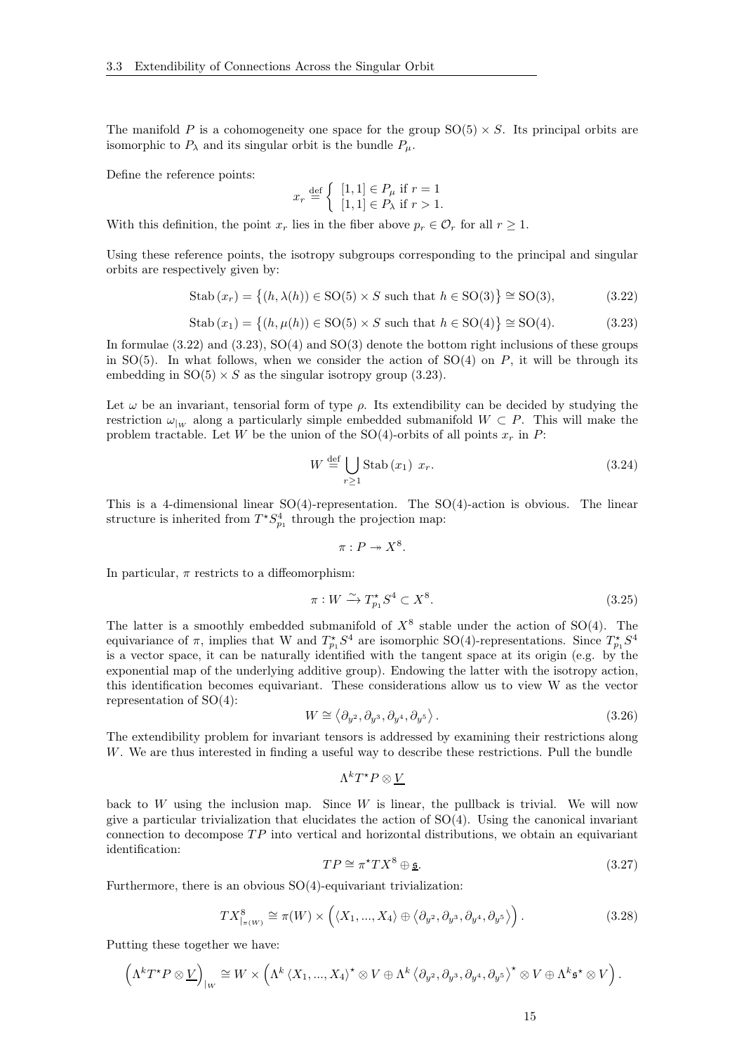The manifold $P$ is a cohomogeneity one space for the group $\mathrm{SO}(5) \times S$. Its principal orbits are isomorphic to $P_\lambda$ and its singular orbit is the bundle $P_\mu$.

Define the reference points:

$$x_r \overset{\text{def}}{=} \begin{cases} [1,1] \in P_\mu \text{ if } r = 1 \\ [1,1] \in P_\lambda \text{ if } r > 1. \end{cases}$$

With this definition, the point $x_r$ lies in the fiber above $p_r \in \mathcal{O}_r$ for all $r \geq 1$.

Using these reference points, the isotropy subgroups corresponding to the principal and singular orbits are respectively given by:

$$\mathrm{Stab}\,(x_r) = \left\{(h, \lambda(h)) \in \mathrm{SO}(5) \times S \text{ such that } h \in \mathrm{SO}(3)\right\} \cong \mathrm{SO}(3), \tag{3.22}$$

$$\mathrm{Stab}\,(x_1) = \left\{(h, \mu(h)) \in \mathrm{SO}(5) \times S \text{ such that } h \in \mathrm{SO}(4)\right\} \cong \mathrm{SO}(4). \tag{3.23}$$

In formulae (3.22) and (3.23), $\mathrm{SO}(4)$ and $\mathrm{SO}(3)$ denote the bottom right inclusions of these groups in $\mathrm{SO}(5)$. In what follows, when we consider the action of $\mathrm{SO}(4)$ on $P$, it will be through its embedding in $\mathrm{SO}(5) \times S$ as the singular isotropy group (3.23).

Let $\omega$ be an invariant, tensorial form of type $\rho$. Its extendibility can be decided by studying the restriction $\omega_{|_W}$ along a particularly simple embedded submanifold $W \subset P$. This will make the problem tractable. Let $W$ be the union of the $\mathrm{SO}(4)$-orbits of all points $x_r$ in $P$:

$$W \overset{\text{def}}{=} \bigcup_{r \geq 1} \mathrm{Stab}\,(x_1)\ x_r. \tag{3.24}$$

This is a 4-dimensional linear $\mathrm{SO}(4)$-representation. The $\mathrm{SO}(4)$-action is obvious. The linear structure is inherited from $T^\star S^4_{p_1}$ through the projection map:

$$\pi : P \twoheadrightarrow X^8.$$

In particular, $\pi$ restricts to a diffeomorphism:

$$\pi : W \xrightarrow{\sim} T^\star_{p_1} S^4 \subset X^8. \tag{3.25}$$

The latter is a smoothly embedded submanifold of $X^8$ stable under the action of $\mathrm{SO}(4)$. The equivariance of $\pi$, implies that W and $T^\star_{p_1} S^4$ are isomorphic $\mathrm{SO}(4)$-representations. Since $T^\star_{p_1} S^4$ is a vector space, it can be naturally identified with the tangent space at its origin (e.g. by the exponential map of the underlying additive group). Endowing the latter with the isotropy action, this identification becomes equivariant. These considerations allow us to view W as the vector representation of $\mathrm{SO}(4)$:

$$W \cong \left\langle \partial_{y^2}, \partial_{y^3}, \partial_{y^4}, \partial_{y^5} \right\rangle. \tag{3.26}$$

The extendibility problem for invariant tensors is addressed by examining their restrictions along $W$. We are thus interested in finding a useful way to describe these restrictions. Pull the bundle

$$\Lambda^k T^\star P \otimes \underline{V}$$

back to $W$ using the inclusion map. Since $W$ is linear, the pullback is trivial. We will now give a particular trivialization that elucidates the action of $\mathrm{SO}(4)$. Using the canonical invariant connection to decompose $TP$ into vertical and horizontal distributions, we obtain an equivariant identification:

$$TP \cong \pi^\star TX^8 \oplus \underline{\mathfrak{s}}. \tag{3.27}$$

Furthermore, there is an obvious $\mathrm{SO}(4)$-equivariant trivialization:

$$TX^8_{|_{\pi(W)}} \cong \pi(W) \times \left( \langle X_1, ..., X_4 \rangle \oplus \left\langle \partial_{y^2}, \partial_{y^3}, \partial_{y^4}, \partial_{y^5} \right\rangle \right). \tag{3.28}$$

Putting these together we have:

$$\left( \Lambda^k T^\star P \otimes \underline{V} \right)_{|_W} \cong W \times \left( \Lambda^k \langle X_1, ..., X_4 \rangle^\star \otimes V \oplus \Lambda^k \left\langle \partial_{y^2}, \partial_{y^3}, \partial_{y^4}, \partial_{y^5} \right\rangle^\star \otimes V \oplus \Lambda^k \mathfrak{s}^\star \otimes V \right).$$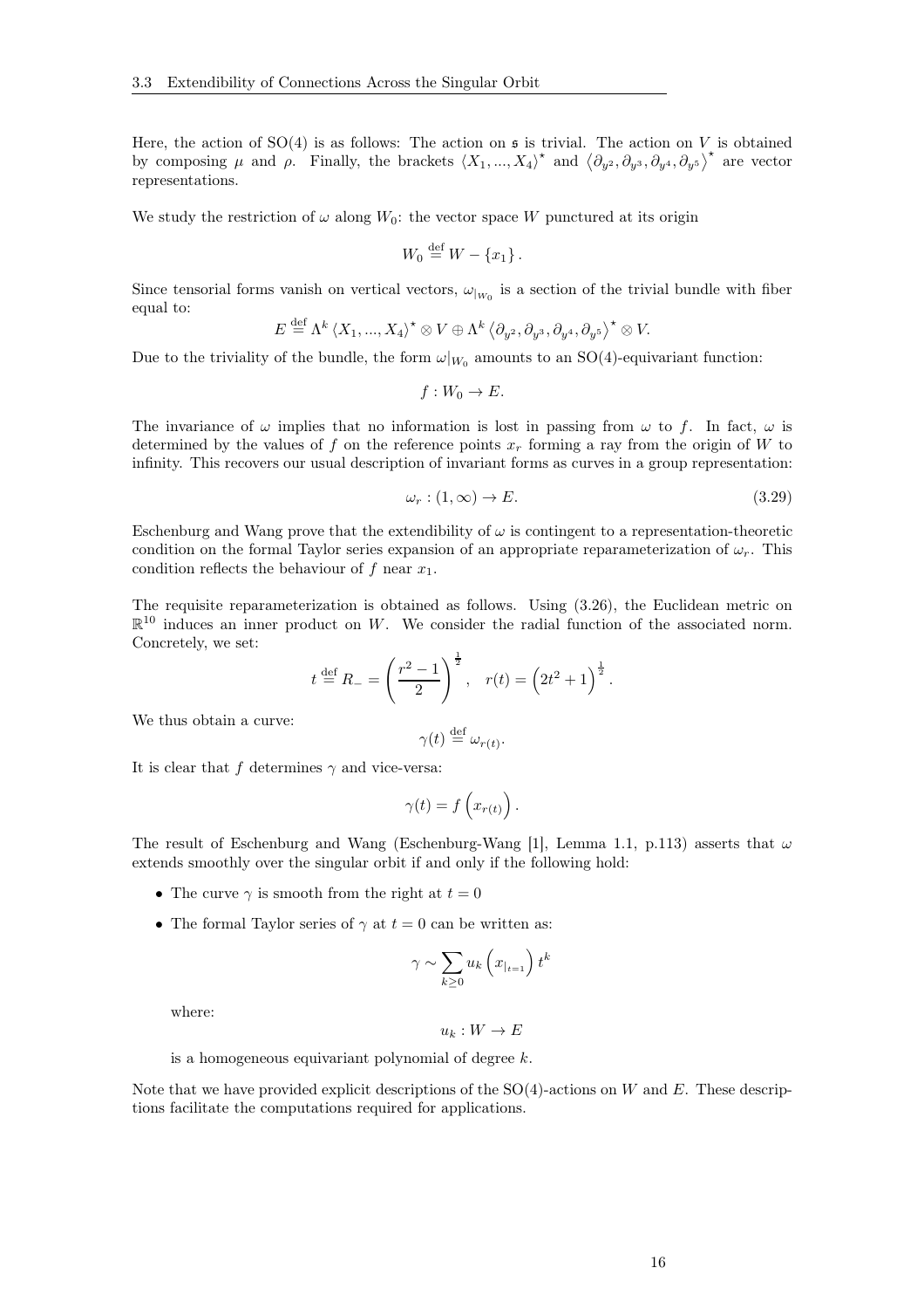Here, the action of $\mathrm{SO}(4)$ is as follows: The action on $\mathfrak{s}$ is trivial. The action on $V$ is obtained by composing $\mu$ and $\rho$. Finally, the brackets $\langle X_1, ..., X_4 \rangle^\star$ and $\langle \partial_{y^2}, \partial_{y^3}, \partial_{y^4}, \partial_{y^5} \rangle^\star$ are vector representations.

We study the restriction of $\omega$ along $W_0$: the vector space $W$ punctured at its origin

$$W_0 \stackrel{\text{def}}{=} W - \{x_1\}.$$

Since tensorial forms vanish on vertical vectors, $\omega_{|_{W_0}}$ is a section of the trivial bundle with fiber equal to:

$$E \stackrel{\text{def}}{=} \Lambda^k \langle X_1, ..., X_4 \rangle^\star \otimes V \oplus \Lambda^k \langle \partial_{y^2}, \partial_{y^3}, \partial_{y^4}, \partial_{y^5} \rangle^\star \otimes V.$$

Due to the triviality of the bundle, the form $\omega|_{W_0}$ amounts to an $\mathrm{SO}(4)$-equivariant function:

$$f : W_0 \to E.$$

The invariance of $\omega$ implies that no information is lost in passing from $\omega$ to $f$. In fact, $\omega$ is determined by the values of $f$ on the reference points $x_r$ forming a ray from the origin of $W$ to infinity. This recovers our usual description of invariant forms as curves in a group representation:

$$\omega_r : (1, \infty) \to E. \tag{3.29}$$

Eschenburg and Wang prove that the extendibility of $\omega$ is contingent to a representation-theoretic condition on the formal Taylor series expansion of an appropriate reparameterization of $\omega_r$. This condition reflects the behaviour of $f$ near $x_1$.

The requisite reparameterization is obtained as follows. Using (3.26), the Euclidean metric on $\mathbb{R}^{10}$ induces an inner product on $W$. We consider the radial function of the associated norm. Concretely, we set:

$$t \stackrel{\text{def}}{=} R_- = \left( \frac{r^2 - 1}{2} \right)^{\frac{1}{2}}, \quad r(t) = \left( 2t^2 + 1 \right)^{\frac{1}{2}}.$$

We thus obtain a curve:

$$\gamma(t) \stackrel{\text{def}}{=} \omega_{r(t)}.$$

It is clear that $f$ determines $\gamma$ and vice-versa:

$$\gamma(t) = f\left( x_{r(t)} \right).$$

The result of Eschenburg and Wang (Eschenburg-Wang [1], Lemma 1.1, p.113) asserts that $\omega$ extends smoothly over the singular orbit if and only if the following hold:

- The curve $\gamma$ is smooth from the right at $t = 0$
- The formal Taylor series of $\gamma$ at $t = 0$ can be written as:

  $$\gamma \sim \sum_{k \geq 0} u_k \left( x_{|_{t=1}} \right) t^k$$

  where:

  $$u_k : W \to E$$

  is a homogeneous equivariant polynomial of degree $k$.

Note that we have provided explicit descriptions of the $\mathrm{SO}(4)$-actions on $W$ and $E$. These descriptions facilitate the computations required for applications.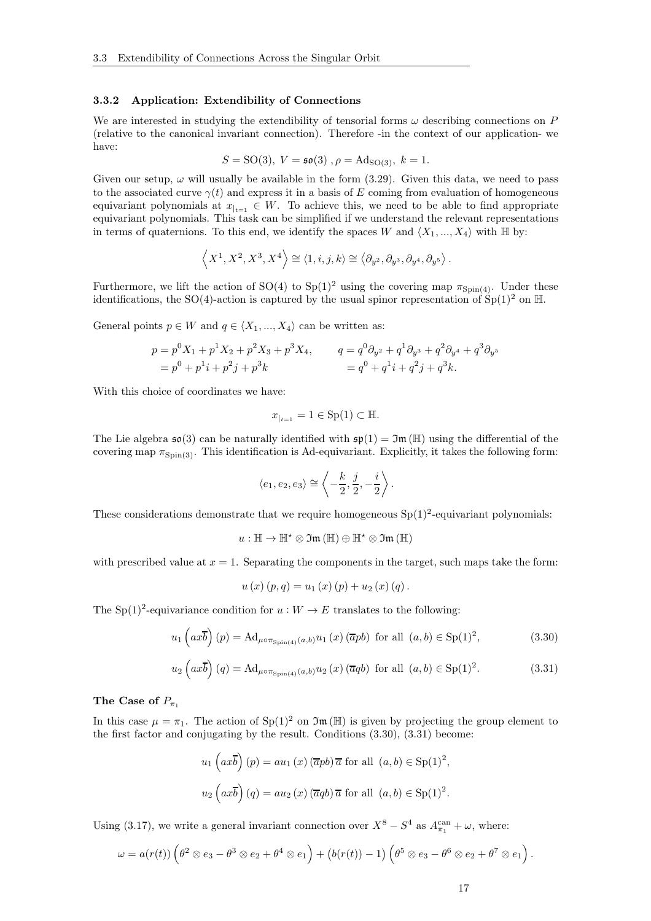### 3.3.2 Application: Extendibility of Connections

We are interested in studying the extendibility of tensorial forms $\omega$ describing connections on $P$ (relative to the canonical invariant connection). Therefore -in the context of our application- we have:

$$S = \mathrm{SO}(3),\ V = \mathfrak{so}(3)\ , \rho = \mathrm{Ad}_{\mathrm{SO}(3)},\ k = 1.$$

Given our setup, $\omega$ will usually be available in the form (3.29). Given this data, we need to pass to the associated curve $\gamma(t)$ and express it in a basis of $E$ coming from evaluation of homogeneous equivariant polynomials at $x_{|_{t=1}} \in W$. To achieve this, we need to be able to find appropriate equivariant polynomials. This task can be simplified if we understand the relevant representations in terms of quaternions. To this end, we identify the spaces $W$ and $\langle X_1, ..., X_4\rangle$ with $\mathbb{H}$ by:

$$\left\langle X^1, X^2, X^3, X^4 \right\rangle \cong \langle 1, i, j, k\rangle \cong \left\langle \partial_{y^2}, \partial_{y^3}, \partial_{y^4}, \partial_{y^5}\right\rangle.$$

Furthermore, we lift the action of SO(4) to $\mathrm{Sp}(1)^2$ using the covering map $\pi_{\mathrm{Spin}(4)}$. Under these identifications, the SO(4)-action is captured by the usual spinor representation of $\mathrm{Sp}(1)^2$ on $\mathbb{H}$.

General points $p \in W$ and $q \in \langle X_1, ..., X_4\rangle$ can be written as:

$$\begin{aligned} p &= p^0X_1 + p^1X_2 + p^2X_3 + p^3X_4, & \qquad q &= q^0\partial_{y^2} + q^1\partial_{y^3} + q^2\partial_{y^4} + q^3\partial_{y^5} \\ &= p^0 + p^1i + p^2j + p^3k & &= q^0 + q^1i + q^2j + q^3k. \end{aligned}$$

With this choice of coordinates we have:

$$x_{|_{t=1}} = 1 \in \mathrm{Sp}(1) \subset \mathbb{H}.$$

The Lie algebra $\mathfrak{so}(3)$ can be naturally identified with $\mathfrak{sp}(1) = \mathfrak{Im}(\mathbb{H})$ using the differential of the covering map $\pi_{\mathrm{Spin}(3)}$. This identification is Ad-equivariant. Explicitly, it takes the following form:

$$\langle e_1, e_2, e_3\rangle \cong \left\langle -\frac{k}{2}, \frac{j}{2}, -\frac{i}{2}\right\rangle.$$

These considerations demonstrate that we require homogeneous $\mathrm{Sp}(1)^2$-equivariant polynomials:

$$u : \mathbb{H} \to \mathbb{H}^\star \otimes \mathfrak{Im}(\mathbb{H}) \oplus \mathbb{H}^\star \otimes \mathfrak{Im}(\mathbb{H})$$

with prescribed value at $x = 1$. Separating the components in the target, such maps take the form:

$$u(x)(p, q) = u_1(x)(p) + u_2(x)(q).$$

The $\mathrm{Sp}(1)^2$-equivariance condition for $u : W \to E$ translates to the following:

$$u_1\left(ax\overline{b}\right)(p) = \mathrm{Ad}_{\mu\circ\pi_{\mathrm{Spin}(4)}(a,b)}u_1(x)(\overline{a}pb) \ \text{ for all } \ (a, b) \in \mathrm{Sp}(1)^2, \tag{3.30}$$

$$u_2\left(ax\overline{b}\right)(q) = \mathrm{Ad}_{\mu\circ\pi_{\mathrm{Spin}(4)}(a,b)}u_2(x)(\overline{a}qb) \ \text{ for all } \ (a, b) \in \mathrm{Sp}(1)^2. \tag{3.31}$$

#### The Case of $P_{\pi_1}$

In this case $\mu = \pi_1$. The action of $\mathrm{Sp}(1)^2$ on $\mathfrak{Im}(\mathbb{H})$ is given by projecting the group element to the first factor and conjugating by the result. Conditions (3.30), (3.31) become:

$$u_1\left(ax\overline{b}\right)(p) = au_1(x)(\overline{a}pb)\,\overline{a} \text{ for all } (a, b) \in \mathrm{Sp}(1)^2,$$

$$u_2\left(ax\overline{b}\right)(q) = au_2(x)(\overline{a}qb)\,\overline{a} \text{ for all } (a, b) \in \mathrm{Sp}(1)^2.$$

Using (3.17), we write a general invariant connection over $X^8 - S^4$ as $A^{\mathrm{can}}_{\pi_1} + \omega$, where:

$$\omega = a(r(t))\left(\theta^2 \otimes e_3 - \theta^3 \otimes e_2 + \theta^4 \otimes e_1\right) + \left(b(r(t)) - 1\right)\left(\theta^5 \otimes e_3 - \theta^6 \otimes e_2 + \theta^7 \otimes e_1\right).$$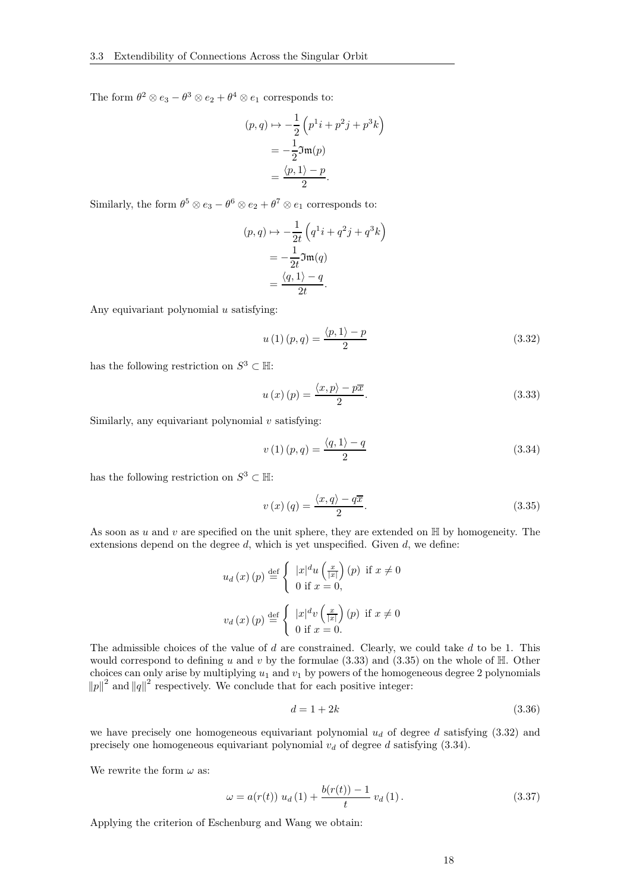The form $\theta^2 \otimes e_3 - \theta^3 \otimes e_2 + \theta^4 \otimes e_1$ corresponds to:

$$
\begin{aligned}
(p, q) \mapsto & -\frac{1}{2}\left(p^1 i + p^2 j + p^3 k\right) \\
&= -\frac{1}{2}\mathfrak{Im}(p) \\
&= \frac{\langle p, 1\rangle - p}{2}.
\end{aligned}
$$

Similarly, the form $\theta^5 \otimes e_3 - \theta^6 \otimes e_2 + \theta^7 \otimes e_1$ corresponds to:

$$
\begin{aligned}
(p, q) \mapsto & -\frac{1}{2t}\left(q^1 i + q^2 j + q^3 k\right) \\
&= -\frac{1}{2t}\mathfrak{Im}(q) \\
&= \frac{\langle q, 1\rangle - q}{2t}.
\end{aligned}
$$

Any equivariant polynomial $u$ satisfying:

$$
u(1)(p, q) = \frac{\langle p, 1\rangle - p}{2} \tag{3.32}
$$

has the following restriction on $S^3 \subset \mathbb{H}$:

$$
u(x)(p) = \frac{\langle x, p\rangle - p\overline{x}}{2}. \tag{3.33}
$$

Similarly, any equivariant polynomial $v$ satisfying:

$$
v(1)(p, q) = \frac{\langle q, 1\rangle - q}{2} \tag{3.34}
$$

has the following restriction on $S^3 \subset \mathbb{H}$:

$$
v(x)(q) = \frac{\langle x, q\rangle - q\overline{x}}{2}. \tag{3.35}
$$

As soon as $u$ and $v$ are specified on the unit sphere, they are extended on $\mathbb{H}$ by homogeneity. The extensions depend on the degree $d$, which is yet unspecified. Given $d$, we define:

$$
u_d(x)(p) \stackrel{\text{def}}{=} \begin{cases} |x|^d u\left(\frac{x}{|x|}\right)(p) \text{ if } x \neq 0 \\ 0 \text{ if } x = 0, \end{cases}
$$

$$
v_d(x)(p) \stackrel{\text{def}}{=} \begin{cases} |x|^d v\left(\frac{x}{|x|}\right)(p) \text{ if } x \neq 0 \\ 0 \text{ if } x = 0. \end{cases}
$$

The admissible choices of the value of $d$ are constrained. Clearly, we could take $d$ to be 1. This would correspond to defining $u$ and $v$ by the formulae (3.33) and (3.35) on the whole of $\mathbb{H}$. Other choices can only arise by multiplying $u_1$ and $v_1$ by powers of the homogeneous degree 2 polynomials $\|p\|^2$ and $\|q\|^2$ respectively. We conclude that for each positive integer:

$$
d = 1 + 2k \tag{3.36}
$$

we have precisely one homogeneous equivariant polynomial $u_d$ of degree $d$ satisfying (3.32) and precisely one homogeneous equivariant polynomial $v_d$ of degree $d$ satisfying (3.34).

We rewrite the form $\omega$ as:

$$
\omega = a(r(t))\, u_d(1) + \frac{b(r(t)) - 1}{t}\, v_d(1). \tag{3.37}
$$

Applying the criterion of Eschenburg and Wang we obtain: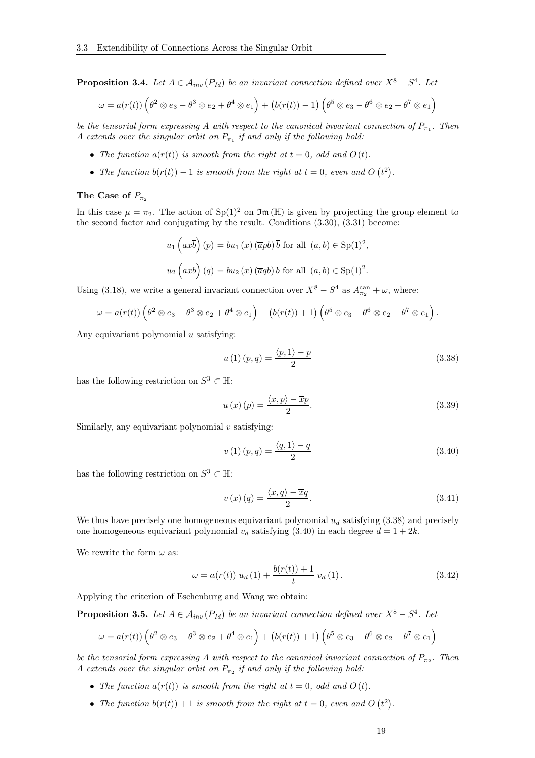**Proposition 3.4.** *Let $A \in \mathcal{A}_{inv}(P_{Id})$ be an invariant connection defined over $X^8 - S^4$. Let*

$$\omega = a(r(t))\left(\theta^2 \otimes e_3 - \theta^3 \otimes e_2 + \theta^4 \otimes e_1\right) + \left(b(r(t)) - 1\right)\left(\theta^5 \otimes e_3 - \theta^6 \otimes e_2 + \theta^7 \otimes e_1\right)$$

*be the tensorial form expressing $A$ with respect to the canonical invariant connection of $P_{\pi_1}$. Then $A$ extends over the singular orbit on $P_{\pi_1}$ if and only if the following hold:*

- *The function $a(r(t))$ is smooth from the right at $t = 0$, odd and $O(t)$.*
- *The function $b(r(t)) - 1$ is smooth from the right at $t = 0$, even and $O(t^2)$.*

### The Case of $P_{\pi_2}$

In this case $\mu = \pi_2$. The action of $\mathrm{Sp}(1)^2$ on $\mathfrak{Im}(\mathbb{H})$ is given by projecting the group element to the second factor and conjugating by the result. Conditions (3.30), (3.31) become:

$$u_1\left(ax\overline{b}\right)(p) = bu_1(x)\left(\overline{a}pb\right)\overline{b} \text{ for all } (a,b) \in \mathrm{Sp}(1)^2,$$

$$u_2\left(ax\overline{b}\right)(q) = bu_2(x)\left(\overline{a}qb\right)\overline{b} \text{ for all } (a,b) \in \mathrm{Sp}(1)^2.$$

Using (3.18), we write a general invariant connection over $X^8 - S^4$ as $A^{\mathrm{can}}_{\pi_2} + \omega$, where:

$$\omega = a(r(t))\left(\theta^2 \otimes e_3 - \theta^3 \otimes e_2 + \theta^4 \otimes e_1\right) + \left(b(r(t)) + 1\right)\left(\theta^5 \otimes e_3 - \theta^6 \otimes e_2 + \theta^7 \otimes e_1\right).$$

Any equivariant polynomial $u$ satisfying:

$$u(1)(p,q) = \frac{\langle p, 1\rangle - p}{2} \tag{3.38}$$

has the following restriction on $S^3 \subset \mathbb{H}$:

$$u(x)(p) = \frac{\langle x, p\rangle - \overline{x}p}{2}. \tag{3.39}$$

Similarly, any equivariant polynomial $v$ satisfying:

$$v(1)(p,q) = \frac{\langle q, 1\rangle - q}{2} \tag{3.40}$$

has the following restriction on $S^3 \subset \mathbb{H}$:

$$v(x)(q) = \frac{\langle x, q\rangle - \overline{x}q}{2}. \tag{3.41}$$

We thus have precisely one homogeneous equivariant polynomial $u_d$ satisfying (3.38) and precisely one homogeneous equivariant polynomial $v_d$ satisfying (3.40) in each degree $d = 1 + 2k$.

We rewrite the form $\omega$ as:

$$\omega = a(r(t))\; u_d(1) + \frac{b(r(t)) + 1}{t}\; v_d(1). \tag{3.42}$$

Applying the criterion of Eschenburg and Wang we obtain:

**Proposition 3.5.** *Let $A \in \mathcal{A}_{inv}(P_{Id})$ be an invariant connection defined over $X^8 - S^4$. Let*

$$\omega = a(r(t))\left(\theta^2 \otimes e_3 - \theta^3 \otimes e_2 + \theta^4 \otimes e_1\right) + \left(b(r(t)) + 1\right)\left(\theta^5 \otimes e_3 - \theta^6 \otimes e_2 + \theta^7 \otimes e_1\right)$$

*be the tensorial form expressing $A$ with respect to the canonical invariant connection of $P_{\pi_2}$. Then $A$ extends over the singular orbit on $P_{\pi_2}$ if and only if the following hold:*

- *The function $a(r(t))$ is smooth from the right at $t = 0$, odd and $O(t)$.*
- *The function $b(r(t)) + 1$ is smooth from the right at $t = 0$, even and $O(t^2)$.*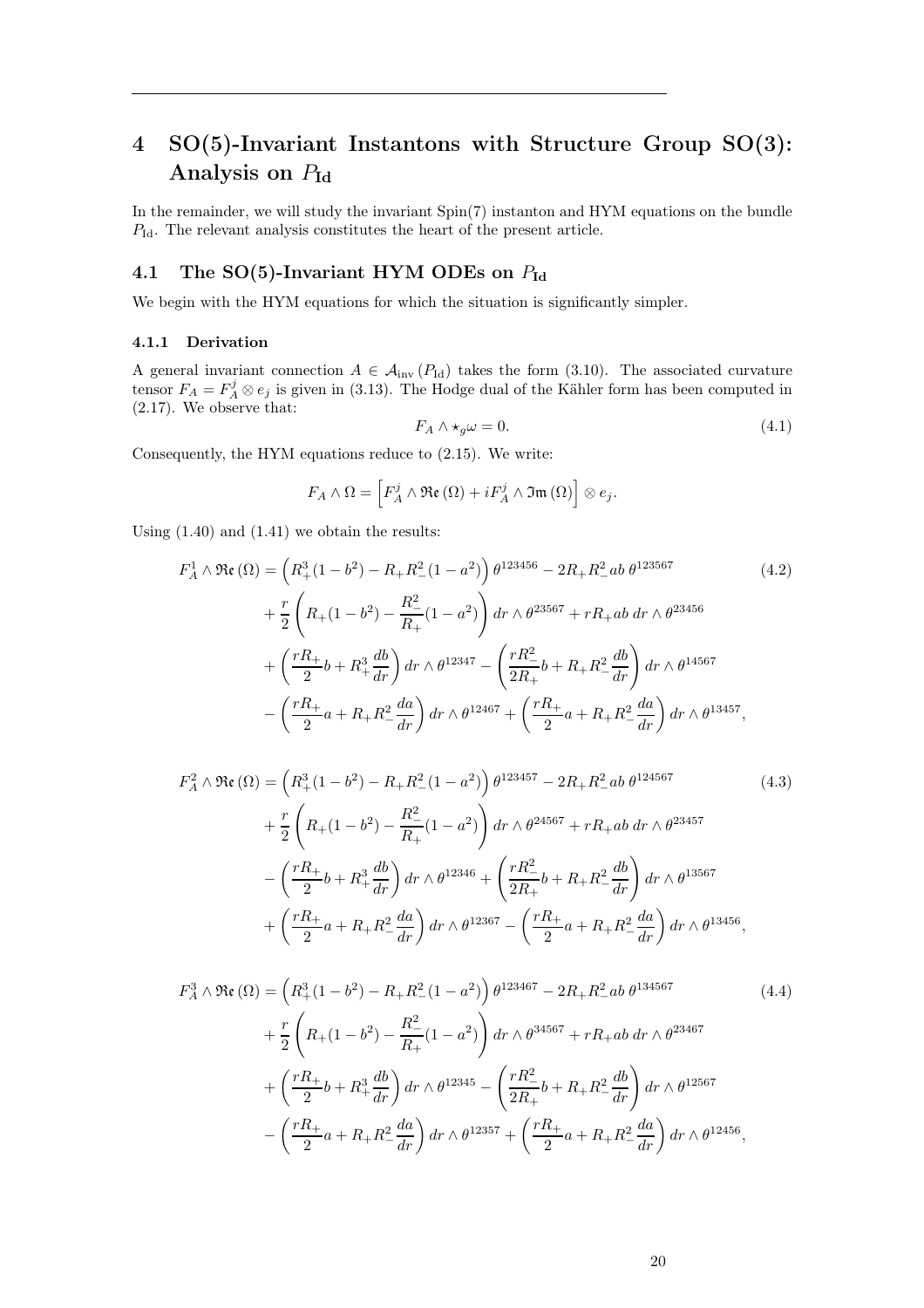# 4 SO(5)-Invariant Instantons with Structure Group SO(3): Analysis on $P_{\mathbf{Id}}$

In the remainder, we will study the invariant Spin(7) instanton and HYM equations on the bundle $P_{\mathrm{Id}}$. The relevant analysis constitutes the heart of the present article.

## 4.1 The SO(5)-Invariant HYM ODEs on $P_{\mathbf{Id}}$

We begin with the HYM equations for which the situation is significantly simpler.

### 4.1.1 Derivation

A general invariant connection $A \in \mathcal{A}_{\mathrm{inv}}(P_{\mathrm{Id}})$ takes the form (3.10). The associated curvature tensor $F_A = F_A^j \otimes e_j$ is given in (3.13). The Hodge dual of the Kähler form has been computed in (2.17). We observe that:

$$F_A \wedge \star_g \omega = 0. \tag{4.1}$$

Consequently, the HYM equations reduce to (2.15). We write:

$$F_A \wedge \Omega = \left[ F_A^j \wedge \mathfrak{Re}(\Omega) + i F_A^j \wedge \mathfrak{Im}(\Omega) \right] \otimes e_j.$$

Using (1.40) and (1.41) we obtain the results:

$$\begin{aligned}
F_A^1 \wedge \mathfrak{Re}(\Omega) &= \left( R_+^3(1-b^2) - R_+ R_-^2(1-a^2) \right) \theta^{123456} - 2R_+R_-^2 ab\, \theta^{123567} \\
&+ \frac{r}{2}\left( R_+(1-b^2) - \frac{R_-^2}{R_+}(1-a^2) \right) dr \wedge \theta^{23567} + rR_+ab\, dr \wedge \theta^{23456} \\
&+ \left( \frac{rR_+}{2} b + R_+^3 \frac{db}{dr} \right) dr \wedge \theta^{12347} - \left( \frac{rR_-^2}{2R_+} b + R_+ R_-^2 \frac{db}{dr} \right) dr \wedge \theta^{14567} \\
&- \left( \frac{rR_+}{2} a + R_+R_-^2 \frac{da}{dr} \right) dr \wedge \theta^{12467} + \left( \frac{rR_+}{2} a + R_+ R_-^2 \frac{da}{dr} \right) dr \wedge \theta^{13457},
\end{aligned} \tag{4.2}$$

$$\begin{aligned}
F_A^2 \wedge \mathfrak{Re}(\Omega) &= \left( R_+^3(1-b^2) - R_+ R_-^2(1-a^2) \right) \theta^{123457} - 2R_+R_-^2 ab\, \theta^{124567} \\
&+ \frac{r}{2}\left( R_+(1-b^2) - \frac{R_-^2}{R_+}(1-a^2) \right) dr \wedge \theta^{24567} + rR_+ab\, dr \wedge \theta^{23457} \\
&- \left( \frac{rR_+}{2} b + R_+^3 \frac{db}{dr} \right) dr \wedge \theta^{12346} + \left( \frac{rR_-^2}{2R_+} b + R_+ R_-^2 \frac{db}{dr} \right) dr \wedge \theta^{13567} \\
&+ \left( \frac{rR_+}{2} a + R_+R_-^2 \frac{da}{dr} \right) dr \wedge \theta^{12367} - \left( \frac{rR_+}{2} a + R_+ R_-^2 \frac{da}{dr} \right) dr \wedge \theta^{13456},
\end{aligned} \tag{4.3}$$

$$\begin{aligned}
F_A^3 \wedge \mathfrak{Re}(\Omega) &= \left( R_+^3(1-b^2) - R_+ R_-^2(1-a^2) \right) \theta^{123467} - 2R_+R_-^2 ab\, \theta^{134567} \\
&+ \frac{r}{2}\left( R_+(1-b^2) - \frac{R_-^2}{R_+}(1-a^2) \right) dr \wedge \theta^{34567} + rR_+ab\, dr \wedge \theta^{23467} \\
&+ \left( \frac{rR_+}{2} b + R_+^3 \frac{db}{dr} \right) dr \wedge \theta^{12345} - \left( \frac{rR_-^2}{2R_+} b + R_+ R_-^2 \frac{db}{dr} \right) dr \wedge \theta^{12567} \\
&- \left( \frac{rR_+}{2} a + R_+R_-^2 \frac{da}{dr} \right) dr \wedge \theta^{12357} + \left( \frac{rR_+}{2} a + R_+ R_-^2 \frac{da}{dr} \right) dr \wedge \theta^{12456},
\end{aligned} \tag{4.4}$$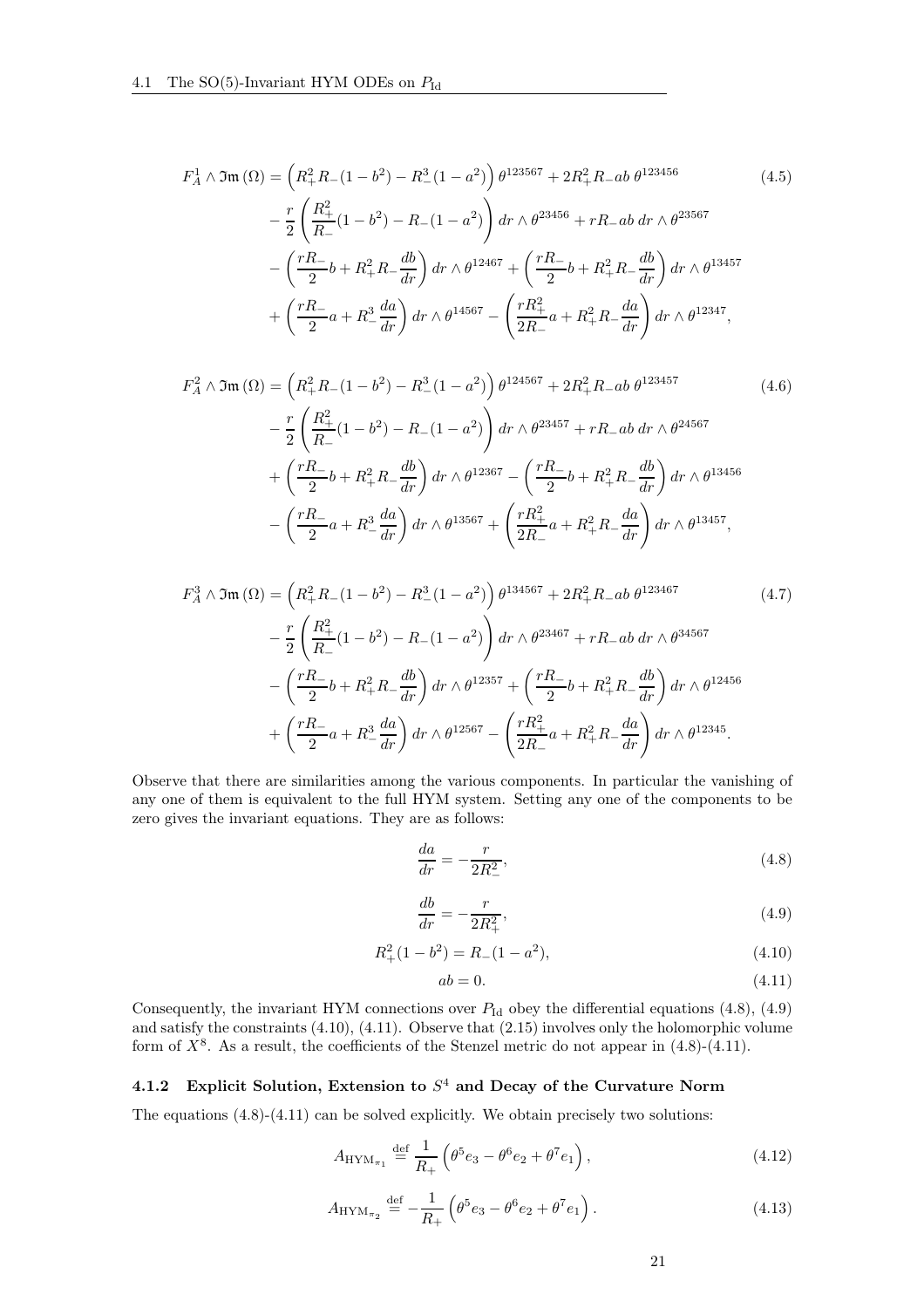$$
\begin{aligned}
F_A^1 \wedge \mathfrak{Im}(\Omega) &= \left(R_+^2 R_-(1-b^2) - R_-^3(1-a^2)\right)\theta^{123567} + 2R_+^2 R_- ab\, \theta^{123456} \\
&\quad - \frac{r}{2}\left(\frac{R_+^2}{R_-}(1-b^2) - R_-(1-a^2)\right) dr \wedge \theta^{23456} + rR_- ab\, dr \wedge \theta^{23567} \\
&\quad - \left(\frac{rR_-}{2} b + R_+^2 R_- \frac{db}{dr}\right) dr \wedge \theta^{12467} + \left(\frac{rR_-}{2} b + R_+^2 R_- \frac{db}{dr}\right) dr \wedge \theta^{13457} \\
&\quad + \left(\frac{rR_-}{2} a + R_-^3 \frac{da}{dr}\right) dr \wedge \theta^{14567} - \left(\frac{rR_+^2}{2R_-} a + R_+^2 R_- \frac{da}{dr}\right) dr \wedge \theta^{12347},
\end{aligned} \tag{4.5}
$$

$$
\begin{aligned}
F_A^2 \wedge \mathfrak{Im}(\Omega) &= \left(R_+^2 R_-(1-b^2) - R_-^3(1-a^2)\right)\theta^{124567} + 2R_+^2 R_- ab\, \theta^{123457} \\
&\quad - \frac{r}{2}\left(\frac{R_+^2}{R_-}(1-b^2) - R_-(1-a^2)\right) dr \wedge \theta^{23457} + rR_- ab\, dr \wedge \theta^{24567} \\
&\quad + \left(\frac{rR_-}{2} b + R_+^2 R_- \frac{db}{dr}\right) dr \wedge \theta^{12367} - \left(\frac{rR_-}{2} b + R_+^2 R_- \frac{db}{dr}\right) dr \wedge \theta^{13456} \\
&\quad - \left(\frac{rR_-}{2} a + R_-^3 \frac{da}{dr}\right) dr \wedge \theta^{13567} + \left(\frac{rR_+^2}{2R_-} a + R_+^2 R_- \frac{da}{dr}\right) dr \wedge \theta^{13457},
\end{aligned} \tag{4.6}
$$

$$
\begin{aligned}
F_A^3 \wedge \mathfrak{Im}(\Omega) &= \left(R_+^2 R_-(1-b^2) - R_-^3(1-a^2)\right)\theta^{134567} + 2R_+^2 R_- ab\, \theta^{123467} \\
&\quad - \frac{r}{2}\left(\frac{R_+^2}{R_-}(1-b^2) - R_-(1-a^2)\right) dr \wedge \theta^{23467} + rR_- ab\, dr \wedge \theta^{34567} \\
&\quad - \left(\frac{rR_-}{2} b + R_+^2 R_- \frac{db}{dr}\right) dr \wedge \theta^{12357} + \left(\frac{rR_-}{2} b + R_+^2 R_- \frac{db}{dr}\right) dr \wedge \theta^{12456} \\
&\quad + \left(\frac{rR_-}{2} a + R_-^3 \frac{da}{dr}\right) dr \wedge \theta^{12567} - \left(\frac{rR_+^2}{2R_-} a + R_+^2 R_- \frac{da}{dr}\right) dr \wedge \theta^{12345}.
\end{aligned} \tag{4.7}
$$

Observe that there are similarities among the various components. In particular the vanishing of any one of them is equivalent to the full HYM system. Setting any one of the components to be zero gives the invariant equations. They are as follows:

$$
\frac{da}{dr} = -\frac{r}{2R_-^2}, \tag{4.8}
$$

$$
\frac{db}{dr} = -\frac{r}{2R_+^2}, \tag{4.9}
$$

$$
R_+^2(1-b^2) = R_-(1-a^2), \tag{4.10}
$$

$$
ab = 0. \tag{4.11}
$$

Consequently, the invariant HYM connections over $P_{\mathrm{Id}}$ obey the differential equations (4.8), (4.9) and satisfy the constraints (4.10), (4.11). Observe that (2.15) involves only the holomorphic volume form of $X^8$. As a result, the coefficients of the Stenzel metric do not appear in (4.8)-(4.11).

### 4.1.2 Explicit Solution, Extension to $S^4$ and Decay of the Curvature Norm

The equations (4.8)-(4.11) can be solved explicitly. We obtain precisely two solutions:

$$
A_{\mathrm{HYM}_{\pi_1}} \stackrel{\mathrm{def}}{=} \frac{1}{R_+}\left(\theta^5 e_3 - \theta^6 e_2 + \theta^7 e_1\right), \tag{4.12}
$$

$$
A_{\mathrm{HYM}_{\pi_2}} \stackrel{\mathrm{def}}{=} -\frac{1}{R_+}\left(\theta^5 e_3 - \theta^6 e_2 + \theta^7 e_1\right). \tag{4.13}
$$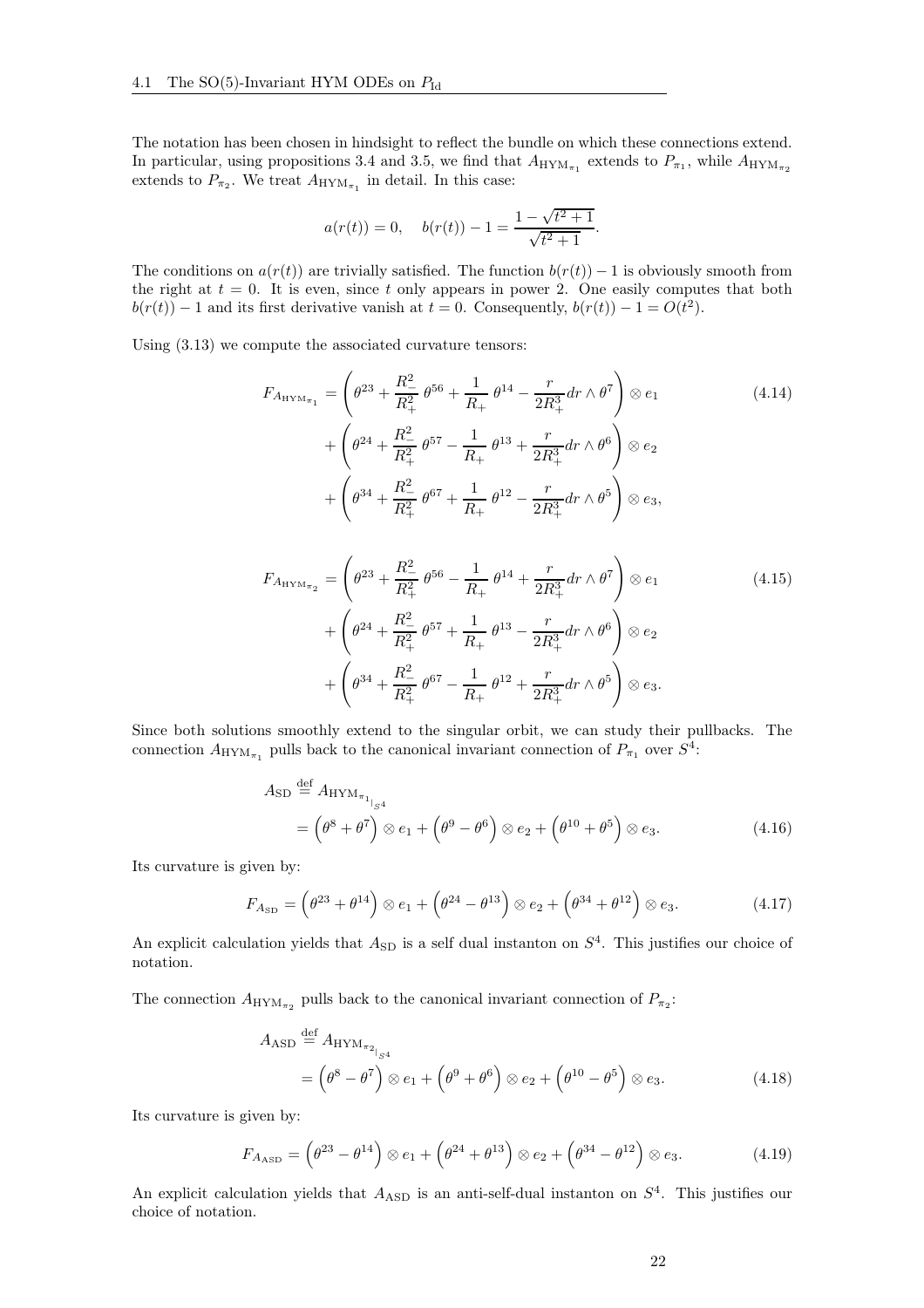The notation has been chosen in hindsight to reflect the bundle on which these connections extend. In particular, using propositions 3.4 and 3.5, we find that $A_{\mathrm{HYM}_{\pi_1}}$ extends to $P_{\pi_1}$, while $A_{\mathrm{HYM}_{\pi_2}}$ extends to $P_{\pi_2}$. We treat $A_{\mathrm{HYM}_{\pi_1}}$ in detail. In this case:

$$a(r(t)) = 0, \quad b(r(t)) - 1 = \frac{1-\sqrt{t^2+1}}{\sqrt{t^2+1}}.$$

The conditions on $a(r(t))$ are trivially satisfied. The function $b(r(t)) - 1$ is obviously smooth from the right at $t = 0$. It is even, since $t$ only appears in power 2. One easily computes that both $b(r(t)) - 1$ and its first derivative vanish at $t = 0$. Consequently, $b(r(t)) - 1 = O(t^2)$.

Using (3.13) we compute the associated curvature tensors:

$$\begin{aligned} F_{A_{\mathrm{HYM}_{\pi_1}}} &= \left(\theta^{23} + \frac{R_-^2}{R_+^2}\,\theta^{56} + \frac{1}{R_+}\,\theta^{14} - \frac{r}{2R_+^3}dr\wedge\theta^7\right)\otimes e_1 \\ &+ \left(\theta^{24} + \frac{R_-^2}{R_+^2}\,\theta^{57} - \frac{1}{R_+}\,\theta^{13} + \frac{r}{2R_+^3}dr\wedge\theta^6\right)\otimes e_2 \\ &+ \left(\theta^{34} + \frac{R_-^2}{R_+^2}\,\theta^{67} + \frac{1}{R_+}\,\theta^{12} - \frac{r}{2R_+^3}dr\wedge\theta^5\right)\otimes e_3, \end{aligned} \tag{4.14}$$

$$\begin{aligned} F_{A_{\mathrm{HYM}_{\pi_2}}} &= \left(\theta^{23} + \frac{R_-^2}{R_+^2}\,\theta^{56} - \frac{1}{R_+}\,\theta^{14} + \frac{r}{2R_+^3}dr\wedge\theta^7\right)\otimes e_1 \\ &+ \left(\theta^{24} + \frac{R_-^2}{R_+^2}\,\theta^{57} + \frac{1}{R_+}\,\theta^{13} - \frac{r}{2R_+^3}dr\wedge\theta^6\right)\otimes e_2 \\ &+ \left(\theta^{34} + \frac{R_-^2}{R_+^2}\,\theta^{67} - \frac{1}{R_+}\,\theta^{12} + \frac{r}{2R_+^3}dr\wedge\theta^5\right)\otimes e_3. \end{aligned} \tag{4.15}$$

Since both solutions smoothly extend to the singular orbit, we can study their pullbacks. The connection $A_{\mathrm{HYM}_{\pi_1}}$ pulls back to the canonical invariant connection of $P_{\pi_1}$ over $S^4$:

$$\begin{aligned} A_{\mathrm{SD}} &\stackrel{\mathrm{def}}{=} A_{\mathrm{HYM}_{\pi_1}|_{S^4}} \\ &= \left(\theta^8+\theta^7\right)\otimes e_1 + \left(\theta^9-\theta^6\right)\otimes e_2 + \left(\theta^{10}+\theta^5\right)\otimes e_3. \end{aligned} \tag{4.16}$$

Its curvature is given by:

$$F_{A_{\mathrm{SD}}} = \left(\theta^{23}+\theta^{14}\right)\otimes e_1 + \left(\theta^{24}-\theta^{13}\right)\otimes e_2 + \left(\theta^{34}+\theta^{12}\right)\otimes e_3. \tag{4.17}$$

An explicit calculation yields that $A_{\mathrm{SD}}$ is a self dual instanton on $S^4$. This justifies our choice of notation.

The connection $A_{\mathrm{HYM}_{\pi_2}}$ pulls back to the canonical invariant connection of $P_{\pi_2}$:

$$\begin{aligned} A_{\mathrm{ASD}} &\stackrel{\mathrm{def}}{=} A_{\mathrm{HYM}_{\pi_2}|_{S^4}} \\ &= \left(\theta^8-\theta^7\right)\otimes e_1 + \left(\theta^9+\theta^6\right)\otimes e_2 + \left(\theta^{10}-\theta^5\right)\otimes e_3. \end{aligned} \tag{4.18}$$

Its curvature is given by:

$$F_{A_{\mathrm{ASD}}} = \left(\theta^{23}-\theta^{14}\right)\otimes e_1 + \left(\theta^{24}+\theta^{13}\right)\otimes e_2 + \left(\theta^{34}-\theta^{12}\right)\otimes e_3. \tag{4.19}$$

An explicit calculation yields that $A_{\mathrm{ASD}}$ is an anti-self-dual instanton on $S^4$. This justifies our choice of notation.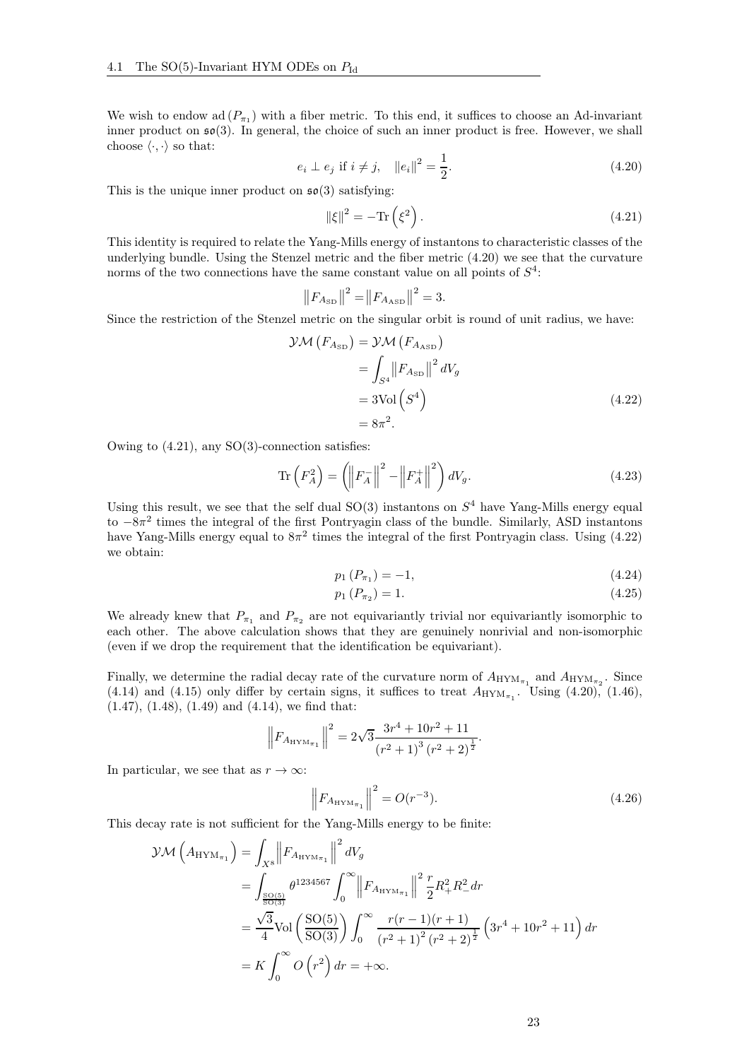We wish to endow $\mathrm{ad}(P_{\pi_1})$ with a fiber metric. To this end, it suffices to choose an Ad-invariant inner product on $\mathfrak{so}(3)$. In general, the choice of such an inner product is free. However, we shall choose $\langle\cdot,\cdot\rangle$ so that:

$$e_i \perp e_j \text{ if } i \neq j, \quad \|e_i\|^2 = \frac{1}{2}. \tag{4.20}$$

This is the unique inner product on $\mathfrak{so}(3)$ satisfying:

$$\|\xi\|^2 = -\mathrm{Tr}\left(\xi^2\right). \tag{4.21}$$

This identity is required to relate the Yang-Mills energy of instantons to characteristic classes of the underlying bundle. Using the Stenzel metric and the fiber metric (4.20) we see that the curvature norms of the two connections have the same constant value on all points of $S^4$:

$$\left\|F_{A_{\mathrm{SD}}}\right\|^2 = \left\|F_{A_{\mathrm{ASD}}}\right\|^2 = 3.$$

Since the restriction of the Stenzel metric on the singular orbit is round of unit radius, we have:

$$\begin{aligned}
\mathcal{YM}\left(F_{A_{\mathrm{SD}}}\right) &= \mathcal{YM}\left(F_{A_{\mathrm{ASD}}}\right) \\
&= \int_{S^4} \left\|F_{A_{\mathrm{SD}}}\right\|^2 dV_g \\
&= 3\mathrm{Vol}\left(S^4\right) \\
&= 8\pi^2.
\end{aligned} \tag{4.22}$$

Owing to (4.21), any SO(3)-connection satisfies:

$$\mathrm{Tr}\left(F_A^2\right) = \left(\left\|F_A^-\right\|^2 - \left\|F_A^+\right\|^2\right) dV_g. \tag{4.23}$$

Using this result, we see that the self dual SO(3) instantons on $S^4$ have Yang-Mills energy equal to $-8\pi^2$ times the integral of the first Pontryagin class of the bundle. Similarly, ASD instantons have Yang-Mills energy equal to $8\pi^2$ times the integral of the first Pontryagin class. Using (4.22) we obtain:

$$p_1\left(P_{\pi_1}\right) = -1, \tag{4.24}$$

$$p_1\left(P_{\pi_2}\right) = 1. \tag{4.25}$$

We already knew that $P_{\pi_1}$ and $P_{\pi_2}$ are not equivariantly trivial nor equivariantly isomorphic to each other. The above calculation shows that they are genuinely nonrivial and non-isomorphic (even if we drop the requirement that the identification be equivariant).

Finally, we determine the radial decay rate of the curvature norm of $A_{\mathrm{HYM}_{\pi_1}}$ and $A_{\mathrm{HYM}_{\pi_2}}$. Since (4.14) and (4.15) only differ by certain signs, it suffices to treat $A_{\mathrm{HYM}_{\pi_1}}$. Using (4.20), (1.46), (1.47), (1.48), (1.49) and (4.14), we find that:

$$\left\|F_{A_{\mathrm{HYM}_{\pi_1}}}\right\|^2 = 2\sqrt{3}\frac{3r^4 + 10r^2 + 11}{\left(r^2+1\right)^3\left(r^2+2\right)^{\frac{1}{2}}}.$$

In particular, we see that as $r \to \infty$:

$$\left\|F_{A_{\mathrm{HYM}_{\pi_1}}}\right\|^2 = O(r^{-3}). \tag{4.26}$$

This decay rate is not sufficient for the Yang-Mills energy to be finite:

$$\begin{aligned}
\mathcal{YM}\left(A_{\mathrm{HYM}_{\pi_1}}\right) &= \int_{X^8} \left\|F_{A_{\mathrm{HYM}_{\pi_1}}}\right\|^2 dV_g \\
&= \int_{\frac{\mathrm{SO}(5)}{\mathrm{SO}(3)}} \theta^{1234567} \int_0^\infty \left\|F_{A_{\mathrm{HYM}_{\pi_1}}}\right\|^2 \frac{r}{2} R_+^2 R_-^2 \, dr \\
&= \frac{\sqrt{3}}{4}\mathrm{Vol}\left(\frac{\mathrm{SO}(5)}{\mathrm{SO}(3)}\right) \int_0^\infty \frac{r(r-1)(r+1)}{\left(r^2+1\right)^2\left(r^2+2\right)^{\frac{1}{2}}}\left(3r^4 + 10r^2 + 11\right) dr \\
&= K \int_0^\infty O\left(r^2\right) dr = +\infty.
\end{aligned}$$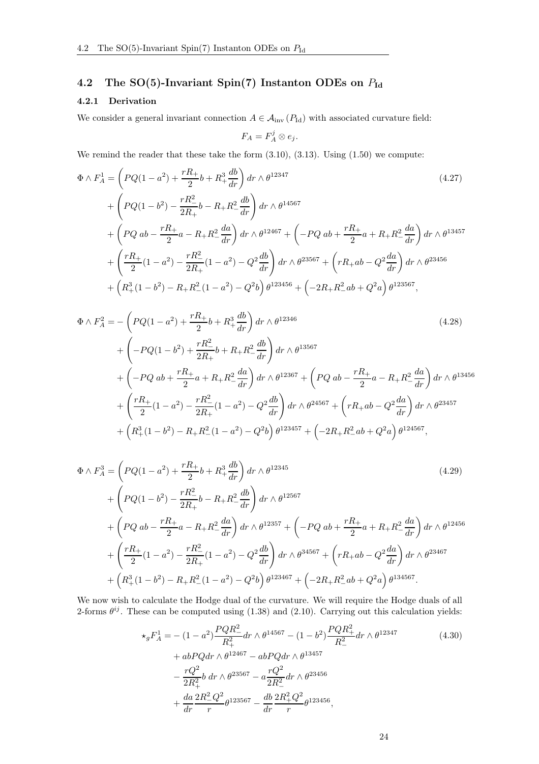## 4.2 The SO(5)-Invariant Spin(7) Instanton ODEs on $P_{\mathrm{Id}}$

### 4.2.1 Derivation

We consider a general invariant connection $A \in \mathcal{A}_{\mathrm{inv}}(P_{\mathrm{Id}})$ with associated curvature field:

$$F_A = F_A^j \otimes e_j.$$

We remind the reader that these take the form (3.10), (3.13). Using (1.50) we compute:

$$\begin{aligned}
\Phi \wedge F_A^1 = &\left( PQ(1-a^2) + \frac{rR_+}{2} b + R_+^3 \frac{db}{dr} \right) dr \wedge \theta^{12347} \\
&+ \left( PQ(1-b^2) - \frac{rR_-^2}{2R_+} b - R_+ R_-^2 \frac{db}{dr} \right) dr \wedge \theta^{14567} \\
&+ \left( PQ\, ab - \frac{rR_+}{2} a - R_+ R_-^2 \frac{da}{dr} \right) dr \wedge \theta^{12467} + \left( -PQ\, ab + \frac{rR_+}{2} a + R_+ R_-^2 \frac{da}{dr} \right) dr \wedge \theta^{13457} \\
&+ \left( \frac{rR_+}{2}(1-a^2) - \frac{rR_-^2}{2R_+}(1-a^2) - Q^2 \frac{db}{dr} \right) dr \wedge \theta^{23567} + \left( rR_+ ab - Q^2 \frac{da}{dr} \right) dr \wedge \theta^{23456} \\
&+ \left( R_+^3(1-b^2) - R_+ R_-^2 (1-a^2) - Q^2 b \right) \theta^{123456} + \left( -2R_+ R_-^2 ab + Q^2 a \right) \theta^{123567},
\end{aligned} \tag{4.27}$$

$$\begin{aligned}
\Phi \wedge F_A^2 = &- \left( PQ(1-a^2) + \frac{rR_+}{2} b + R_+^3 \frac{db}{dr} \right) dr \wedge \theta^{12346} \\
&+ \left( -PQ(1-b^2) + \frac{rR_-^2}{2R_+} b + R_+ R_-^2 \frac{db}{dr} \right) dr \wedge \theta^{13567} \\
&+ \left( -PQ\, ab + \frac{rR_+}{2} a + R_+ R_-^2 \frac{da}{dr} \right) dr \wedge \theta^{12367} + \left( PQ\, ab - \frac{rR_+}{2} a - R_+ R_-^2 \frac{da}{dr} \right) dr \wedge \theta^{13456} \\
&+ \left( \frac{rR_+}{2}(1-a^2) - \frac{rR_-^2}{2R_+}(1-a^2) - Q^2 \frac{db}{dr} \right) dr \wedge \theta^{24567} + \left( rR_+ ab - Q^2 \frac{da}{dr} \right) dr \wedge \theta^{23457} \\
&+ \left( R_+^3(1-b^2) - R_+ R_-^2 (1-a^2) - Q^2 b \right) \theta^{123457} + \left( -2R_+ R_-^2 ab + Q^2 a \right) \theta^{124567},
\end{aligned} \tag{4.28}$$

$$\begin{aligned}
\Phi \wedge F_A^3 = &\left( PQ(1-a^2) + \frac{rR_+}{2} b + R_+^3 \frac{db}{dr} \right) dr \wedge \theta^{12345} \\
&+ \left( PQ(1-b^2) - \frac{rR_-^2}{2R_+} b - R_+ R_-^2 \frac{db}{dr} \right) dr \wedge \theta^{12567} \\
&+ \left( PQ\, ab - \frac{rR_+}{2} a - R_+ R_-^2 \frac{da}{dr} \right) dr \wedge \theta^{12357} + \left( -PQ\, ab + \frac{rR_+}{2} a + R_+ R_-^2 \frac{da}{dr} \right) dr \wedge \theta^{12456} \\
&+ \left( \frac{rR_+}{2}(1-a^2) - \frac{rR_-^2}{2R_+}(1-a^2) - Q^2 \frac{db}{dr} \right) dr \wedge \theta^{34567} + \left( rR_+ ab - Q^2 \frac{da}{dr} \right) dr \wedge \theta^{23467} \\
&+ \left( R_+^3(1-b^2) - R_+ R_-^2 (1-a^2) - Q^2 b \right) \theta^{123467} + \left( -2R_+ R_-^2 ab + Q^2 a \right) \theta^{134567}.
\end{aligned} \tag{4.29}$$

We now wish to calculate the Hodge dual of the curvature. We will require the Hodge duals of all 2-forms $\theta^{ij}$. These can be computed using (1.38) and (2.10). Carrying out this calculation yields:

$$\begin{aligned}
\star_g F_A^1 = &-(1-a^2) \frac{PQR_-^2}{R_+^2} dr \wedge \theta^{14567} - (1-b^2) \frac{PQR_+^2}{R_-^2} dr \wedge \theta^{12347} \\
&+ abPQ dr \wedge \theta^{12467} - abPQ dr \wedge \theta^{13457} \\
&- \frac{rQ^2}{2R_+^2} b\, dr \wedge \theta^{23567} - a \frac{rQ^2}{2R_-^2} dr \wedge \theta^{23456} \\
&+ \frac{da}{dr} \frac{2R_-^2 Q^2}{r} \theta^{123567} - \frac{db}{dr} \frac{2R_+^2 Q^2}{r} \theta^{123456},
\end{aligned} \tag{4.30}$$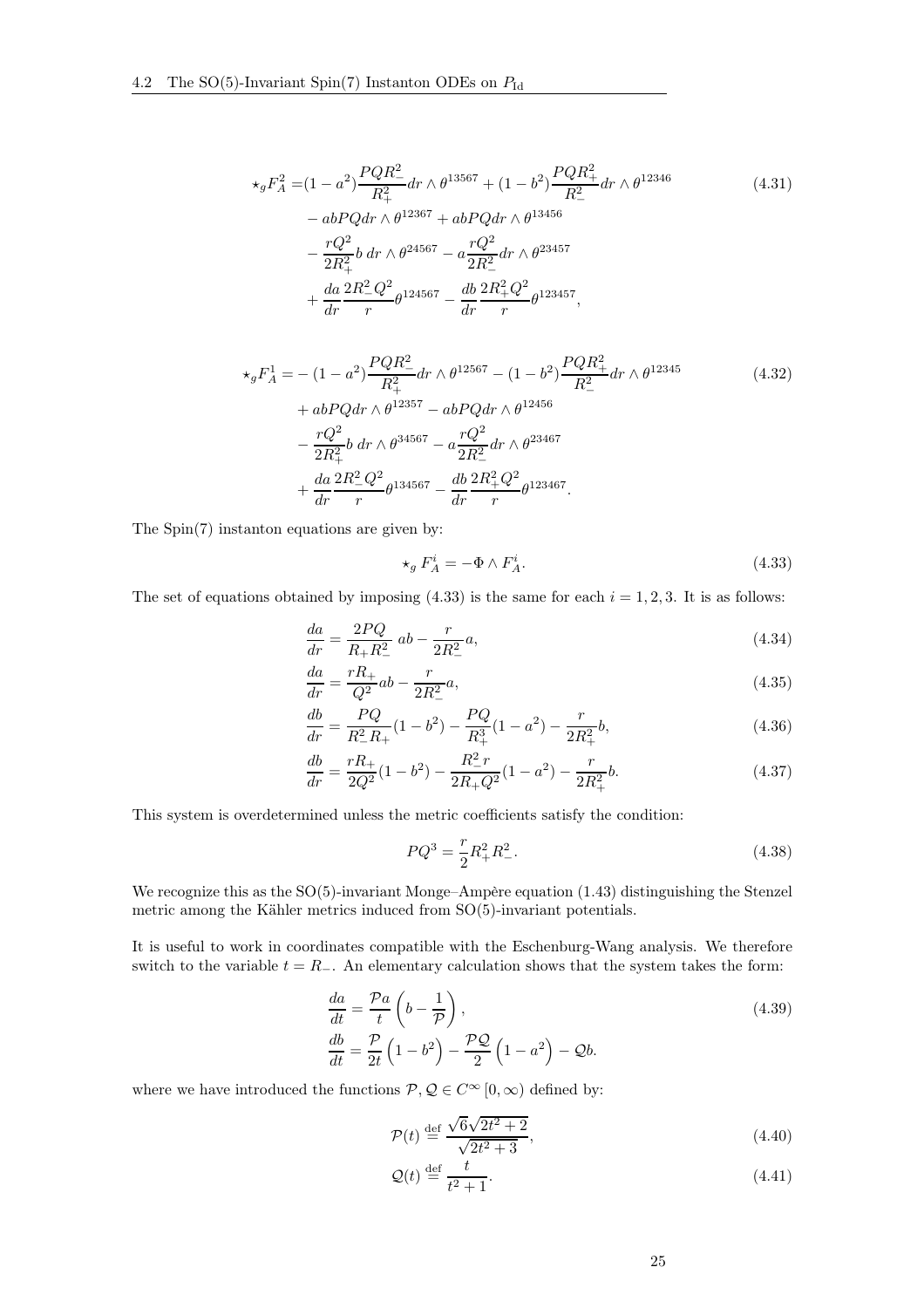$$\begin{aligned}\star_g F_A^2 =&(1-a^2)\frac{PQR_-^2}{R_+^2}dr\wedge\theta^{13567} + (1-b^2)\frac{PQR_+^2}{R_-^2}dr\wedge\theta^{12346} \\ &- abPQdr\wedge\theta^{12367} + abPQdr\wedge\theta^{13456} \\ &- \frac{rQ^2}{2R_+^2}b\, dr\wedge\theta^{24567} - a\frac{rQ^2}{2R_-^2}dr\wedge\theta^{23457} \\ &+ \frac{da}{dr}\frac{2R_-^2Q^2}{r}\theta^{124567} - \frac{db}{dr}\frac{2R_+^2Q^2}{r}\theta^{123457},\end{aligned} \tag{4.31}$$

$$\begin{aligned}\star_g F_A^1 =&-(1-a^2)\frac{PQR_-^2}{R_+^2}dr\wedge\theta^{12567} - (1-b^2)\frac{PQR_+^2}{R_-^2}dr\wedge\theta^{12345} \\ &+ abPQdr\wedge\theta^{12357} - abPQdr\wedge\theta^{12456} \\ &- \frac{rQ^2}{2R_+^2}b\, dr\wedge\theta^{34567} - a\frac{rQ^2}{2R_-^2}dr\wedge\theta^{23467} \\ &+ \frac{da}{dr}\frac{2R_-^2Q^2}{r}\theta^{134567} - \frac{db}{dr}\frac{2R_+^2Q^2}{r}\theta^{123467}.\end{aligned} \tag{4.32}$$

The Spin(7) instanton equations are given by:

$$\star_g F_A^i = -\Phi\wedge F_A^i. \tag{4.33}$$

The set of equations obtained by imposing (4.33) is the same for each $i=1,2,3$. It is as follows:

$$\frac{da}{dr} = \frac{2PQ}{R_+R_-^2}\ ab - \frac{r}{2R_-^2}a, \tag{4.34}$$

$$\frac{da}{dr} = \frac{rR_+}{Q^2}ab - \frac{r}{2R_-^2}a, \tag{4.35}$$

$$\frac{db}{dr} = \frac{PQ}{R_-^2R_+}(1-b^2) - \frac{PQ}{R_+^3}(1-a^2) - \frac{r}{2R_+^2}b, \tag{4.36}$$

$$\frac{db}{dr} = \frac{rR_+}{2Q^2}(1-b^2) - \frac{R_-^2r}{2R_+Q^2}(1-a^2) - \frac{r}{2R_+^2}b. \tag{4.37}$$

This system is overdetermined unless the metric coefficients satisfy the condition:

$$PQ^3 = \frac{r}{2}R_+^2R_-^2. \tag{4.38}$$

We recognize this as the SO(5)-invariant Monge–Ampère equation (1.43) distinguishing the Stenzel metric among the Kähler metrics induced from SO(5)-invariant potentials.

It is useful to work in coordinates compatible with the Eschenburg-Wang analysis. We therefore switch to the variable $t=R_-$. An elementary calculation shows that the system takes the form:

$$\begin{aligned}\frac{da}{dt} &= \frac{\mathcal{P}a}{t}\left(b-\frac{1}{\mathcal{P}}\right), \\ \frac{db}{dt} &= \frac{\mathcal{P}}{2t}\left(1-b^2\right) - \frac{\mathcal{P}\mathcal{Q}}{2}\left(1-a^2\right) - \mathcal{Q}b.\end{aligned} \tag{4.39}$$

where we have introduced the functions $\mathcal{P},\mathcal{Q}\in C^\infty[0,\infty)$ defined by:

$$\mathcal{P}(t) \stackrel{\text{def}}{=} \frac{\sqrt{6}\sqrt{2t^2+2}}{\sqrt{2t^2+3}}, \tag{4.40}$$

$$\mathcal{Q}(t) \stackrel{\text{def}}{=} \frac{t}{t^2+1}. \tag{4.41}$$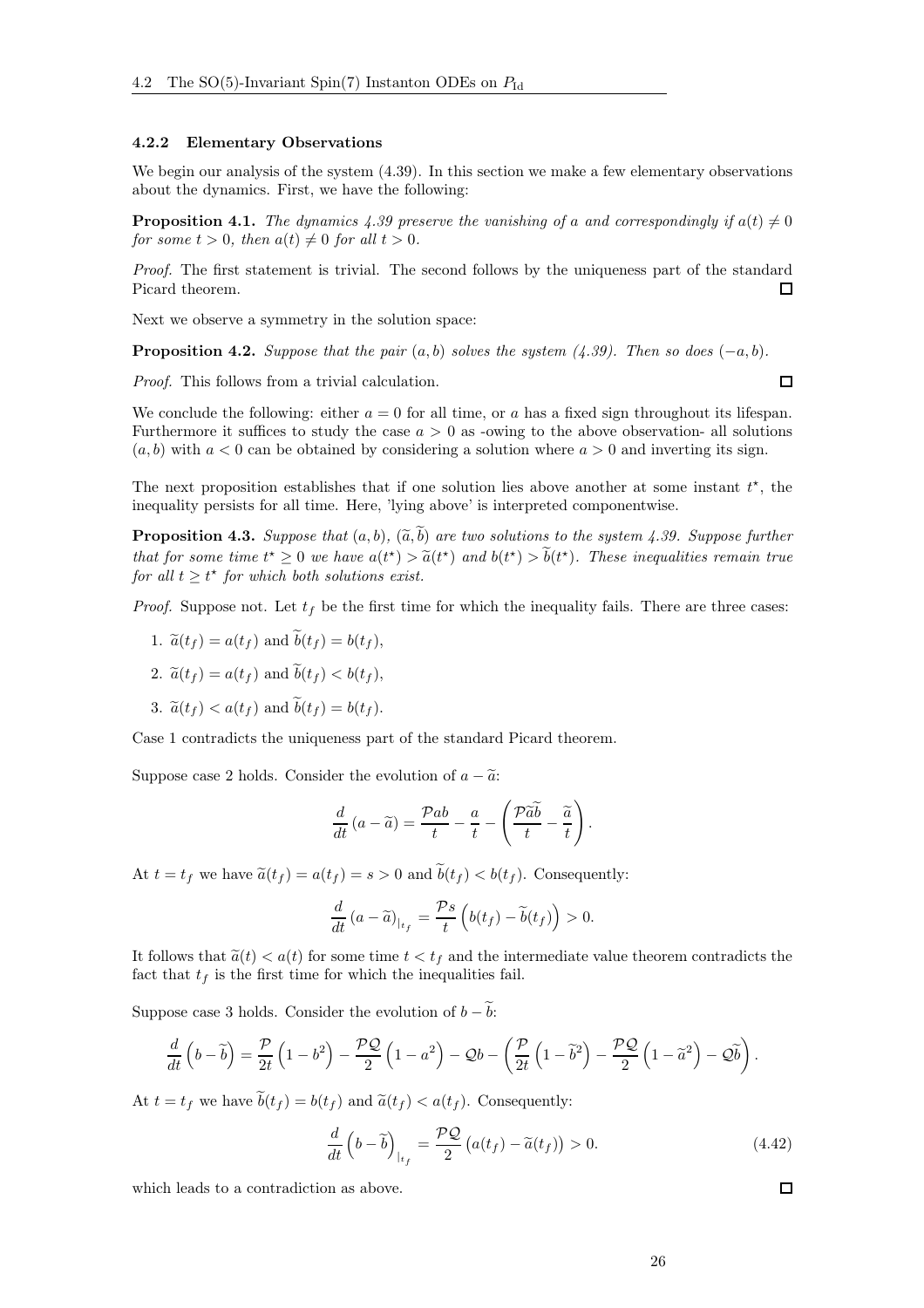### 4.2.2 Elementary Observations

We begin our analysis of the system (4.39). In this section we make a few elementary observations about the dynamics. First, we have the following:

**Proposition 4.1.** *The dynamics 4.39 preserve the vanishing of a and correspondingly if $a(t) \neq 0$ for some $t > 0$, then $a(t) \neq 0$ for all $t > 0$.*

*Proof.* The first statement is trivial. The second follows by the uniqueness part of the standard Picard theorem. □

Next we observe a symmetry in the solution space:

**Proposition 4.2.** *Suppose that the pair $(a, b)$ solves the system (4.39). Then so does $(-a, b)$.*

*Proof.* This follows from a trivial calculation. □

We conclude the following: either $a = 0$ for all time, or $a$ has a fixed sign throughout its lifespan. Furthermore it suffices to study the case $a > 0$ as -owing to the above observation- all solutions $(a, b)$ with $a < 0$ can be obtained by considering a solution where $a > 0$ and inverting its sign.

The next proposition establishes that if one solution lies above another at some instant $t^\star$, the inequality persists for all time. Here, 'lying above' is interpreted componentwise.

**Proposition 4.3.** *Suppose that $(a, b)$, $(\widetilde{a}, \widetilde{b})$ are two solutions to the system 4.39. Suppose further that for some time $t^\star \geq 0$ we have $a(t^\star) > \widetilde{a}(t^\star)$ and $b(t^\star) > \widetilde{b}(t^\star)$. These inequalities remain true for all $t \geq t^\star$ for which both solutions exist.*

*Proof.* Suppose not. Let $t_f$ be the first time for which the inequality fails. There are three cases:

1. $\widetilde{a}(t_f) = a(t_f)$ and $\widetilde{b}(t_f) = b(t_f)$,
2. $\widetilde{a}(t_f) = a(t_f)$ and $\widetilde{b}(t_f) < b(t_f)$,
3. $\widetilde{a}(t_f) < a(t_f)$ and $\widetilde{b}(t_f) = b(t_f)$.

Case 1 contradicts the uniqueness part of the standard Picard theorem.

Suppose case 2 holds. Consider the evolution of $a - \widetilde{a}$:

$$\frac{d}{dt}(a - \widetilde{a}) = \frac{\mathcal{P}ab}{t} - \frac{a}{t} - \left(\frac{\mathcal{P}\widetilde{a}\widetilde{b}}{t} - \frac{\widetilde{a}}{t}\right).$$

At $t = t_f$ we have $\widetilde{a}(t_f) = a(t_f) = s > 0$ and $\widetilde{b}(t_f) < b(t_f)$. Consequently:

$$\frac{d}{dt}(a - \widetilde{a})_{|_{t_f}} = \frac{\mathcal{P}s}{t}\left(b(t_f) - \widetilde{b}(t_f)\right) > 0.$$

It follows that $\widetilde{a}(t) < a(t)$ for some time $t < t_f$ and the intermediate value theorem contradicts the fact that $t_f$ is the first time for which the inequalities fail.

Suppose case 3 holds. Consider the evolution of $b - \widetilde{b}$:

$$\frac{d}{dt}\left(b - \widetilde{b}\right) = \frac{\mathcal{P}}{2t}\left(1 - b^2\right) - \frac{\mathcal{PQ}}{2}\left(1 - a^2\right) - \mathcal{Q}b - \left(\frac{\mathcal{P}}{2t}\left(1 - \widetilde{b}^2\right) - \frac{\mathcal{PQ}}{2}\left(1 - \widetilde{a}^2\right) - \mathcal{Q}\widetilde{b}\right).$$

At $t = t_f$ we have $\widetilde{b}(t_f) = b(t_f)$ and $\widetilde{a}(t_f) < a(t_f)$. Consequently:

$$\frac{d}{dt}\left(b - \widetilde{b}\right)_{|_{t_f}} = \frac{\mathcal{PQ}}{2}\left(a(t_f) - \widetilde{a}(t_f)\right) > 0. \tag{4.42}$$

which leads to a contradiction as above. □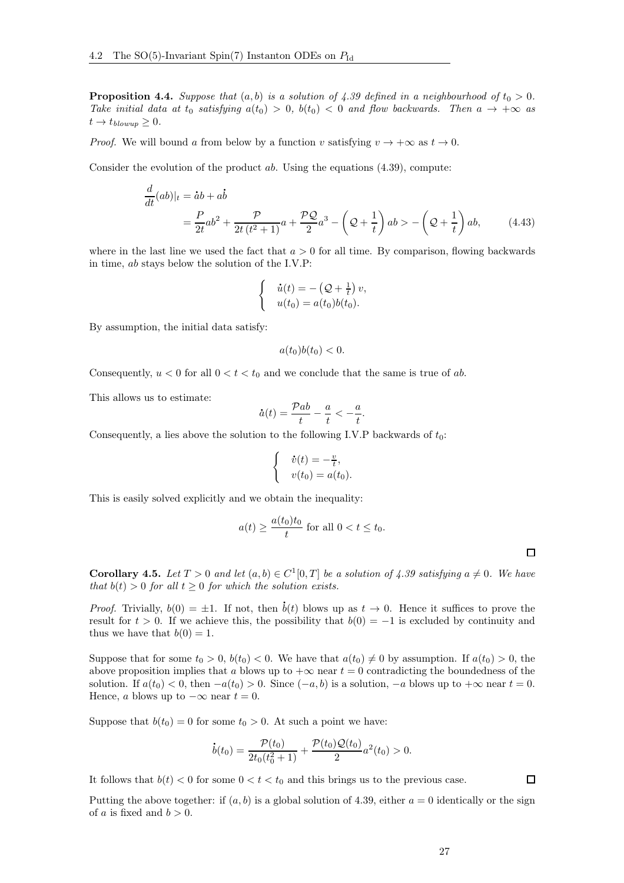**Proposition 4.4.** *Suppose that $(a, b)$ is a solution of 4.39 defined in a neighbourhood of $t_0 > 0$. Take initial data at $t_0$ satisfying $a(t_0) > 0$, $b(t_0) < 0$ and flow backwards. Then $a \to +\infty$ as $t \to t_{blowup} \geq 0$.*

*Proof.* We will bound $a$ from below by a function $v$ satisfying $v \to +\infty$ as $t \to 0$.

Consider the evolution of the product $ab$. Using the equations (4.39), compute:

$$\begin{aligned}
\frac{d}{dt}(ab)|_t &= \dot{a}b + a\dot{b} \\
&= \frac{P}{2t}ab^2 + \frac{\mathcal{P}}{2t\,(t^2+1)}a + \frac{\mathcal{P}\mathcal{Q}}{2}a^3 - \left(\mathcal{Q} + \frac{1}{t}\right)ab > -\left(\mathcal{Q} + \frac{1}{t}\right)ab, \qquad (4.43)
\end{aligned}$$

where in the last line we used the fact that $a > 0$ for all time. By comparison, flowing backwards in time, $ab$ stays below the solution of the I.V.P:

$$\begin{cases} \dot{u}(t) = -\left(\mathcal{Q} + \frac{1}{t}\right)v, \\ u(t_0) = a(t_0)b(t_0). \end{cases}$$

By assumption, the initial data satisfy:

$$a(t_0)b(t_0) < 0.$$

Consequently, $u < 0$ for all $0 < t < t_0$ and we conclude that the same is true of $ab$.

This allows us to estimate:

$$\dot{a}(t) = \frac{\mathcal{P}ab}{t} - \frac{a}{t} < -\frac{a}{t}.$$

Consequently, a lies above the solution to the following I.V.P backwards of $t_0$:

$$\begin{cases} \dot{v}(t) = -\frac{v}{t}, \\ v(t_0) = a(t_0). \end{cases}$$

This is easily solved explicitly and we obtain the inequality:

$$a(t) \geq \frac{a(t_0)t_0}{t} \text{ for all } 0 < t \leq t_0.$$

□

**Corollary 4.5.** *Let $T > 0$ and let $(a, b) \in C^1[0, T]$ be a solution of 4.39 satisfying $a \neq 0$. We have that $b(t) > 0$ for all $t \geq 0$ for which the solution exists.*

*Proof.* Trivially, $b(0) = \pm 1$. If not, then $\dot{b}(t)$ blows up as $t \to 0$. Hence it suffices to prove the result for $t > 0$. If we achieve this, the possibility that $b(0) = -1$ is excluded by continuity and thus we have that $b(0) = 1$.

Suppose that for some $t_0 > 0$, $b(t_0) < 0$. We have that $a(t_0) \neq 0$ by assumption. If $a(t_0) > 0$, the above proposition implies that $a$ blows up to $+\infty$ near $t = 0$ contradicting the boundedness of the solution. If $a(t_0) < 0$, then $-a(t_0) > 0$. Since $(-a, b)$ is a solution, $-a$ blows up to $+\infty$ near $t = 0$. Hence, $a$ blows up to $-\infty$ near $t = 0$.

Suppose that $b(t_0) = 0$ for some $t_0 > 0$. At such a point we have:

$$\dot{b}(t_0) = \frac{\mathcal{P}(t_0)}{2t_0(t_0^2+1)} + \frac{\mathcal{P}(t_0)\mathcal{Q}(t_0)}{2}a^2(t_0) > 0.$$

It follows that $b(t) < 0$ for some $0 < t < t_0$ and this brings us to the previous case. □

Putting the above together: if $(a, b)$ is a global solution of 4.39, either $a = 0$ identically or the sign of $a$ is fixed and $b > 0$.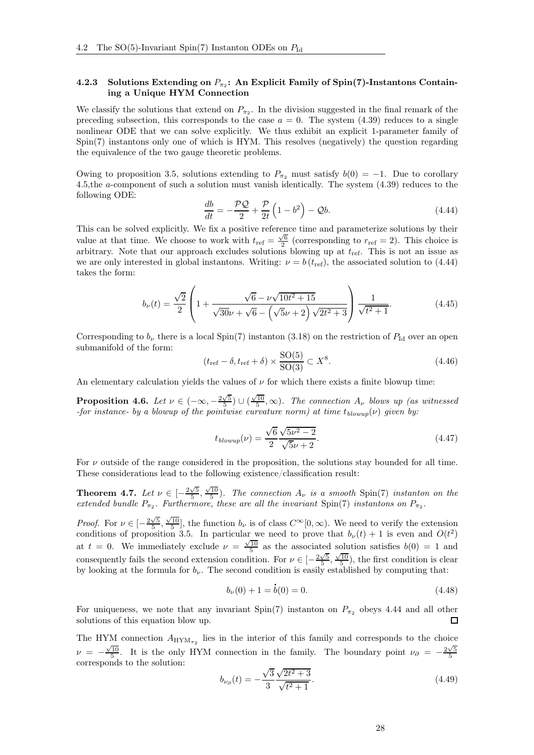### 4.2.3 Solutions Extending on $P_{\pi_2}$: An Explicit Family of Spin(7)-Instantons Containing a Unique HYM Connection

We classify the solutions that extend on $P_{\pi_2}$. In the division suggested in the final remark of the preceding subsection, this corresponds to the case $a = 0$. The system (4.39) reduces to a single nonlinear ODE that we can solve explicitly. We thus exhibit an explicit 1-parameter family of Spin(7) instantons only one of which is HYM. This resolves (negatively) the question regarding the equivalence of the two gauge theoretic problems.

Owing to proposition 3.5, solutions extending to $P_{\pi_2}$ must satisfy $b(0) = -1$. Due to corollary 4.5,the $a$-component of such a solution must vanish identically. The system (4.39) reduces to the following ODE:

$$\frac{db}{dt} = -\frac{\mathcal{P}\mathcal{Q}}{2} + \frac{\mathcal{P}}{2t}\left(1 - b^2\right) - \mathcal{Q}b. \tag{4.44}$$

This can be solved explicitly. We fix a positive reference time and parameterize solutions by their value at that time. We choose to work with $t_{\mathrm{ref}} = \frac{\sqrt{6}}{2}$ (corresponding to $r_{\mathrm{ref}} = 2$). This choice is arbitrary. Note that our approach excludes solutions blowing up at $t_{\mathrm{ref}}$. This is not an issue as we are only interested in global instantons. Writing: $\nu = b\left(t_{\mathrm{ref}}\right)$, the associated solution to (4.44) takes the form:

$$b_\nu(t) = \frac{\sqrt{2}}{2}\left(1 + \frac{\sqrt{6} - \nu\sqrt{10t^2 + 15}}{\sqrt{30}\nu + \sqrt{6} - \left(\sqrt{5}\nu + 2\right)\sqrt{2t^2 + 3}}\right)\frac{1}{\sqrt{t^2 + 1}}. \tag{4.45}$$

Corresponding to $b_\nu$ there is a local Spin(7) instanton (3.18) on the restriction of $P_{\mathrm{Id}}$ over an open submanifold of the form:

$$\left(t_{\mathrm{ref}} - \delta, t_{\mathrm{ref}} + \delta\right) \times \frac{\mathrm{SO}(5)}{\mathrm{SO}(3)} \subset X^8. \tag{4.46}$$

An elementary calculation yields the values of $\nu$ for which there exists a finite blowup time:

**Proposition 4.6.** *Let $\nu \in (-\infty, -\frac{2\sqrt{5}}{5}) \cup (\frac{\sqrt{10}}{5}, \infty)$. The connection $A_\nu$ blows up (as witnessed -for instance- by a blowup of the pointwise curvature norm) at time $t_{blowup}(\nu)$ given by:*

$$t_{blowup}(\nu) = \frac{\sqrt{6}}{2}\frac{\sqrt{5\nu^2 - 2}}{\sqrt{5}\nu + 2}. \tag{4.47}$$

For $\nu$ outside of the range considered in the proposition, the solutions stay bounded for all time. These considerations lead to the following existence/classification result:

**Theorem 4.7.** *Let $\nu \in [-\frac{2\sqrt{5}}{5}, \frac{\sqrt{10}}{5})$. The connection $A_\nu$ is a smooth Spin(7) instanton on the extended bundle $P_{\pi_2}$. Furthermore, these are all the invariant Spin(7) instantons on $P_{\pi_2}$.*

*Proof.* For $\nu \in [-\frac{2\sqrt{5}}{5}, \frac{\sqrt{10}}{5}]$, the function $b_\nu$ is of class $C^\infty[0, \infty)$. We need to verify the extension conditions of proposition 3.5. In particular we need to prove that $b_\nu(t) + 1$ is even and $O(t^2)$ at $t = 0$. We immediately exclude $\nu = \frac{\sqrt{10}}{5}$ as the associated solution satisfies $b(0) = 1$ and consequently fails the second extension condition. For $\nu \in [-\frac{2\sqrt{5}}{5}, \frac{\sqrt{10}}{5})$, the first condition is clear by looking at the formula for $b_\nu$. The second condition is easily established by computing that:

$$b_\nu(0) + 1 = \dot{b}(0) = 0. \tag{4.48}$$

For uniqueness, we note that any invariant Spin(7) instanton on $P_{\pi_2}$ obeys 4.44 and all other solutions of this equation blow up. □

The HYM connection $A_{\mathrm{HYM}_{\pi_2}}$ lies in the interior of this family and corresponds to the choice $\nu = -\frac{\sqrt{10}}{5}$. It is the only HYM connection in the family. The boundary point $\nu_\partial = -\frac{2\sqrt{5}}{5}$ corresponds to the solution:

$$b_{\nu_\partial}(t) = -\frac{\sqrt{3}}{3}\frac{\sqrt{2t^2 + 3}}{\sqrt{t^2 + 1}}. \tag{4.49}$$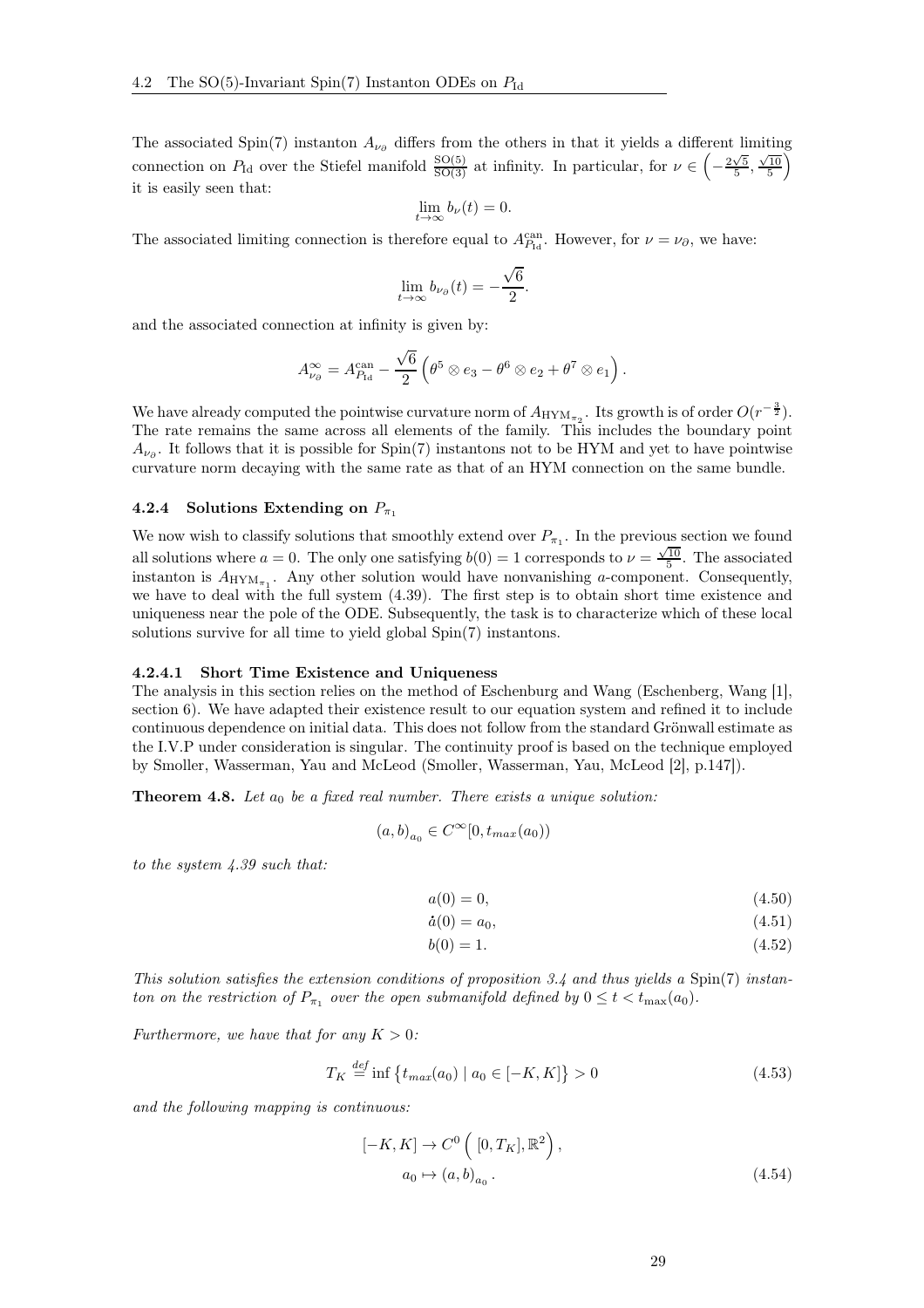The associated Spin(7) instanton $A_{\nu_\partial}$ differs from the others in that it yields a different limiting connection on $P_{\mathrm{Id}}$ over the Stiefel manifold $\frac{\mathrm{SO}(5)}{\mathrm{SO}(3)}$ at infinity. In particular, for $\nu \in \left(-\frac{2\sqrt{5}}{5}, \frac{\sqrt{10}}{5}\right)$ it is easily seen that:

$$\lim_{t\to\infty} b_\nu(t) = 0.$$

The associated limiting connection is therefore equal to $A^{\mathrm{can}}_{P_{\mathrm{Id}}}$. However, for $\nu = \nu_\partial$, we have:

$$\lim_{t\to\infty} b_{\nu_\partial}(t) = -\frac{\sqrt{6}}{2}.$$

and the associated connection at infinity is given by:

$$A^\infty_{\nu_\partial} = A^{\mathrm{can}}_{P_{\mathrm{Id}}} - \frac{\sqrt{6}}{2}\left(\theta^5 \otimes e_3 - \theta^6 \otimes e_2 + \theta^7 \otimes e_1\right).$$

We have already computed the pointwise curvature norm of $A_{\mathrm{HYM}_{\pi_2}}$. Its growth is of order $O(r^{-\frac{3}{2}})$. The rate remains the same across all elements of the family. This includes the boundary point $A_{\nu_\partial}$. It follows that it is possible for Spin(7) instantons not to be HYM and yet to have pointwise curvature norm decaying with the same rate as that of an HYM connection on the same bundle.

### 4.2.4 Solutions Extending on $P_{\pi_1}$

We now wish to classify solutions that smoothly extend over $P_{\pi_1}$. In the previous section we found all solutions where $a = 0$. The only one satisfying $b(0) = 1$ corresponds to $\nu = \frac{\sqrt{10}}{5}$. The associated instanton is $A_{\mathrm{HYM}_{\pi_1}}$. Any other solution would have nonvanishing $a$-component. Consequently, we have to deal with the full system (4.39). The first step is to obtain short time existence and uniqueness near the pole of the ODE. Subsequently, the task is to characterize which of these local solutions survive for all time to yield global Spin(7) instantons.

#### 4.2.4.1 Short Time Existence and Uniqueness

The analysis in this section relies on the method of Eschenburg and Wang (Eschenberg, Wang [1], section 6). We have adapted their existence result to our equation system and refined it to include continuous dependence on initial data. This does not follow from the standard Grönwall estimate as the I.V.P under consideration is singular. The continuity proof is based on the technique employed by Smoller, Wasserman, Yau and McLeod (Smoller, Wasserman, Yau, McLeod [2], p.147]).

**Theorem 4.8.** *Let $a_0$ be a fixed real number. There exists a unique solution:*

$$(a, b)_{a_0} \in C^\infty[0, t_{max}(a_0))$$

*to the system 4.39 such that:*

$$a(0) = 0, \tag{4.50}$$
$$\dot{a}(0) = a_0, \tag{4.51}$$
$$b(0) = 1. \tag{4.52}$$

*This solution satisfies the extension conditions of proposition 3.4 and thus yields a* Spin(7) *instanton on the restriction of $P_{\pi_1}$ over the open submanifold defined by $0 \le t < t_{\max}(a_0)$.*

*Furthermore, we have that for any $K > 0$:*

$$T_K \stackrel{def}{=} \inf\left\{t_{max}(a_0) \mid a_0 \in [-K, K]\right\} > 0 \tag{4.53}$$

*and the following mapping is continuous:*

$$\begin{aligned} [-K, K] &\to C^0\left(\,[0, T_K], \mathbb{R}^2\right), \\ a_0 &\mapsto (a, b)_{a_0}. \end{aligned} \tag{4.54}$$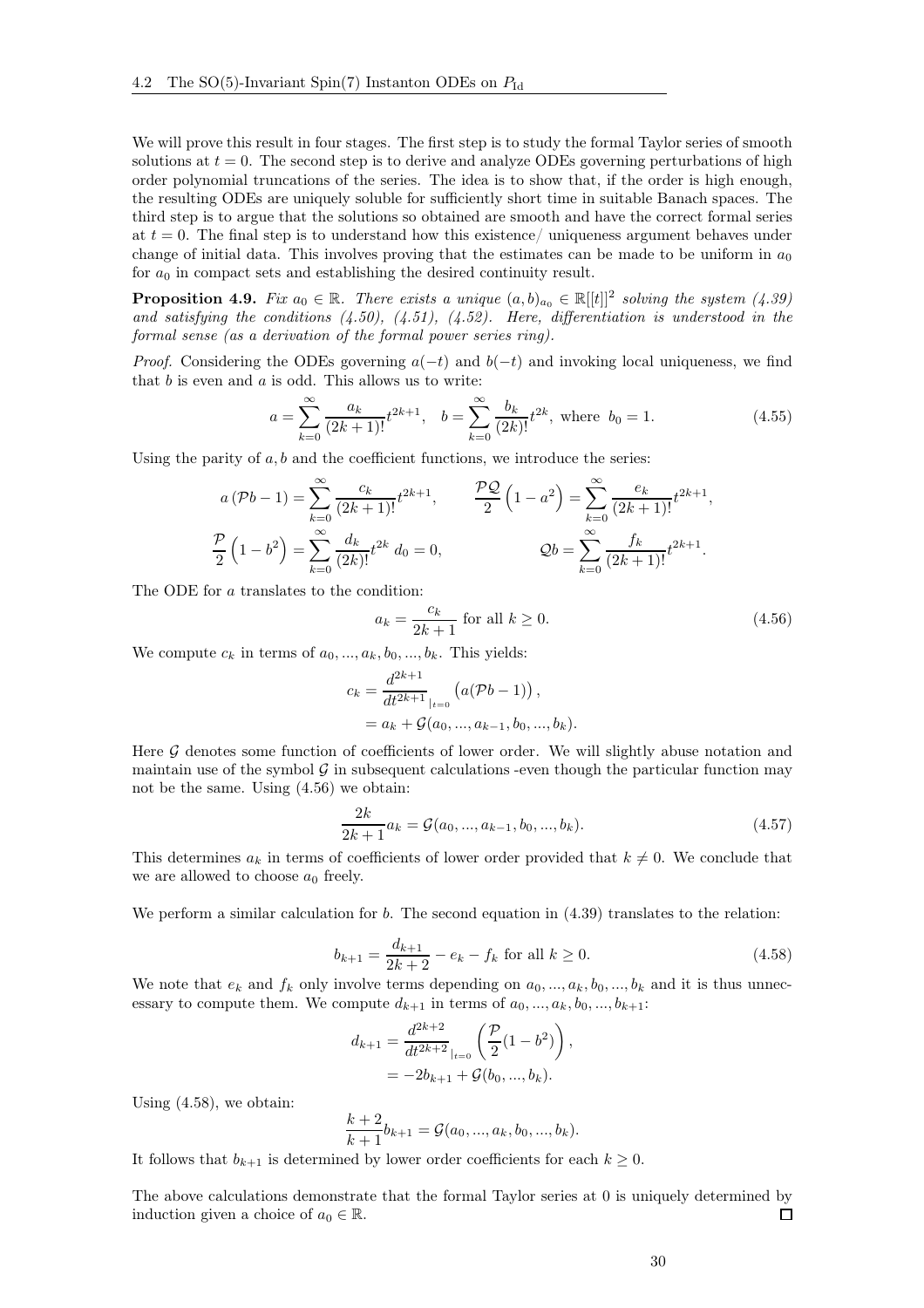We will prove this result in four stages. The first step is to study the formal Taylor series of smooth solutions at $t = 0$. The second step is to derive and analyze ODEs governing perturbations of high order polynomial truncations of the series. The idea is to show that, if the order is high enough, the resulting ODEs are uniquely soluble for sufficiently short time in suitable Banach spaces. The third step is to argue that the solutions so obtained are smooth and have the correct formal series at $t = 0$. The final step is to understand how this existence/ uniqueness argument behaves under change of initial data. This involves proving that the estimates can be made to be uniform in $a_0$ for $a_0$ in compact sets and establishing the desired continuity result.

**Proposition 4.9.** *Fix $a_0 \in \mathbb{R}$. There exists a unique $(a, b)_{a_0} \in \mathbb{R}[[t]]^2$ solving the system (4.39) and satisfying the conditions (4.50), (4.51), (4.52). Here, differentiation is understood in the formal sense (as a derivation of the formal power series ring).*

*Proof.* Considering the ODEs governing $a(-t)$ and $b(-t)$ and invoking local uniqueness, we find that $b$ is even and $a$ is odd. This allows us to write:

$$a = \sum_{k=0}^{\infty} \frac{a_k}{(2k+1)!} t^{2k+1}, \quad b = \sum_{k=0}^{\infty} \frac{b_k}{(2k)!} t^{2k}, \text{ where } b_0 = 1. \tag{4.55}$$

Using the parity of $a, b$ and the coefficient functions, we introduce the series:

$$a\left(\mathcal{P}b - 1\right) = \sum_{k=0}^{\infty} \frac{c_k}{(2k+1)!} t^{2k+1}, \qquad \frac{\mathcal{P}\mathcal{Q}}{2}\left(1 - a^2\right) = \sum_{k=0}^{\infty} \frac{e_k}{(2k+1)!} t^{2k+1},$$

$$\frac{\mathcal{P}}{2}\left(1 - b^2\right) = \sum_{k=0}^{\infty} \frac{d_k}{(2k)!} t^{2k} \ d_0 = 0, \qquad \mathcal{Q}b = \sum_{k=0}^{\infty} \frac{f_k}{(2k+1)!} t^{2k+1}.$$

The ODE for $a$ translates to the condition:

$$a_k = \frac{c_k}{2k+1} \text{ for all } k \geq 0. \tag{4.56}$$

We compute $c_k$ in terms of $a_0, ..., a_k, b_0, ..., b_k$. This yields:

$$\begin{aligned} c_k &= \frac{d^{2k+1}}{dt^{2k+1}}_{|_{t=0}} \left(a(\mathcal{P}b - 1)\right), \\ &= a_k + \mathcal{G}(a_0, ..., a_{k-1}, b_0, ..., b_k). \end{aligned}$$

Here $\mathcal{G}$ denotes some function of coefficients of lower order. We will slightly abuse notation and maintain use of the symbol $\mathcal{G}$ in subsequent calculations -even though the particular function may not be the same. Using (4.56) we obtain:

$$\frac{2k}{2k+1} a_k = \mathcal{G}(a_0, ..., a_{k-1}, b_0, ..., b_k). \tag{4.57}$$

This determines $a_k$ in terms of coefficients of lower order provided that $k \neq 0$. We conclude that we are allowed to choose $a_0$ freely.

We perform a similar calculation for $b$. The second equation in (4.39) translates to the relation:

$$b_{k+1} = \frac{d_{k+1}}{2k+2} - e_k - f_k \text{ for all } k \geq 0. \tag{4.58}$$

We note that $e_k$ and $f_k$ only involve terms depending on $a_0, ..., a_k, b_0, ..., b_k$ and it is thus unnecessary to compute them. We compute $d_{k+1}$ in terms of $a_0, ..., a_k, b_0, ..., b_{k+1}$:

$$\begin{aligned} d_{k+1} &= \frac{d^{2k+2}}{dt^{2k+2}}_{|_{t=0}} \left(\frac{\mathcal{P}}{2}(1 - b^2)\right), \\ &= -2b_{k+1} + \mathcal{G}(b_0, ..., b_k). \end{aligned}$$

Using (4.58), we obtain:

$$\frac{k+2}{k+1} b_{k+1} = \mathcal{G}(a_0, ..., a_k, b_0, ..., b_k).$$

It follows that $b_{k+1}$ is determined by lower order coefficients for each $k \geq 0$.

The above calculations demonstrate that the formal Taylor series at 0 is uniquely determined by induction given a choice of $a_0 \in \mathbb{R}$. $\square$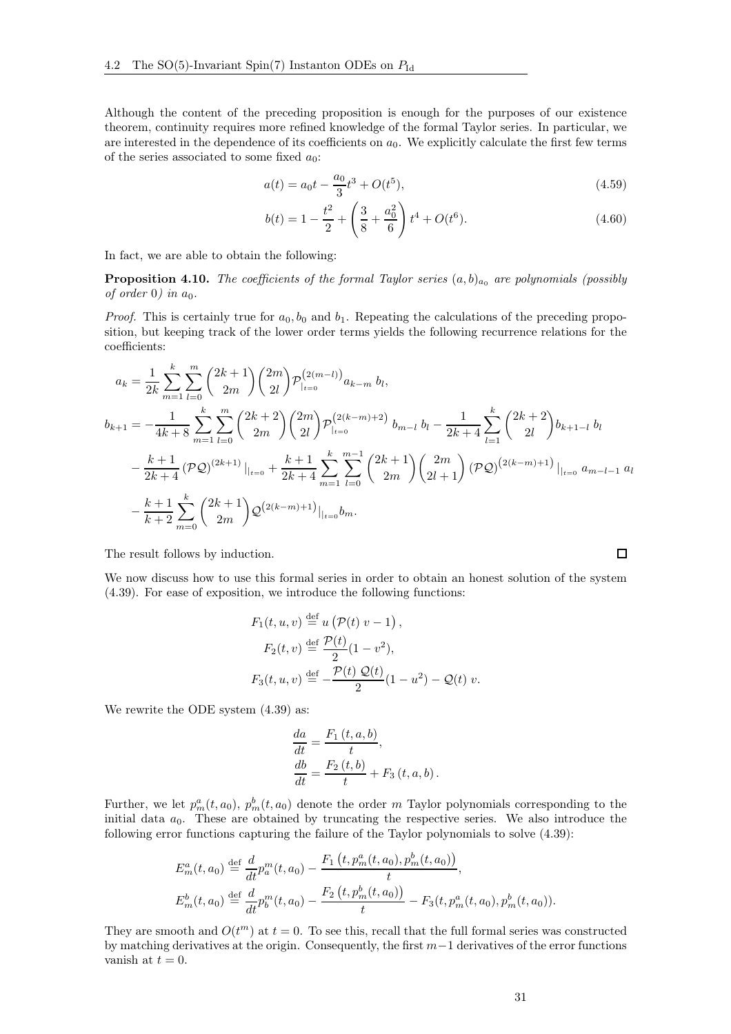Although the content of the preceding proposition is enough for the purposes of our existence theorem, continuity requires more refined knowledge of the formal Taylor series. In particular, we are interested in the dependence of its coefficients on $a_0$. We explicitly calculate the first few terms of the series associated to some fixed $a_0$:

$$a(t) = a_0 t - \frac{a_0}{3} t^3 + O(t^5), \tag{4.59}$$

$$b(t) = 1 - \frac{t^2}{2} + \left( \frac{3}{8} + \frac{a_0^2}{6} \right) t^4 + O(t^6). \tag{4.60}$$

In fact, we are able to obtain the following:

**Proposition 4.10.** *The coefficients of the formal Taylor series $(a, b)_{a_0}$ are polynomials (possibly of order 0) in $a_0$.*

*Proof.* This is certainly true for $a_0, b_0$ and $b_1$. Repeating the calculations of the preceding proposition, but keeping track of the lower order terms yields the following recurrence relations for the coefficients:

$$a_k = \frac{1}{2k} \sum_{m=1}^{k} \sum_{l=0}^{m} \binom{2k+1}{2m} \binom{2m}{2l} \mathcal{P}^{(2(m-l))}_{|_{t=0}} a_{k-m}\, b_l,$$

$$\begin{aligned} b_{k+1} = &-\frac{1}{4k+8} \sum_{m=1}^{k} \sum_{l=0}^{m} \binom{2k+2}{2m} \binom{2m}{2l} \mathcal{P}^{(2(k-m)+2)}_{|_{t=0}}\, b_{m-l}\, b_l - \frac{1}{2k+4} \sum_{l=1}^{k} \binom{2k+2}{2l} b_{k+1-l}\, b_l \\ &- \frac{k+1}{2k+4} \left(\mathcal{P}\mathcal{Q}\right)^{(2k+1)}|_{|_{t=0}} + \frac{k+1}{2k+4} \sum_{m=1}^{k} \sum_{l=0}^{m-1} \binom{2k+1}{2m} \binom{2m}{2l+1} \left(\mathcal{P}\mathcal{Q}\right)^{(2(k-m)+1)}|_{|_{t=0}}\, a_{m-l-1}\, a_l \\ &- \frac{k+1}{k+2} \sum_{m=0}^{k} \binom{2k+1}{2m} \mathcal{Q}^{(2(k-m)+1)}|_{|_{t=0}} b_m. \end{aligned}$$

The result follows by induction. $\square$

We now discuss how to use this formal series in order to obtain an honest solution of the system (4.39). For ease of exposition, we introduce the following functions:

$$F_1(t, u, v) \stackrel{\text{def}}{=} u \left( \mathcal{P}(t)\, v - 1 \right),$$

$$F_2(t, v) \stackrel{\text{def}}{=} \frac{\mathcal{P}(t)}{2} (1 - v^2),$$

$$F_3(t, u, v) \stackrel{\text{def}}{=} -\frac{\mathcal{P}(t)\, \mathcal{Q}(t)}{2} (1 - u^2) - \mathcal{Q}(t)\, v.$$

We rewrite the ODE system (4.39) as:

$$\frac{da}{dt} = \frac{F_1(t, a, b)}{t},$$

$$\frac{db}{dt} = \frac{F_2(t, b)}{t} + F_3(t, a, b).$$

Further, we let $p_m^a(t, a_0)$, $p_m^b(t, a_0)$ denote the order $m$ Taylor polynomials corresponding to the initial data $a_0$. These are obtained by truncating the respective series. We also introduce the following error functions capturing the failure of the Taylor polynomials to solve (4.39):

$$E_m^a(t, a_0) \stackrel{\text{def}}{=} \frac{d}{dt} p_a^m(t, a_0) - \frac{F_1\left(t, p_m^a(t, a_0), p_m^b(t, a_0)\right)}{t},$$

$$E_m^b(t, a_0) \stackrel{\text{def}}{=} \frac{d}{dt} p_b^m(t, a_0) - \frac{F_2\left(t, p_m^b(t, a_0)\right)}{t} - F_3(t, p_m^a(t, a_0), p_m^b(t, a_0)).$$

They are smooth and $O(t^m)$ at $t = 0$. To see this, recall that the full formal series was constructed by matching derivatives at the origin. Consequently, the first $m-1$ derivatives of the error functions vanish at $t = 0$.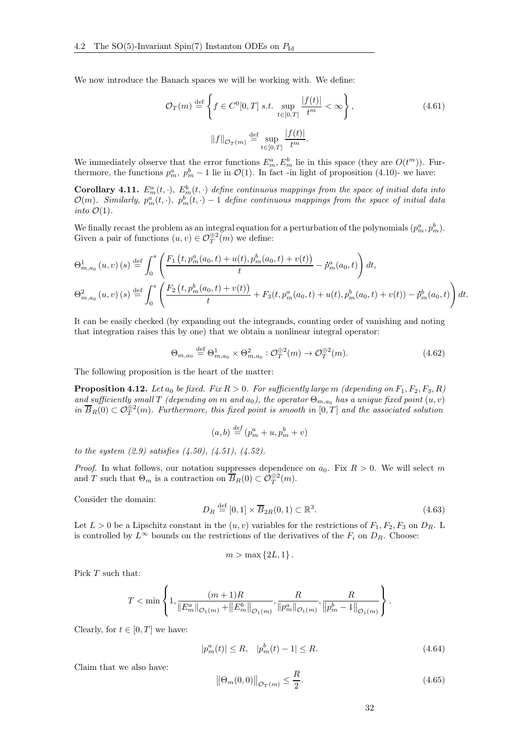We now introduce the Banach spaces we will be working with. We define:

$$\mathcal{O}_T(m) \stackrel{\text{def}}{=} \left\{ f \in C^0[0,T] \ s.t. \ \sup_{t\in[0,T]} \frac{|f(t)|}{t^m} < \infty \right\}, \tag{4.61}$$

$$\|f\|_{\mathcal{O}_T(m)} \stackrel{\text{def}}{=} \sup_{t\in[0,T]} \frac{|f(t)|}{t^m}.$$

We immediately observe that the error functions $E^a_m, E^b_m$ lie in this space (they are $O(t^m)$). Furthermore, the functions $p^a_m$, $p^b_m - 1$ lie in $\mathcal{O}(1)$. In fact -in light of proposition (4.10)- we have:

**Corollary 4.11.** *$E^a_m(t,\cdot)$, $E^b_m(t,\cdot)$ define continuous mappings from the space of initial data into $\mathcal{O}(m)$. Similarly, $p^a_m(t,\cdot)$, $p^b_m(t,\cdot) - 1$ define continuous mappings from the space of initial data into $\mathcal{O}(1)$.*

We finally recast the problem as an integral equation for a perturbation of the polynomials $(p^a_m, p^b_m)$. Given a pair of functions $(u,v) \in \mathcal{O}^{\oplus 2}_T(m)$ we define:

$$\Theta^1_{m,a_0}(u,v)(s) \stackrel{\text{def}}{=} \int_0^s \left( \frac{F_1\left(t, p^a_m(a_0,t) + u(t), p^b_m(a_0,t) + v(t)\right)}{t} - \dot{p}^a_m(a_0,t) \right) dt,$$

$$\Theta^2_{m,a_0}(u,v)(s) \stackrel{\text{def}}{=} \int_0^s \left( \frac{F_2\left(t, p^b_m(a_0,t) + v(t)\right)}{t} + F_3(t, p^a_m(a_0,t) + u(t), p^b_m(a_0,t) + v(t)) - \dot{p}^b_m(a_0,t) \right) dt.$$

It can be easily checked (by expanding out the integrands, counting order of vanishing and noting that integration raises this by one) that we obtain a nonlinear integral operator:

$$\Theta_{m,a_0} \stackrel{\text{def}}{=} \Theta^1_{m,a_0} \times \Theta^2_{m,a_0} : \mathcal{O}^{\oplus 2}_T(m) \to \mathcal{O}^{\oplus 2}_T(m). \tag{4.62}$$

The following proposition is the heart of the matter:

**Proposition 4.12.** *Let $a_0$ be fixed. Fix $R > 0$. For sufficiently large $m$ (depending on $F_1, F_2, F_3, R$) and sufficiently small $T$ (depending on $m$ and $a_0$), the operator $\Theta_{m,a_0}$ has a unique fixed point $(u,v)$ in $\overline{B}_R(0) \subset \mathcal{O}^{\oplus 2}_T(m)$. Furthermore, this fixed point is smooth in $[0,T]$ and the associated solution*

$$(a,b) \stackrel{def}{=} (p^a_m + u, p^b_m + v)$$

*to the system (2.9) satisfies (4.50), (4.51), (4.52).*

*Proof.* In what follows, our notation suppresses dependence on $a_0$. Fix $R > 0$. We will select $m$ and $T$ such that $\Theta_m$ is a contraction on $\overline{B}_R(0) \subset \mathcal{O}^{\oplus 2}_T(m)$.

Consider the domain:

$$D_R \stackrel{\text{def}}{=} [0,1] \times \overline{B}_{2R}(0,1) \subset \mathbb{R}^3. \tag{4.63}$$

Let $L > 0$ be a Lipschitz constant in the $(u,v)$ variables for the restrictions of $F_1, F_2, F_3$ on $D_R$. L is controlled by $L^\infty$ bounds on the restrictions of the derivatives of the $F_i$ on $D_R$. Choose:

$$m > \max\{2L, 1\}.$$

Pick $T$ such that:

$$T < \min\left\{ 1, \frac{(m+1)R}{\|E^a_m\|_{\mathcal{O}_1(m)} + \|E^b_m\|_{\mathcal{O}_1(m)}}, \frac{R}{\|p^a_m\|_{\mathcal{O}_1(m)}}, \frac{R}{\|p^b_m - 1\|_{\mathcal{O}_1(m)}} \right\}.$$

Clearly, for $t \in [0,T]$ we have:

$$|p^a_m(t)| \leq R, \quad |p^b_m(t) - 1| \leq R. \tag{4.64}$$

Claim that we also have:

$$\|\Theta_m(0,0)\|_{\mathcal{O}_T(m)} \leq \frac{R}{2}. \tag{4.65}$$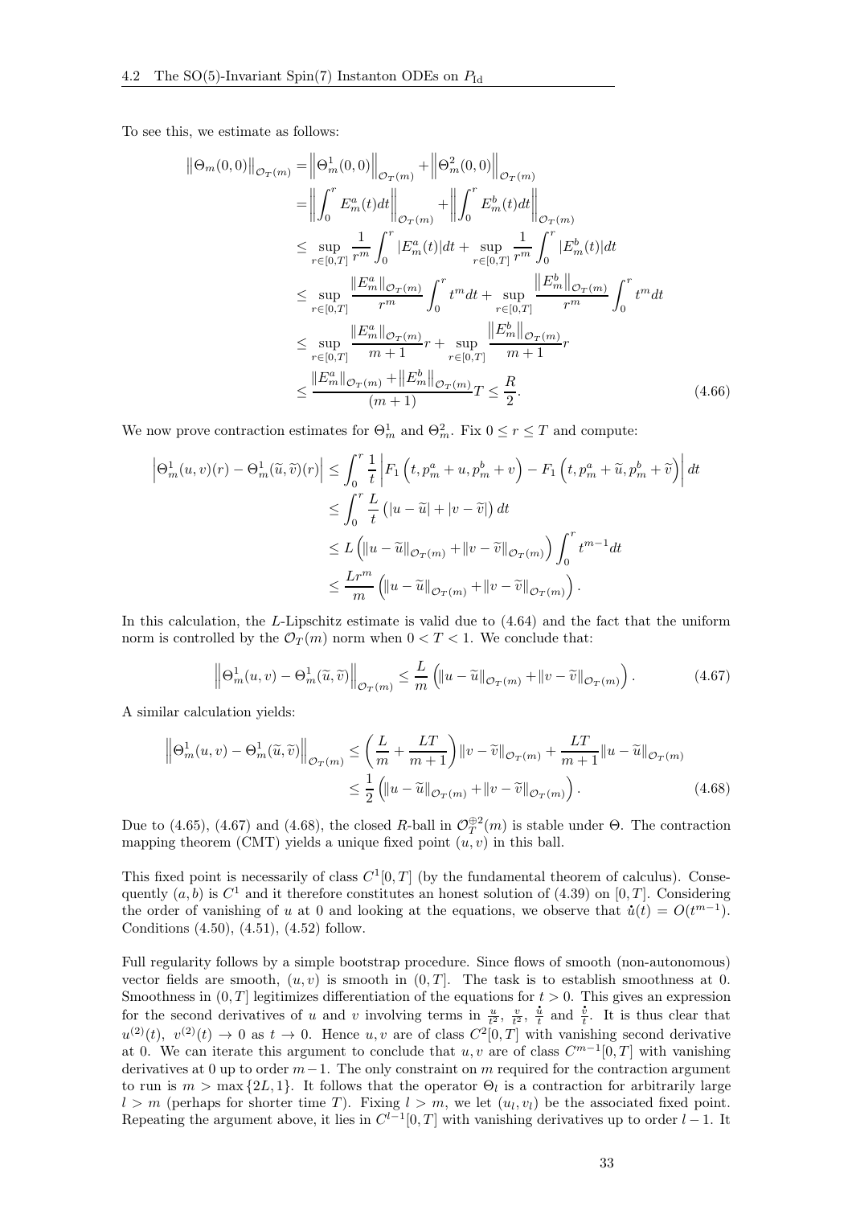To see this, we estimate as follows:

$$
\begin{aligned}
\left\|\Theta_m(0,0)\right\|_{\mathcal{O}_T(m)} &= \left\|\Theta_m^1(0,0)\right\|_{\mathcal{O}_T(m)} + \left\|\Theta_m^2(0,0)\right\|_{\mathcal{O}_T(m)} \\
&= \left\|\int_0^r E_m^a(t)dt\right\|_{\mathcal{O}_T(m)} + \left\|\int_0^r E_m^b(t)dt\right\|_{\mathcal{O}_T(m)} \\
&\leq \sup_{r\in[0,T]} \frac{1}{r^m}\int_0^r |E_m^a(t)|dt + \sup_{r\in[0,T]} \frac{1}{r^m}\int_0^r |E_m^b(t)|dt \\
&\leq \sup_{r\in[0,T]} \frac{\|E_m^a\|_{\mathcal{O}_T(m)}}{r^m}\int_0^r t^m dt + \sup_{r\in[0,T]} \frac{\left\|E_m^b\right\|_{\mathcal{O}_T(m)}}{r^m}\int_0^r t^m dt \\
&\leq \sup_{r\in[0,T]} \frac{\|E_m^a\|_{\mathcal{O}_T(m)}}{m+1} r + \sup_{r\in[0,T]} \frac{\left\|E_m^b\right\|_{\mathcal{O}_T(m)}}{m+1} r \\
&\leq \frac{\|E_m^a\|_{\mathcal{O}_T(m)} + \left\|E_m^b\right\|_{\mathcal{O}_T(m)}}{(m+1)} T \leq \frac{R}{2}.
\end{aligned}
\tag{4.66}
$$

We now prove contraction estimates for $\Theta_m^1$ and $\Theta_m^2$. Fix $0 \leq r \leq T$ and compute:

$$
\begin{aligned}
\left|\Theta_m^1(u,v)(r) - \Theta_m^1(\widetilde{u},\widetilde{v})(r)\right| &\leq \int_0^r \frac{1}{t}\left|F_1\left(t, p_m^a + u, p_m^b + v\right) - F_1\left(t, p_m^a + \widetilde{u}, p_m^b + \widetilde{v}\right)\right| dt \\
&\leq \int_0^r \frac{L}{t}\left(|u-\widetilde{u}| + |v-\widetilde{v}|\right) dt \\
&\leq L\left(\|u-\widetilde{u}\|_{\mathcal{O}_T(m)} + \|v-\widetilde{v}\|_{\mathcal{O}_T(m)}\right)\int_0^r t^{m-1}dt \\
&\leq \frac{Lr^m}{m}\left(\|u-\widetilde{u}\|_{\mathcal{O}_T(m)} + \|v-\widetilde{v}\|_{\mathcal{O}_T(m)}\right).
\end{aligned}
$$

In this calculation, the $L$-Lipschitz estimate is valid due to (4.64) and the fact that the uniform norm is controlled by the $\mathcal{O}_T(m)$ norm when $0 < T < 1$. We conclude that:

$$
\left\|\Theta_m^1(u,v) - \Theta_m^1(\widetilde{u},\widetilde{v})\right\|_{\mathcal{O}_T(m)} \leq \frac{L}{m}\left(\|u-\widetilde{u}\|_{\mathcal{O}_T(m)} + \|v-\widetilde{v}\|_{\mathcal{O}_T(m)}\right).
\tag{4.67}
$$

A similar calculation yields:

$$
\begin{aligned}
\left\|\Theta_m^1(u,v) - \Theta_m^1(\widetilde{u},\widetilde{v})\right\|_{\mathcal{O}_T(m)} &\leq \left(\frac{L}{m} + \frac{LT}{m+1}\right)\|v-\widetilde{v}\|_{\mathcal{O}_T(m)} + \frac{LT}{m+1}\|u-\widetilde{u}\|_{\mathcal{O}_T(m)} \\
&\leq \frac{1}{2}\left(\|u-\widetilde{u}\|_{\mathcal{O}_T(m)} + \|v-\widetilde{v}\|_{\mathcal{O}_T(m)}\right).
\end{aligned}
\tag{4.68}
$$

Due to (4.65), (4.67) and (4.68), the closed $R$-ball in $\mathcal{O}_T^{\oplus 2}(m)$ is stable under $\Theta$. The contraction mapping theorem (CMT) yields a unique fixed point $(u, v)$ in this ball.

This fixed point is necessarily of class $C^1[0,T]$ (by the fundamental theorem of calculus). Consequently $(a, b)$ is $C^1$ and it therefore constitutes an honest solution of (4.39) on $[0, T]$. Considering the order of vanishing of $u$ at 0 and looking at the equations, we observe that $\dot{u}(t) = O(t^{m-1})$. Conditions (4.50), (4.51), (4.52) follow.

Full regularity follows by a simple bootstrap procedure. Since flows of smooth (non-autonomous) vector fields are smooth, $(u, v)$ is smooth in $(0, T]$. The task is to establish smoothness at 0. Smoothness in $(0, T]$ legitimizes differentiation of the equations for $t > 0$. This gives an expression for the second derivatives of $u$ and $v$ involving terms in $\frac{u}{t^2}$, $\frac{v}{t^2}$, $\frac{\dot{u}}{t}$ and $\frac{\dot{v}}{t}$. It is thus clear that $u^{(2)}(t)$, $v^{(2)}(t) \to 0$ as $t \to 0$. Hence $u, v$ are of class $C^2[0,T]$ with vanishing second derivative at 0. We can iterate this argument to conclude that $u, v$ are of class $C^{m-1}[0,T]$ with vanishing derivatives at 0 up to order $m-1$. The only constraint on $m$ required for the contraction argument to run is $m > \max\{2L, 1\}$. It follows that the operator $\Theta_l$ is a contraction for arbitrarily large $l > m$ (perhaps for shorter time $T$). Fixing $l > m$, we let $(u_l, v_l)$ be the associated fixed point. Repeating the argument above, it lies in $C^{l-1}[0,T]$ with vanishing derivatives up to order $l-1$. It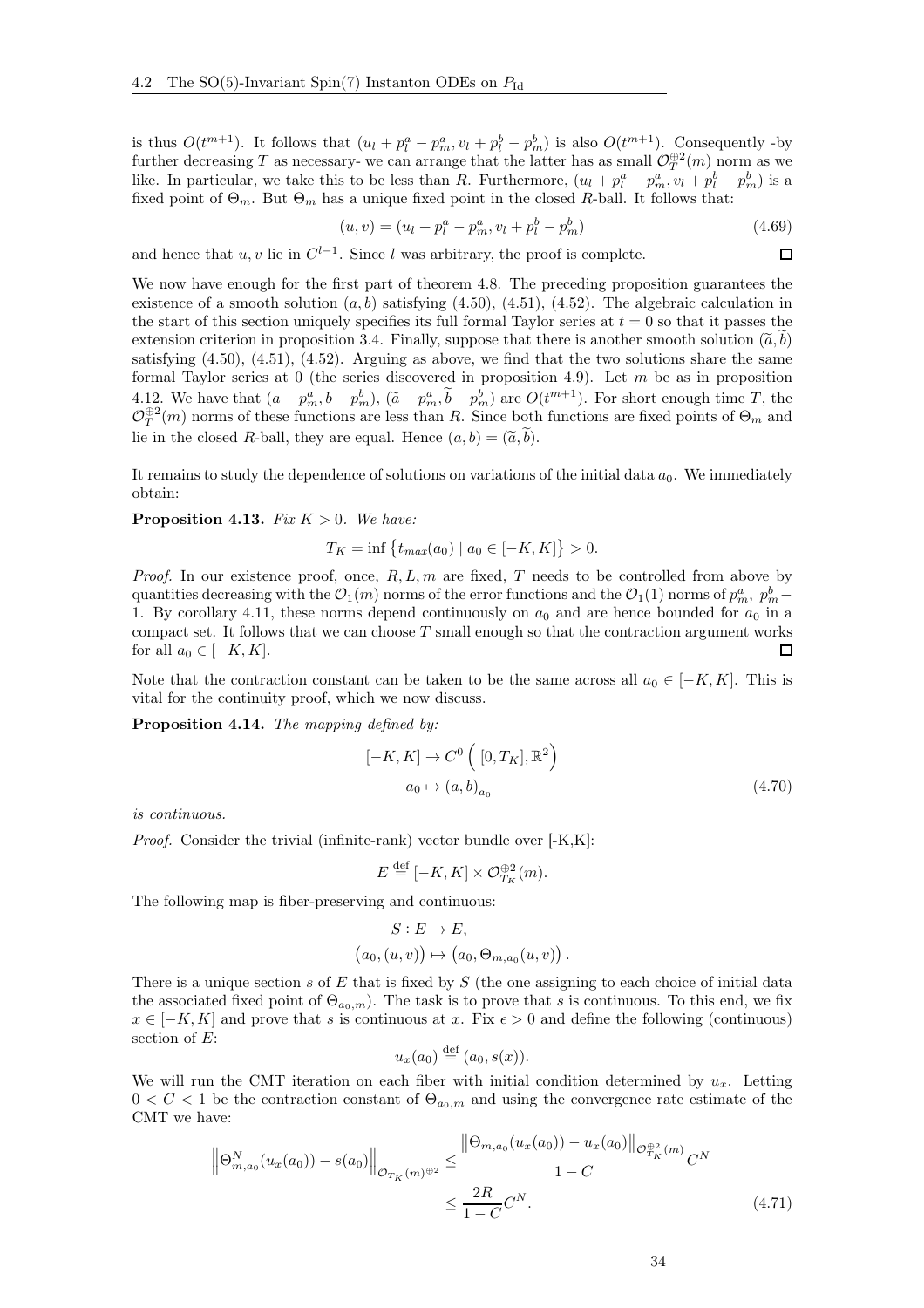is thus $O(t^{m+1})$. It follows that $(u_l + p_l^a - p_m^a, v_l + p_l^b - p_m^b)$ is also $O(t^{m+1})$. Consequently -by further decreasing $T$ as necessary- we can arrange that the latter has as small $\mathcal{O}_T^{\oplus 2}(m)$ norm as we like. In particular, we take this to be less than $R$. Furthermore, $(u_l + p_l^a - p_m^a, v_l + p_l^b - p_m^b)$ is a fixed point of $\Theta_m$. But $\Theta_m$ has a unique fixed point in the closed $R$-ball. It follows that:

$$(u, v) = (u_l + p_l^a - p_m^a, v_l + p_l^b - p_m^b) \tag{4.69}$$

and hence that $u, v$ lie in $C^{l-1}$. Since $l$ was arbitrary, the proof is complete. ◻

We now have enough for the first part of theorem 4.8. The preceding proposition guarantees the existence of a smooth solution $(a, b)$ satisfying (4.50), (4.51), (4.52). The algebraic calculation in the start of this section uniquely specifies its full formal Taylor series at $t = 0$ so that it passes the extension criterion in proposition 3.4. Finally, suppose that there is another smooth solution $(\widetilde{a}, \widetilde{b})$ satisfying (4.50), (4.51), (4.52). Arguing as above, we find that the two solutions share the same formal Taylor series at 0 (the series discovered in proposition 4.9). Let $m$ be as in proposition 4.12. We have that $(a - p_m^a, b - p_m^b)$, $(\widetilde{a} - p_m^a, \widetilde{b} - p_m^b)$ are $O(t^{m+1})$. For short enough time $T$, the $\mathcal{O}_T^{\oplus 2}(m)$ norms of these functions are less than $R$. Since both functions are fixed points of $\Theta_m$ and lie in the closed $R$-ball, they are equal. Hence $(a, b) = (\widetilde{a}, \widetilde{b})$.

It remains to study the dependence of solutions on variations of the initial data $a_0$. We immediately obtain:

**Proposition 4.13.** *Fix $K > 0$. We have:*

$$T_K = \inf \left\{ t_{max}(a_0) \mid a_0 \in [-K, K] \right\} > 0.$$

*Proof.* In our existence proof, once, $R, L, m$ are fixed, $T$ needs to be controlled from above by quantities decreasing with the $\mathcal{O}_1(m)$ norms of the error functions and the $\mathcal{O}_1(1)$ norms of $p_m^a$, $p_m^b - 1$. By corollary 4.11, these norms depend continuously on $a_0$ and are hence bounded for $a_0$ in a compact set. It follows that we can choose $T$ small enough so that the contraction argument works for all $a_0 \in [-K, K]$. ◻

Note that the contraction constant can be taken to be the same across all $a_0 \in [-K, K]$. This is vital for the continuity proof, which we now discuss.

**Proposition 4.14.** *The mapping defined by:*

$$\begin{aligned} [-K, K] &\to C^0\left( [0, T_K], \mathbb{R}^2 \right) \\ a_0 &\mapsto (a, b)_{a_0} \end{aligned} \tag{4.70}$$

*is continuous.*

*Proof.* Consider the trivial (infinite-rank) vector bundle over [-K,K]:

$$E \stackrel{\text{def}}{=} [-K, K] \times \mathcal{O}_{T_K}^{\oplus 2}(m).$$

The following map is fiber-preserving and continuous:

$$\begin{aligned} S &: E \to E, \\ \left(a_0, (u, v)\right) &\mapsto \left(a_0, \Theta_{m, a_0}(u, v)\right). \end{aligned}$$

There is a unique section $s$ of $E$ that is fixed by $S$ (the one assigning to each choice of initial data the associated fixed point of $\Theta_{a_0, m}$). The task is to prove that $s$ is continuous. To this end, we fix $x \in [-K, K]$ and prove that $s$ is continuous at $x$. Fix $\epsilon > 0$ and define the following (continuous) section of $E$:

$$u_x(a_0) \stackrel{\text{def}}{=} (a_0, s(x)).$$

We will run the CMT iteration on each fiber with initial condition determined by $u_x$. Letting $0 < C < 1$ be the contraction constant of $\Theta_{a_0, m}$ and using the convergence rate estimate of the CMT we have:

$$\begin{aligned} \left\| \Theta_{m, a_0}^N(u_x(a_0)) - s(a_0) \right\|_{\mathcal{O}_{T_K}(m)^{\oplus 2}} &\leq \frac{\left\| \Theta_{m, a_0}(u_x(a_0)) - u_x(a_0) \right\|_{\mathcal{O}_{T_K}^{\oplus 2}(m)}}{1 - C} C^N \\ &\leq \frac{2R}{1 - C} C^N. \end{aligned} \tag{4.71}$$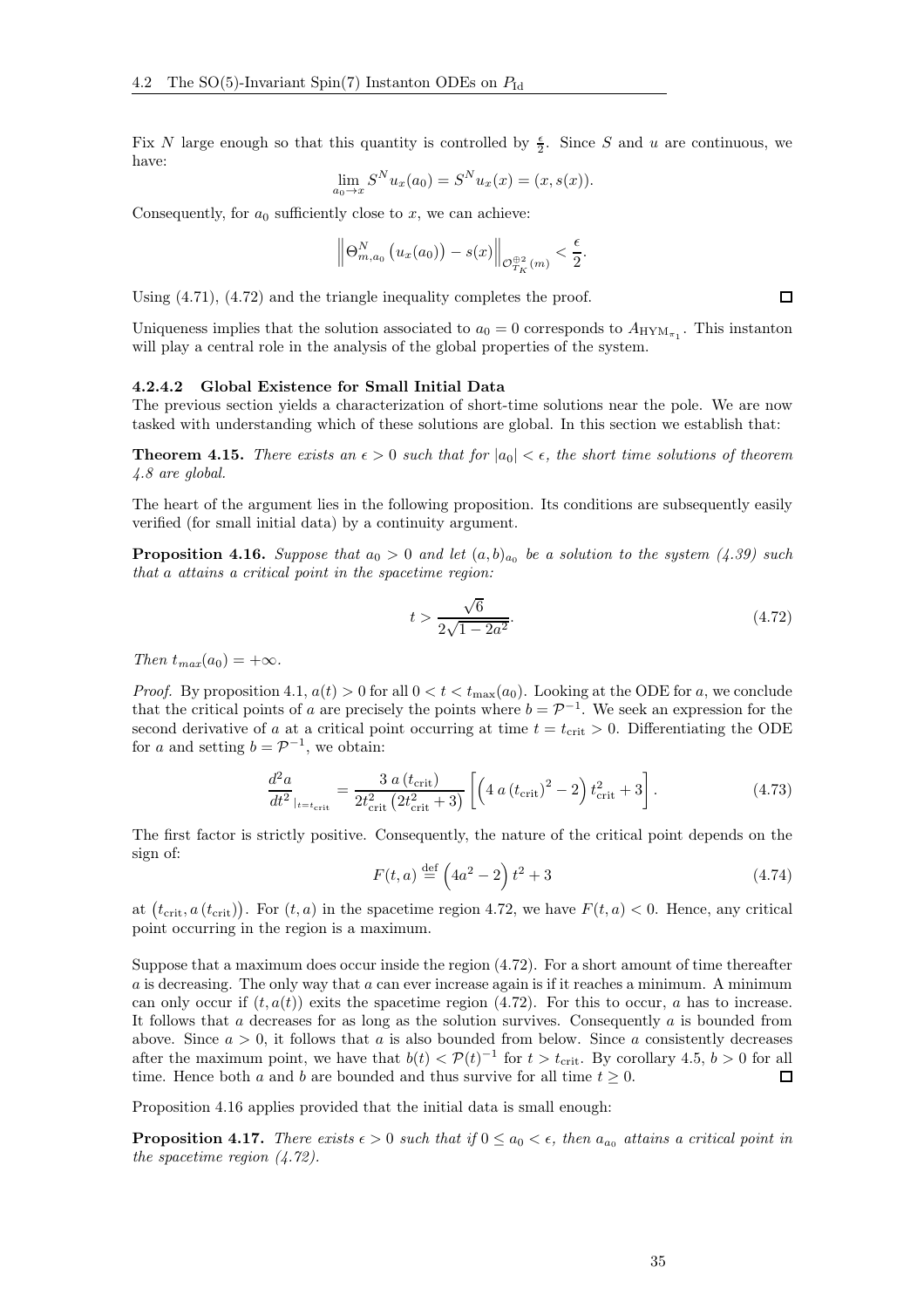Fix $N$ large enough so that this quantity is controlled by $\frac{\epsilon}{2}$. Since $S$ and $u$ are continuous, we have:

$$\lim_{a_0 \to x} S^N u_x(a_0) = S^N u_x(x) = (x, s(x)).$$

Consequently, for $a_0$ sufficiently close to $x$, we can achieve:

$$\left\| \Theta^N_{m,a_0}\left(u_x(a_0)\right) - s(x) \right\|_{\mathcal{O}^{\oplus 2}_{T_K}(m)} < \frac{\epsilon}{2}.$$

Using (4.71), (4.72) and the triangle inequality completes the proof. ∎

Uniqueness implies that the solution associated to $a_0 = 0$ corresponds to $A_{\mathrm{HYM}_{\pi_1}}$. This instanton will play a central role in the analysis of the global properties of the system.

#### 4.2.4.2 Global Existence for Small Initial Data

The previous section yields a characterization of short-time solutions near the pole. We are now tasked with understanding which of these solutions are global. In this section we establish that:

**Theorem 4.15.** *There exists an $\epsilon > 0$ such that for $|a_0| < \epsilon$, the short time solutions of theorem 4.8 are global.*

The heart of the argument lies in the following proposition. Its conditions are subsequently easily verified (for small initial data) by a continuity argument.

**Proposition 4.16.** *Suppose that $a_0 > 0$ and let $(a, b)_{a_0}$ be a solution to the system (4.39) such that $a$ attains a critical point in the spacetime region:*

$$t > \frac{\sqrt{6}}{2\sqrt{1 - 2a^2}}. \tag{4.72}$$

*Then $t_{max}(a_0) = +\infty$.*

*Proof.* By proposition 4.1, $a(t) > 0$ for all $0 < t < t_{\max}(a_0)$. Looking at the ODE for $a$, we conclude that the critical points of $a$ are precisely the points where $b = \mathcal{P}^{-1}$. We seek an expression for the second derivative of $a$ at a critical point occurring at time $t = t_{\mathrm{crit}} > 0$. Differentiating the ODE for $a$ and setting $b = \mathcal{P}^{-1}$, we obtain:

$$\frac{d^2 a}{dt^2}_{|_{t=t_{\mathrm{crit}}}} = \frac{3\, a\left(t_{\mathrm{crit}}\right)}{2 t_{\mathrm{crit}}^2 \left(2 t_{\mathrm{crit}}^2 + 3\right)} \left[ \left(4\, a\left(t_{\mathrm{crit}}\right)^2 - 2\right) t_{\mathrm{crit}}^2 + 3 \right]. \tag{4.73}$$

The first factor is strictly positive. Consequently, the nature of the critical point depends on the sign of:

$$F(t, a) \overset{\mathrm{def}}{=} \left(4a^2 - 2\right) t^2 + 3 \tag{4.74}$$

at $\left(t_{\mathrm{crit}}, a\left(t_{\mathrm{crit}}\right)\right)$. For $(t, a)$ in the spacetime region 4.72, we have $F(t, a) < 0$. Hence, any critical point occurring in the region is a maximum.

Suppose that a maximum does occur inside the region (4.72). For a short amount of time thereafter $a$ is decreasing. The only way that $a$ can ever increase again is if it reaches a minimum. A minimum can only occur if $(t, a(t))$ exits the spacetime region (4.72). For this to occur, $a$ has to increase. It follows that $a$ decreases for as long as the solution survives. Consequently $a$ is bounded from above. Since $a > 0$, it follows that $a$ is also bounded from below. Since $a$ consistently decreases after the maximum point, we have that $b(t) < \mathcal{P}(t)^{-1}$ for $t > t_{\mathrm{crit}}$. By corollary 4.5, $b > 0$ for all time. Hence both $a$ and $b$ are bounded and thus survive for all time $t \geq 0$. ∎

Proposition 4.16 applies provided that the initial data is small enough:

**Proposition 4.17.** *There exists $\epsilon > 0$ such that if $0 \leq a_0 < \epsilon$, then $a_{a_0}$ attains a critical point in the spacetime region (4.72).*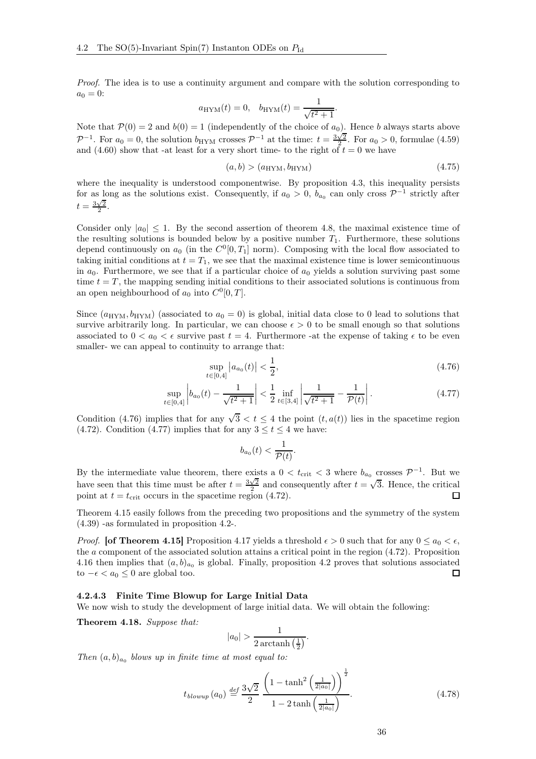*Proof.* The idea is to use a continuity argument and compare with the solution corresponding to $a_0 = 0$:

$$a_{\text{HYM}}(t) = 0, \quad b_{\text{HYM}}(t) = \frac{1}{\sqrt{t^2+1}}.$$

Note that $\mathcal{P}(0) = 2$ and $b(0) = 1$ (independently of the choice of $a_0$). Hence $b$ always starts above $\mathcal{P}^{-1}$. For $a_0 = 0$, the solution $b_{\text{HYM}}$ crosses $\mathcal{P}^{-1}$ at the time: $t = \frac{3\sqrt{2}}{2}$. For $a_0 > 0$, formulae (4.59) and (4.60) show that -at least for a very short time- to the right of $t = 0$ we have

$$(a, b) > (a_{\text{HYM}}, b_{\text{HYM}}) \tag{4.75}$$

where the inequality is understood componentwise. By proposition 4.3, this inequality persists for as long as the solutions exist. Consequently, if $a_0 > 0$, $b_{a_0}$ can only cross $\mathcal{P}^{-1}$ strictly after $t = \frac{3\sqrt{2}}{2}$.

Consider only $|a_0| \leq 1$. By the second assertion of theorem 4.8, the maximal existence time of the resulting solutions is bounded below by a positive number $T_1$. Furthermore, these solutions depend continuously on $a_0$ (in the $C^0[0, T_1]$ norm). Composing with the local flow associated to taking initial conditions at $t = T_1$, we see that the maximal existence time is lower semicontinuous in $a_0$. Furthermore, we see that if a particular choice of $a_0$ yields a solution surviving past some time $t = T$, the mapping sending initial conditions to their associated solutions is continuous from an open neighbourhood of $a_0$ into $C^0[0, T]$.

Since $(a_{\text{HYM}}, b_{\text{HYM}})$ (associated to $a_0 = 0$) is global, initial data close to 0 lead to solutions that survive arbitrarily long. In particular, we can choose $\epsilon > 0$ to be small enough so that solutions associated to $0 < a_0 < \epsilon$ survive past $t = 4$. Furthermore -at the expense of taking $\epsilon$ to be even smaller- we can appeal to continuity to arrange that:

$$\sup_{t \in [0,4]} \left| a_{a_0}(t) \right| < \frac{1}{2}, \tag{4.76}$$

$$\sup_{t \in [0,4]} \left| b_{a_0}(t) - \frac{1}{\sqrt{t^2+1}} \right| < \frac{1}{2} \inf_{t \in [3,4]} \left| \frac{1}{\sqrt{t^2+1}} - \frac{1}{\mathcal{P}(t)} \right|. \tag{4.77}$$

Condition (4.76) implies that for any $\sqrt{3} < t \leq 4$ the point $(t, a(t))$ lies in the spacetime region (4.72). Condition (4.77) implies that for any $3 \leq t \leq 4$ we have:

$$b_{a_0}(t) < \frac{1}{\mathcal{P}(t)}.$$

By the intermediate value theorem, there exists a $0 < t_{\text{crit}} < 3$ where $b_{a_0}$ crosses $\mathcal{P}^{-1}$. But we have seen that this time must be after $t = \frac{3\sqrt{2}}{2}$ and consequently after $t = \sqrt{3}$. Hence, the critical point at $t = t_{\text{crit}}$ occurs in the spacetime region (4.72). □

Theorem 4.15 easily follows from the preceding two propositions and the symmetry of the system (4.39) -as formulated in proposition 4.2-.

*Proof.* **[of Theorem 4.15]** Proposition 4.17 yields a threshold $\epsilon > 0$ such that for any $0 \leq a_0 < \epsilon$, the $a$ component of the associated solution attains a critical point in the region (4.72). Proposition 4.16 then implies that $(a, b)_{a_0}$ is global. Finally, proposition 4.2 proves that solutions associated to $-\epsilon < a_0 \leq 0$ are global too. □

#### 4.2.4.3 Finite Time Blowup for Large Initial Data

We now wish to study the development of large initial data. We will obtain the following:

**Theorem 4.18.** *Suppose that:*

$$|a_0| > \frac{1}{2 \operatorname{arctanh}\left(\frac{1}{2}\right)}.$$

*Then $(a, b)_{a_0}$ blows up in finite time at most equal to:*

$$t_{blowup}(a_0) \overset{def}{=} \frac{3\sqrt{2}}{2} \frac{\left(1 - \tanh^2\left(\frac{1}{2|a_0|}\right)\right)^{\frac{1}{2}}}{1 - 2\tanh\left(\frac{1}{2|a_0|}\right)}. \tag{4.78}$$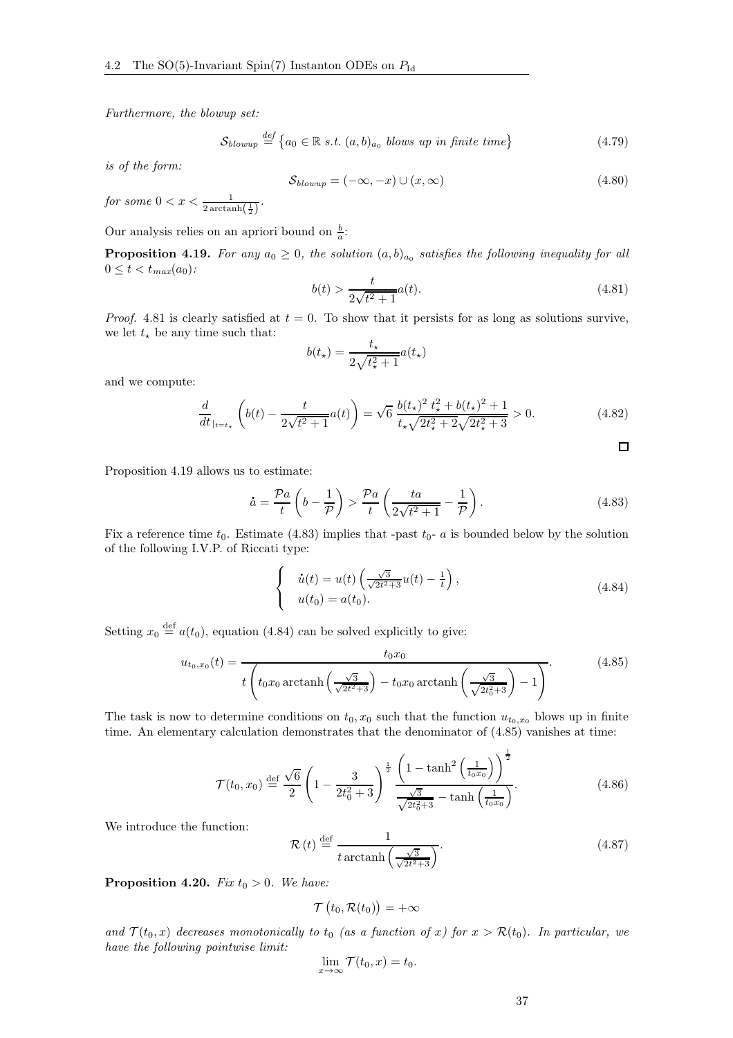*Furthermore, the blowup set:*

$$\mathcal{S}_{blowup} \overset{def}{=} \left\{ a_0 \in \mathbb{R} \text{ s.t. } (a,b)_{a_0} \text{ blows up in finite time} \right\} \tag{4.79}$$

*is of the form:*

$$\mathcal{S}_{blowup} = (-\infty, -x) \cup (x, \infty) \tag{4.80}$$

*for some* $0 < x < \frac{1}{2\,\mathrm{arctanh}\left(\frac{1}{2}\right)}$.

Our analysis relies on an apriori bound on $\frac{b}{a}$:

**Proposition 4.19.** *For any* $a_0 \geq 0$*, the solution* $(a,b)_{a_0}$ *satisfies the following inequality for all* $0 \leq t < t_{max}(a_0)$*:*

$$b(t) > \frac{t}{2\sqrt{t^2+1}} a(t). \tag{4.81}$$

*Proof.* 4.81 is clearly satisfied at $t = 0$. To show that it persists for as long as solutions survive, we let $t_\star$ be any time such that:

$$b(t_\star) = \frac{t_\star}{2\sqrt{t_\star^2+1}} a(t_\star)$$

and we compute:

$$\frac{d}{dt}_{|_{t=t_\star}} \left( b(t) - \frac{t}{2\sqrt{t^2+1}} a(t) \right) = \sqrt{6}\, \frac{b(t_\star)^2\; t_\star^2 + b(t_\star)^2 + 1}{t_\star \sqrt{2t_\star^2+2} \sqrt{2t_\star^2+3}} > 0. \tag{4.82}$$

$\square$

Proposition 4.19 allows us to estimate:

$$\dot{a} = \frac{\mathcal{P}a}{t}\left(b - \frac{1}{\mathcal{P}}\right) > \frac{\mathcal{P}a}{t}\left(\frac{ta}{2\sqrt{t^2+1}} - \frac{1}{\mathcal{P}}\right). \tag{4.83}$$

Fix a reference time $t_0$. Estimate (4.83) implies that -past $t_0$- $a$ is bounded below by the solution of the following I.V.P. of Riccati type:

$$\begin{cases} \dot{u}(t) = u(t)\left(\frac{\sqrt{3}}{\sqrt{2t^2+3}} u(t) - \frac{1}{t}\right), \\ u(t_0) = a(t_0). \end{cases} \tag{4.84}$$

Setting $x_0 \overset{\text{def}}{=} a(t_0)$, equation (4.84) can be solved explicitly to give:

$$u_{t_0,x_0}(t) = \frac{t_0 x_0}{t\left(t_0 x_0 \,\mathrm{arctanh}\left(\frac{\sqrt{3}}{\sqrt{2t^2+3}}\right) - t_0 x_0 \,\mathrm{arctanh}\left(\frac{\sqrt{3}}{\sqrt{2t_0^2+3}}\right) - 1\right)}. \tag{4.85}$$

The task is now to determine conditions on $t_0, x_0$ such that the function $u_{t_0,x_0}$ blows up in finite time. An elementary calculation demonstrates that the denominator of (4.85) vanishes at time:

$$\mathcal{T}(t_0, x_0) \overset{\text{def}}{=} \frac{\sqrt{6}}{2}\left(1 - \frac{3}{2t_0^2+3}\right)^{\frac{1}{2}} \frac{\left(1 - \tanh^2\left(\frac{1}{t_0 x_0}\right)\right)^{\frac{1}{2}}}{\frac{\sqrt{3}}{\sqrt{2t_0^2+3}} - \tanh\left(\frac{1}{t_0 x_0}\right)}. \tag{4.86}$$

We introduce the function:

$$\mathcal{R}(t) \overset{\text{def}}{=} \frac{1}{t \,\mathrm{arctanh}\left(\frac{\sqrt{3}}{\sqrt{2t^2+3}}\right)}. \tag{4.87}$$

**Proposition 4.20.** *Fix* $t_0 > 0$*. We have:*

$$\mathcal{T}\left(t_0, \mathcal{R}(t_0)\right) = +\infty$$

*and* $\mathcal{T}(t_0, x)$ *decreases monotonically to* $t_0$ *(as a function of* $x$*) for* $x > \mathcal{R}(t_0)$*. In particular, we have the following pointwise limit:*

$$\lim_{x\to\infty} \mathcal{T}(t_0, x) = t_0.$$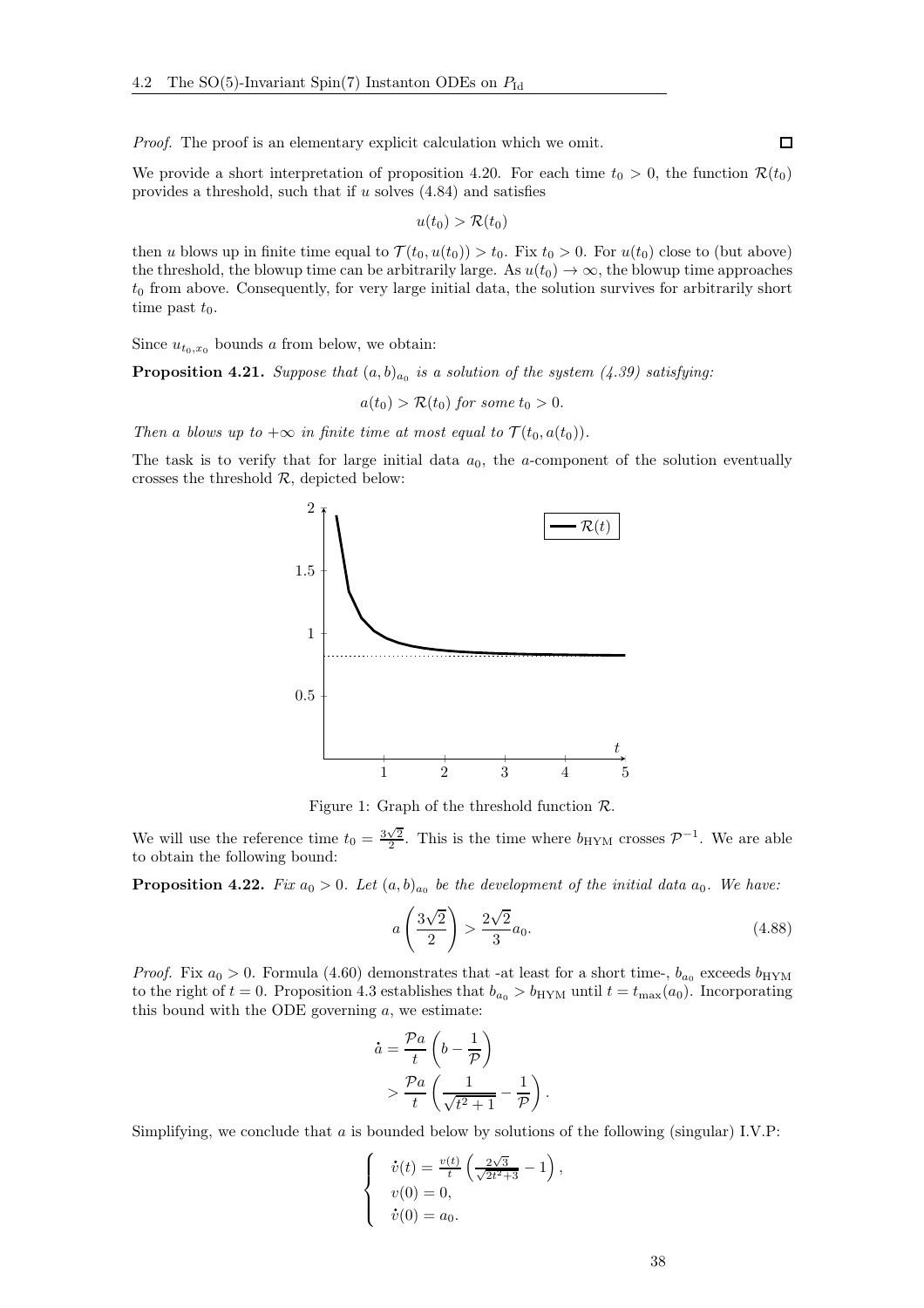*Proof.* The proof is an elementary explicit calculation which we omit. □

We provide a short interpretation of proposition 4.20. For each time $t_0 > 0$, the function $\mathcal{R}(t_0)$ provides a threshold, such that if $u$ solves (4.84) and satisfies

$$u(t_0) > \mathcal{R}(t_0)$$

then $u$ blows up in finite time equal to $\mathcal{T}(t_0, u(t_0)) > t_0$. Fix $t_0 > 0$. For $u(t_0)$ close to (but above) the threshold, the blowup time can be arbitrarily large. As $u(t_0) \to \infty$, the blowup time approaches $t_0$ from above. Consequently, for very large initial data, the solution survives for arbitrarily short time past $t_0$.

Since $u_{t_0,x_0}$ bounds $a$ from below, we obtain:

**Proposition 4.21.** *Suppose that $(a,b)_{a_0}$ is a solution of the system (4.39) satisfying:*

$$a(t_0) > \mathcal{R}(t_0) \text{ for some } t_0 > 0.$$

*Then $a$ blows up to $+\infty$ in finite time at most equal to $\mathcal{T}(t_0, a(t_0))$.*

The task is to verify that for large initial data $a_0$, the $a$-component of the solution eventually crosses the threshold $\mathcal{R}$, depicted below:

Figure 1: Graph of the threshold function $\mathcal{R}$.

We will use the reference time $t_0 = \frac{3\sqrt{2}}{2}$. This is the time where $b_{\text{HYM}}$ crosses $\mathcal{P}^{-1}$. We are able to obtain the following bound:

**Proposition 4.22.** *Fix $a_0 > 0$. Let $(a,b)_{a_0}$ be the development of the initial data $a_0$. We have:*

$$a\left(\frac{3\sqrt{2}}{2}\right) > \frac{2\sqrt{2}}{3} a_0. \tag{4.88}$$

*Proof.* Fix $a_0 > 0$. Formula (4.60) demonstrates that -at least for a short time-, $b_{a_0}$ exceeds $b_{\text{HYM}}$ to the right of $t = 0$. Proposition 4.3 establishes that $b_{a_0} > b_{\text{HYM}}$ until $t = t_{\max}(a_0)$. Incorporating this bound with the ODE governing $a$, we estimate:

$$\begin{aligned}
\dot{a} &= \frac{\mathcal{P}a}{t}\left(b - \frac{1}{\mathcal{P}}\right) \\
&> \frac{\mathcal{P}a}{t}\left(\frac{1}{\sqrt{t^2+1}} - \frac{1}{\mathcal{P}}\right).
\end{aligned}$$

Simplifying, we conclude that $a$ is bounded below by solutions of the following (singular) I.V.P:

$$\begin{cases}
\dot{v}(t) = \frac{v(t)}{t}\left(\frac{2\sqrt{3}}{\sqrt{2t^2+3}} - 1\right), \\
v(0) = 0, \\
\dot{v}(0) = a_0.
\end{cases}$$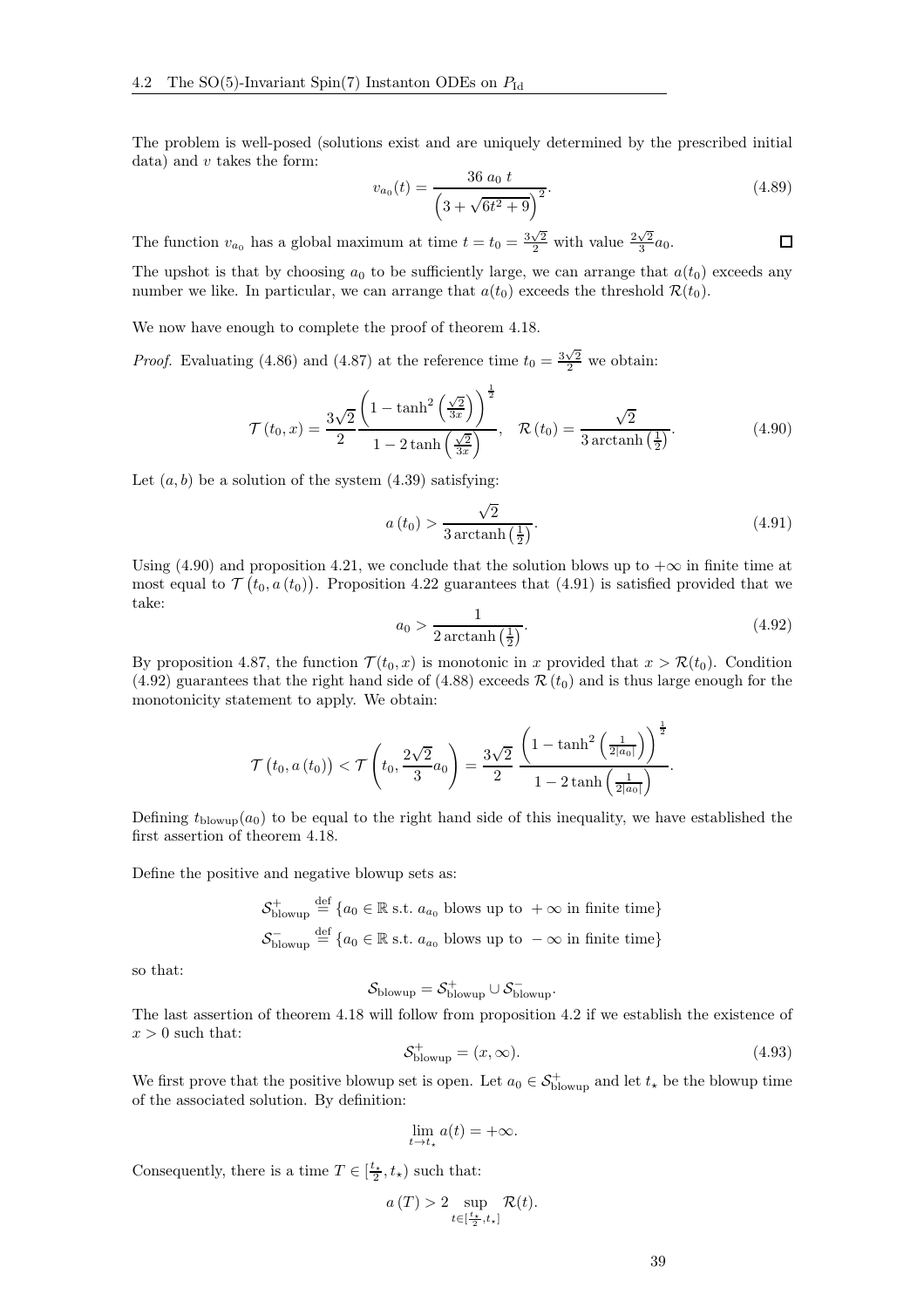The problem is well-posed (solutions exist and are uniquely determined by the prescribed initial data) and $v$ takes the form:

$$v_{a_0}(t) = \frac{36\ a_0\ t}{\left(3 + \sqrt{6t^2 + 9}\right)^2}. \tag{4.89}$$

The function $v_{a_0}$ has a global maximum at time $t = t_0 = \frac{3\sqrt{2}}{2}$ with value $\frac{2\sqrt{2}}{3}a_0$. $\square$

The upshot is that by choosing $a_0$ to be sufficiently large, we can arrange that $a(t_0)$ exceeds any number we like. In particular, we can arrange that $a(t_0)$ exceeds the threshold $\mathcal{R}(t_0)$.

We now have enough to complete the proof of theorem 4.18.

*Proof.* Evaluating (4.86) and (4.87) at the reference time $t_0 = \frac{3\sqrt{2}}{2}$ we obtain:

$$\mathcal{T}\left(t_0, x\right) = \frac{3\sqrt{2}}{2} \frac{\left(1 - \tanh^2\left(\frac{\sqrt{2}}{3x}\right)\right)^{\frac{1}{2}}}{1 - 2\tanh\left(\frac{\sqrt{2}}{3x}\right)}, \quad \mathcal{R}\left(t_0\right) = \frac{\sqrt{2}}{3\operatorname{arctanh}\left(\frac{1}{2}\right)}. \tag{4.90}$$

Let $(a, b)$ be a solution of the system (4.39) satisfying:

$$a\left(t_0\right) > \frac{\sqrt{2}}{3\operatorname{arctanh}\left(\frac{1}{2}\right)}. \tag{4.91}$$

Using (4.90) and proposition 4.21, we conclude that the solution blows up to $+\infty$ in finite time at most equal to $\mathcal{T}\left(t_0, a\left(t_0\right)\right)$. Proposition 4.22 guarantees that (4.91) is satisfied provided that we take:

$$a_0 > \frac{1}{2\operatorname{arctanh}\left(\frac{1}{2}\right)}. \tag{4.92}$$

By proposition 4.87, the function $\mathcal{T}(t_0, x)$ is monotonic in $x$ provided that $x > \mathcal{R}(t_0)$. Condition (4.92) guarantees that the right hand side of (4.88) exceeds $\mathcal{R}\left(t_0\right)$ and is thus large enough for the monotonicity statement to apply. We obtain:

$$\mathcal{T}\left(t_0, a\left(t_0\right)\right) < \mathcal{T}\left(t_0, \frac{2\sqrt{2}}{3}a_0\right) = \frac{3\sqrt{2}}{2} \frac{\left(1 - \tanh^2\left(\frac{1}{2|a_0|}\right)\right)^{\frac{1}{2}}}{1 - 2\tanh\left(\frac{1}{2|a_0|}\right)}.$$

Defining $t_{\text{blowup}}(a_0)$ to be equal to the right hand side of this inequality, we have established the first assertion of theorem 4.18.

Define the positive and negative blowup sets as:

$$\mathcal{S}^{+}_{\text{blowup}} \stackrel{\text{def}}{=} \{a_0 \in \mathbb{R} \text{ s.t. } a_{a_0} \text{ blows up to } +\infty \text{ in finite time}\}$$
$$\mathcal{S}^{-}_{\text{blowup}} \stackrel{\text{def}}{=} \{a_0 \in \mathbb{R} \text{ s.t. } a_{a_0} \text{ blows up to } -\infty \text{ in finite time}\}$$

so that:

$$\mathcal{S}_{\text{blowup}} = \mathcal{S}^{+}_{\text{blowup}} \cup \mathcal{S}^{-}_{\text{blowup}}.$$

The last assertion of theorem 4.18 will follow from proposition 4.2 if we establish the existence of $x > 0$ such that:

$$\mathcal{S}^{+}_{\text{blowup}} = (x, \infty). \tag{4.93}$$

We first prove that the positive blowup set is open. Let $a_0 \in \mathcal{S}^{+}_{\text{blowup}}$ and let $t_\star$ be the blowup time of the associated solution. By definition:

$$\lim_{t \to t_\star} a(t) = +\infty.$$

Consequently, there is a time $T \in [\frac{t_\star}{2}, t_\star)$ such that:

$$a\left(T\right) > 2 \sup_{t \in [\frac{t_\star}{2}, t_\star]} \mathcal{R}(t).$$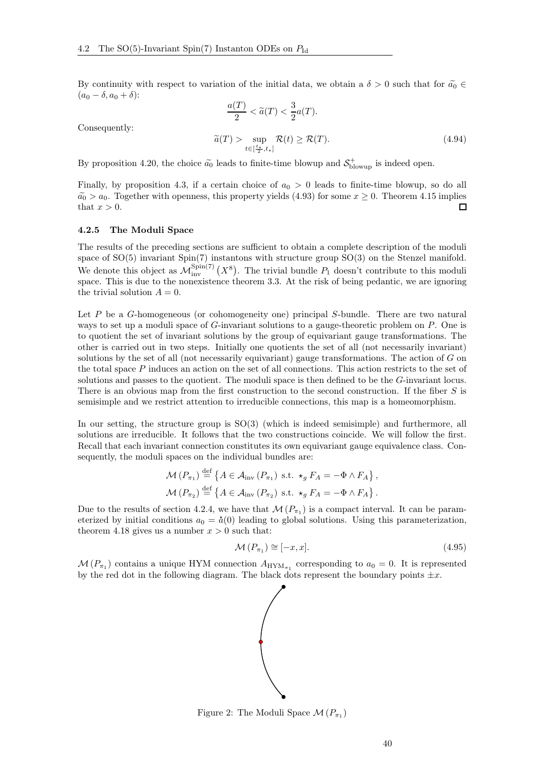By continuity with respect to variation of the initial data, we obtain a $\delta > 0$ such that for $\widetilde{a_0} \in (a_0 - \delta, a_0 + \delta)$:

$$\frac{a(T)}{2} < \widetilde{a}(T) < \frac{3}{2}a(T).$$

Consequently:

$$\widetilde{a}(T) > \sup_{t \in [\frac{t_\star}{2}, t_\star]} \mathcal{R}(t) \geq \mathcal{R}(T). \tag{4.94}$$

By proposition 4.20, the choice $\widetilde{a_0}$ leads to finite-time blowup and $\mathcal{S}^+_{\text{blowup}}$ is indeed open.

Finally, by proposition 4.3, if a certain choice of $a_0 > 0$ leads to finite-time blowup, so do all $\widetilde{a_0} > a_0$. Together with openness, this property yields (4.93) for some $x \geq 0$. Theorem 4.15 implies that $x > 0$. $\square$

### 4.2.5 The Moduli Space

The results of the preceding sections are sufficient to obtain a complete description of the moduli space of SO(5) invariant Spin(7) instantons with structure group SO(3) on the Stenzel manifold. We denote this object as $\mathcal{M}^{\text{Spin}(7)}_{\text{inv}}(X^8)$. The trivial bundle $P_1$ doesn't contribute to this moduli space. This is due to the nonexistence theorem 3.3. At the risk of being pedantic, we are ignoring the trivial solution $A = 0$.

Let $P$ be a $G$-homogeneous (or cohomogeneity one) principal $S$-bundle. There are two natural ways to set up a moduli space of $G$-invariant solutions to a gauge-theoretic problem on $P$. One is to quotient the set of invariant solutions by the group of equivariant gauge transformations. The other is carried out in two steps. Initially one quotients the set of all (not necessarily invariant) solutions by the set of all (not necessarily equivariant) gauge transformations. The action of $G$ on the total space $P$ induces an action on the set of all connections. This action restricts to the set of solutions and passes to the quotient. The moduli space is then defined to be the $G$-invariant locus. There is an obvious map from the first construction to the second construction. If the fiber $S$ is semisimple and we restrict attention to irreducible connections, this map is a homeomorphism.

In our setting, the structure group is SO(3) (which is indeed semisimple) and furthermore, all solutions are irreducible. It follows that the two constructions coincide. We will follow the first. Recall that each invariant connection constitutes its own equivariant gauge equivalence class. Consequently, the moduli spaces on the individual bundles are:

$$\mathcal{M}(P_{\pi_1}) \overset{\text{def}}{=} \left\{ A \in \mathcal{A}_{\text{inv}}(P_{\pi_1}) \text{ s.t. } \star_g F_A = -\Phi \wedge F_A \right\},$$

$$\mathcal{M}(P_{\pi_2}) \overset{\text{def}}{=} \left\{ A \in \mathcal{A}_{\text{inv}}(P_{\pi_2}) \text{ s.t. } \star_g F_A = -\Phi \wedge F_A \right\}.$$

Due to the results of section 4.2.4, we have that $\mathcal{M}(P_{\pi_1})$ is a compact interval. It can be parameterized by initial conditions $a_0 = \dot{a}(0)$ leading to global solutions. Using this parameterization, theorem 4.18 gives us a number $x > 0$ such that:

$$\mathcal{M}(P_{\pi_1}) \cong [-x, x]. \tag{4.95}$$

$\mathcal{M}(P_{\pi_1})$ contains a unique HYM connection $A_{\text{HYM}_{\pi_1}}$ corresponding to $a_0 = 0$. It is represented by the red dot in the following diagram. The black dots represent the boundary points $\pm x$.

Figure 2: The Moduli Space $\mathcal{M}(P_{\pi_1})$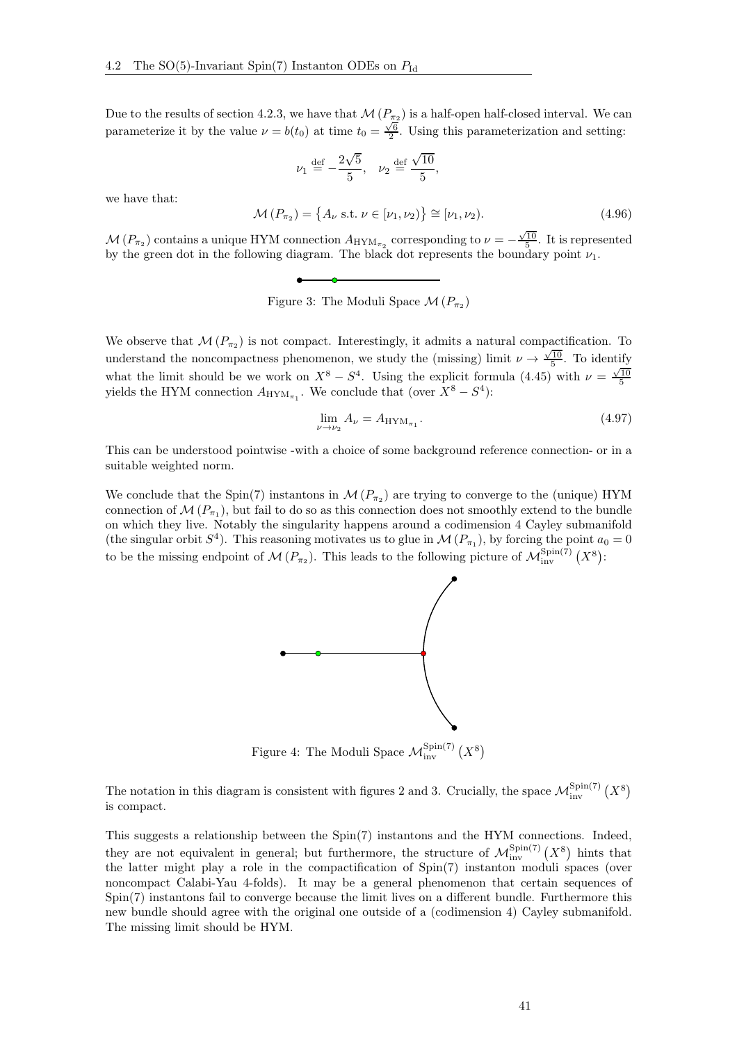Due to the results of section 4.2.3, we have that $\mathcal{M}(P_{\pi_2})$ is a half-open half-closed interval. We can parameterize it by the value $\nu = b(t_0)$ at time $t_0 = \frac{\sqrt{6}}{2}$. Using this parameterization and setting:

$$\nu_1 \stackrel{\text{def}}{=} -\frac{2\sqrt{5}}{5}, \quad \nu_2 \stackrel{\text{def}}{=} \frac{\sqrt{10}}{5},$$

we have that:

$$\mathcal{M}(P_{\pi_2}) = \{A_\nu \text{ s.t. } \nu \in [\nu_1, \nu_2)\} \cong [\nu_1, \nu_2). \tag{4.96}$$

$\mathcal{M}(P_{\pi_2})$ contains a unique HYM connection $A_{\mathrm{HYM}_{\pi_2}}$ corresponding to $\nu = -\frac{\sqrt{10}}{5}$. It is represented by the green dot in the following diagram. The black dot represents the boundary point $\nu_1$.

Figure 3: The Moduli Space $\mathcal{M}(P_{\pi_2})$

We observe that $\mathcal{M}(P_{\pi_2})$ is not compact. Interestingly, it admits a natural compactification. To understand the noncompactness phenomenon, we study the (missing) limit $\nu \to \frac{\sqrt{10}}{5}$. To identify what the limit should be we work on $X^8 - S^4$. Using the explicit formula (4.45) with $\nu = \frac{\sqrt{10}}{5}$ yields the HYM connection $A_{\mathrm{HYM}_{\pi_1}}$. We conclude that (over $X^8 - S^4$):

$$\lim_{\nu \to \nu_2} A_\nu = A_{\mathrm{HYM}_{\pi_1}}. \tag{4.97}$$

This can be understood pointwise -with a choice of some background reference connection- or in a suitable weighted norm.

We conclude that the Spin(7) instantons in $\mathcal{M}(P_{\pi_2})$ are trying to converge to the (unique) HYM connection of $\mathcal{M}(P_{\pi_1})$, but fail to do so as this connection does not smoothly extend to the bundle on which they live. Notably the singularity happens around a codimension 4 Cayley submanifold (the singular orbit $S^4$). This reasoning motivates us to glue in $\mathcal{M}(P_{\pi_1})$, by forcing the point $a_0 = 0$ to be the missing endpoint of $\mathcal{M}(P_{\pi_2})$. This leads to the following picture of $\mathcal{M}_{\mathrm{inv}}^{\mathrm{Spin}(7)}(X^8)$:

Figure 4: The Moduli Space $\mathcal{M}_{\mathrm{inv}}^{\mathrm{Spin}(7)}(X^8)$

The notation in this diagram is consistent with figures 2 and 3. Crucially, the space $\mathcal{M}_{\mathrm{inv}}^{\mathrm{Spin}(7)}(X^8)$ is compact.

This suggests a relationship between the Spin(7) instantons and the HYM connections. Indeed, they are not equivalent in general; but furthermore, the structure of $\mathcal{M}_{\mathrm{inv}}^{\mathrm{Spin}(7)}(X^8)$ hints that the latter might play a role in the compactification of Spin(7) instanton moduli spaces (over noncompact Calabi-Yau 4-folds). It may be a general phenomenon that certain sequences of Spin(7) instantons fail to converge because the limit lives on a different bundle. Furthermore this new bundle should agree with the original one outside of a (codimension 4) Cayley submanifold. The missing limit should be HYM.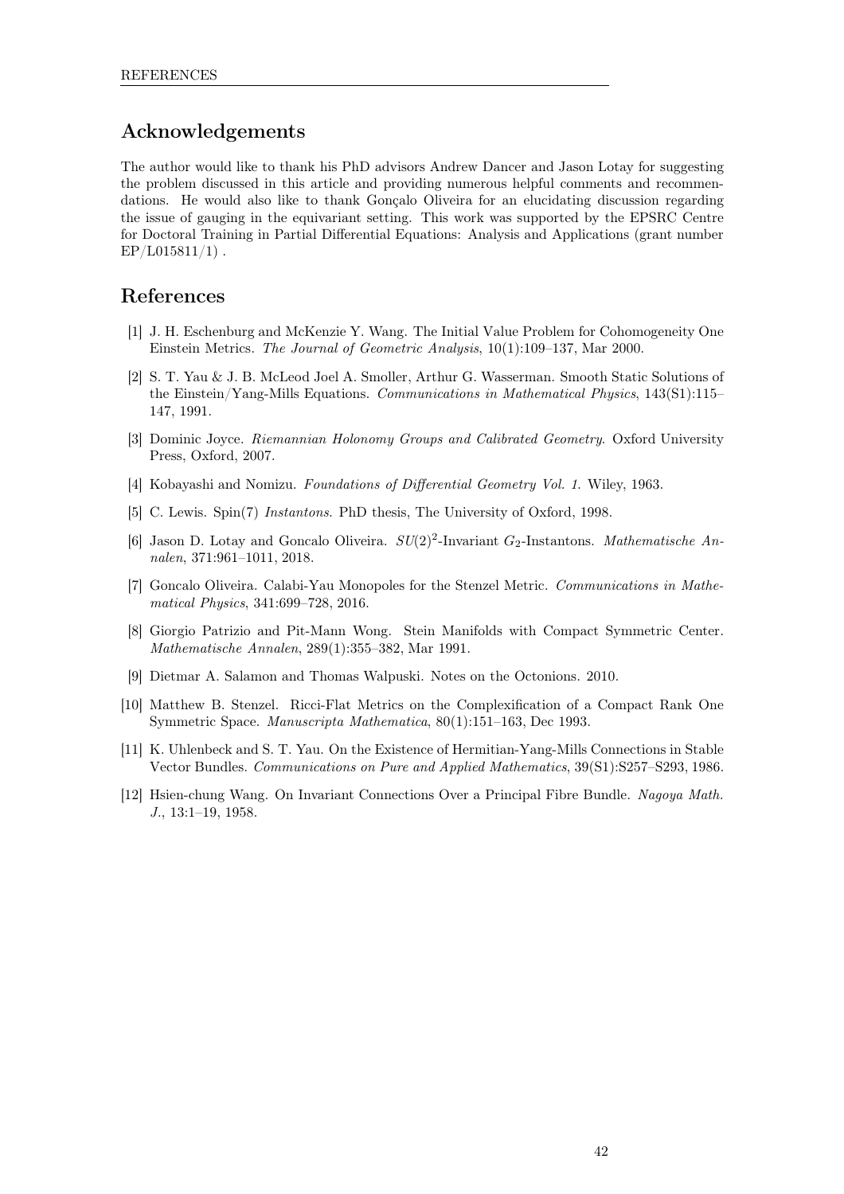## Acknowledgements

The author would like to thank his PhD advisors Andrew Dancer and Jason Lotay for suggesting the problem discussed in this article and providing numerous helpful comments and recommendations. He would also like to thank Gonçalo Oliveira for an elucidating discussion regarding the issue of gauging in the equivariant setting. This work was supported by the EPSRC Centre for Doctoral Training in Partial Differential Equations: Analysis and Applications (grant number EP/L015811/1) .

## References

[1] J. H. Eschenburg and McKenzie Y. Wang. The Initial Value Problem for Cohomogeneity One Einstein Metrics. *The Journal of Geometric Analysis*, 10(1):109–137, Mar 2000.

[2] S. T. Yau & J. B. McLeod Joel A. Smoller, Arthur G. Wasserman. Smooth Static Solutions of the Einstein/Yang-Mills Equations. *Communications in Mathematical Physics*, 143(S1):115–147, 1991.

[3] Dominic Joyce. *Riemannian Holonomy Groups and Calibrated Geometry*. Oxford University Press, Oxford, 2007.

[4] Kobayashi and Nomizu. *Foundations of Differential Geometry Vol. 1.* Wiley, 1963.

[5] C. Lewis. Spin(7) *Instantons*. PhD thesis, The University of Oxford, 1998.

[6] Jason D. Lotay and Goncalo Oliveira. $SU(2)^2$-Invariant $G_2$-Instantons. *Mathematische Annalen*, 371:961–1011, 2018.

[7] Goncalo Oliveira. Calabi-Yau Monopoles for the Stenzel Metric. *Communications in Mathematical Physics*, 341:699–728, 2016.

[8] Giorgio Patrizio and Pit-Mann Wong. Stein Manifolds with Compact Symmetric Center. *Mathematische Annalen*, 289(1):355–382, Mar 1991.

[9] Dietmar A. Salamon and Thomas Walpuski. Notes on the Octonions. 2010.

[10] Matthew B. Stenzel. Ricci-Flat Metrics on the Complexification of a Compact Rank One Symmetric Space. *Manuscripta Mathematica*, 80(1):151–163, Dec 1993.

[11] K. Uhlenbeck and S. T. Yau. On the Existence of Hermitian-Yang-Mills Connections in Stable Vector Bundles. *Communications on Pure and Applied Mathematics*, 39(S1):S257–S293, 1986.

[12] Hsien-chung Wang. On Invariant Connections Over a Principal Fibre Bundle. *Nagoya Math. J.*, 13:1–19, 1958.